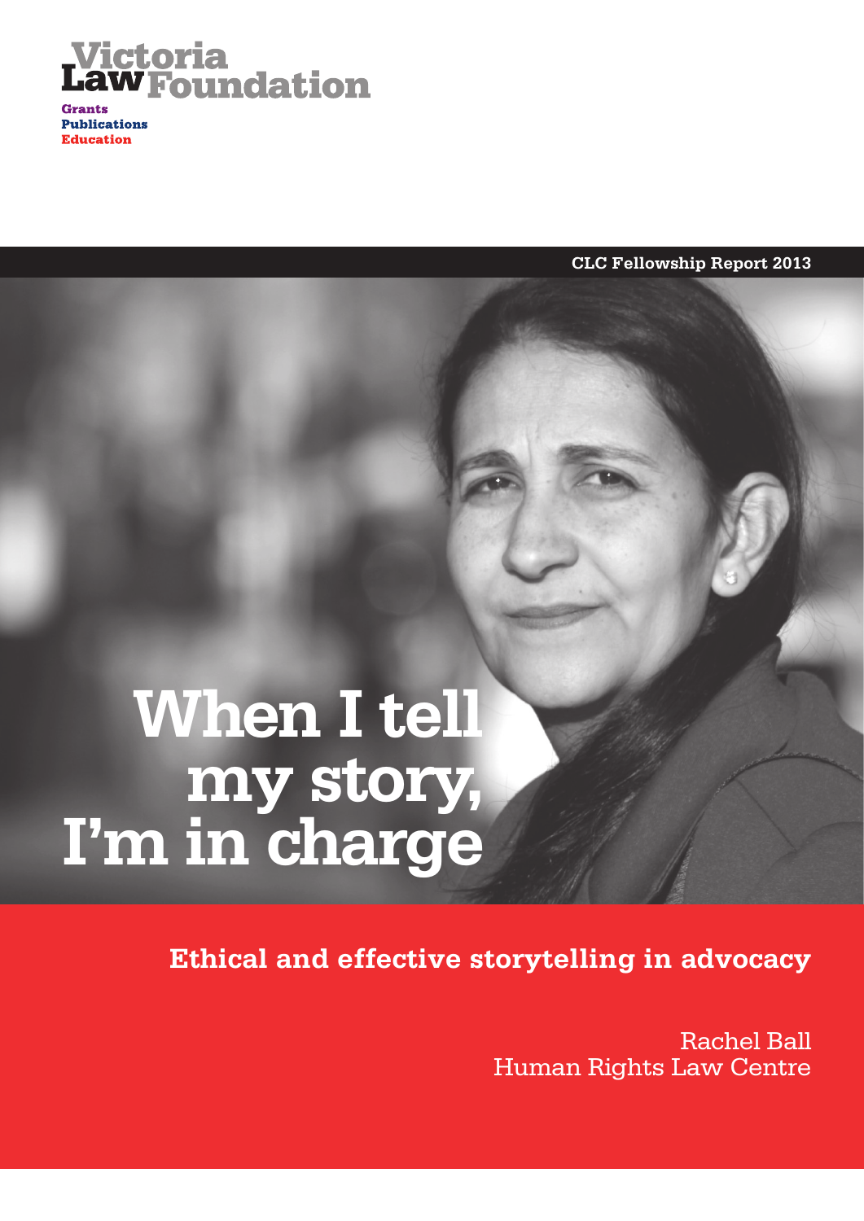Victoria Law Foundation

Grants
Publications
Education

CLC Fellowship Report 2013

# When I tell my story, I'm in charge

## Ethical and effective storytelling in advocacy

Rachel Ball
Human Rights Law Centre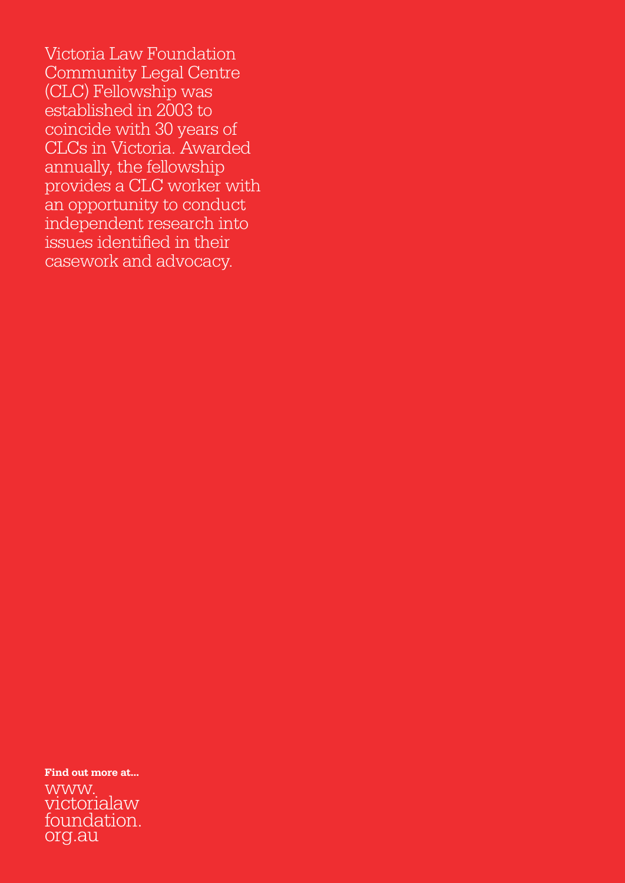Victoria Law Foundation Community Legal Centre (CLC) Fellowship was established in 2003 to coincide with 30 years of CLCs in Victoria. Awarded annually, the fellowship provides a CLC worker with an opportunity to conduct independent research into issues identified in their casework and advocacy.

**Find out more at...**

www.victorialawfoundation.org.au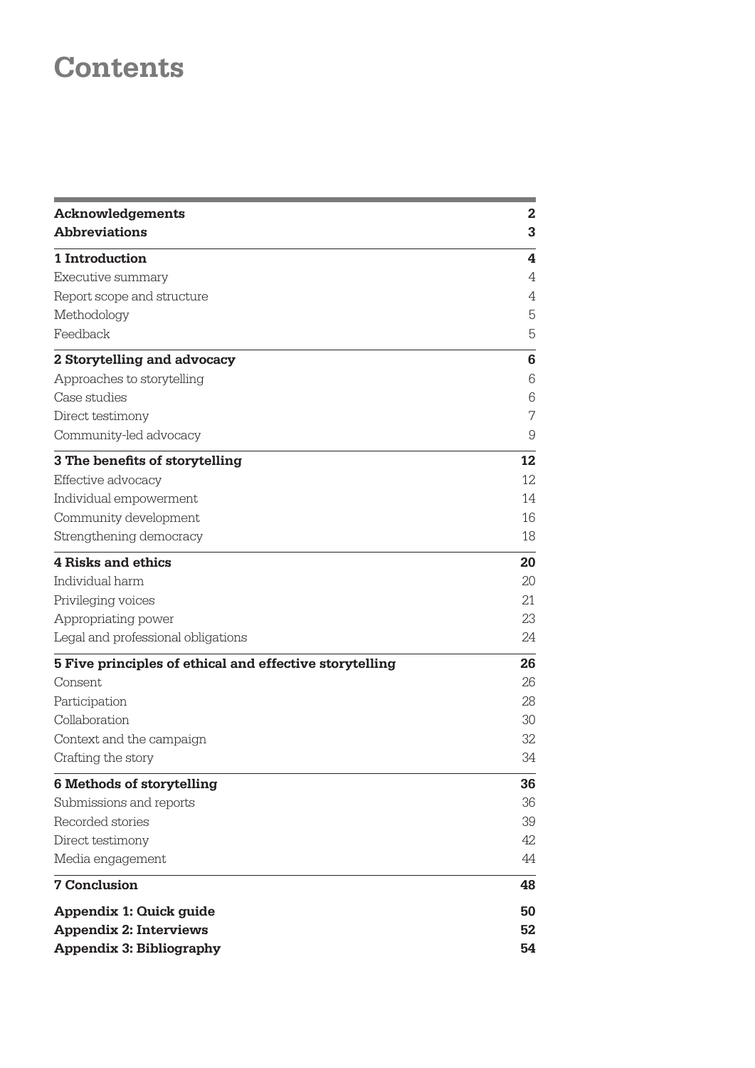# Contents

| | |
|---|---|
| **Acknowledgements** | **2** |
| **Abbreviations** | **3** |
| **1 Introduction** | **4** |
| Executive summary | 4 |
| Report scope and structure | 4 |
| Methodology | 5 |
| Feedback | 5 |
| **2 Storytelling and advocacy** | **6** |
| Approaches to storytelling | 6 |
| Case studies | 6 |
| Direct testimony | 7 |
| Community-led advocacy | 9 |
| **3 The benefits of storytelling** | **12** |
| Effective advocacy | 12 |
| Individual empowerment | 14 |
| Community development | 16 |
| Strengthening democracy | 18 |
| **4 Risks and ethics** | **20** |
| Individual harm | 20 |
| Privileging voices | 21 |
| Appropriating power | 23 |
| Legal and professional obligations | 24 |
| **5 Five principles of ethical and effective storytelling** | **26** |
| Consent | 26 |
| Participation | 28 |
| Collaboration | 30 |
| Context and the campaign | 32 |
| Crafting the story | 34 |
| **6 Methods of storytelling** | **36** |
| Submissions and reports | 36 |
| Recorded stories | 39 |
| Direct testimony | 42 |
| Media engagement | 44 |
| **7 Conclusion** | **48** |
| **Appendix 1: Quick guide** | **50** |
| **Appendix 2: Interviews** | **52** |
| **Appendix 3: Bibliography** | **54** |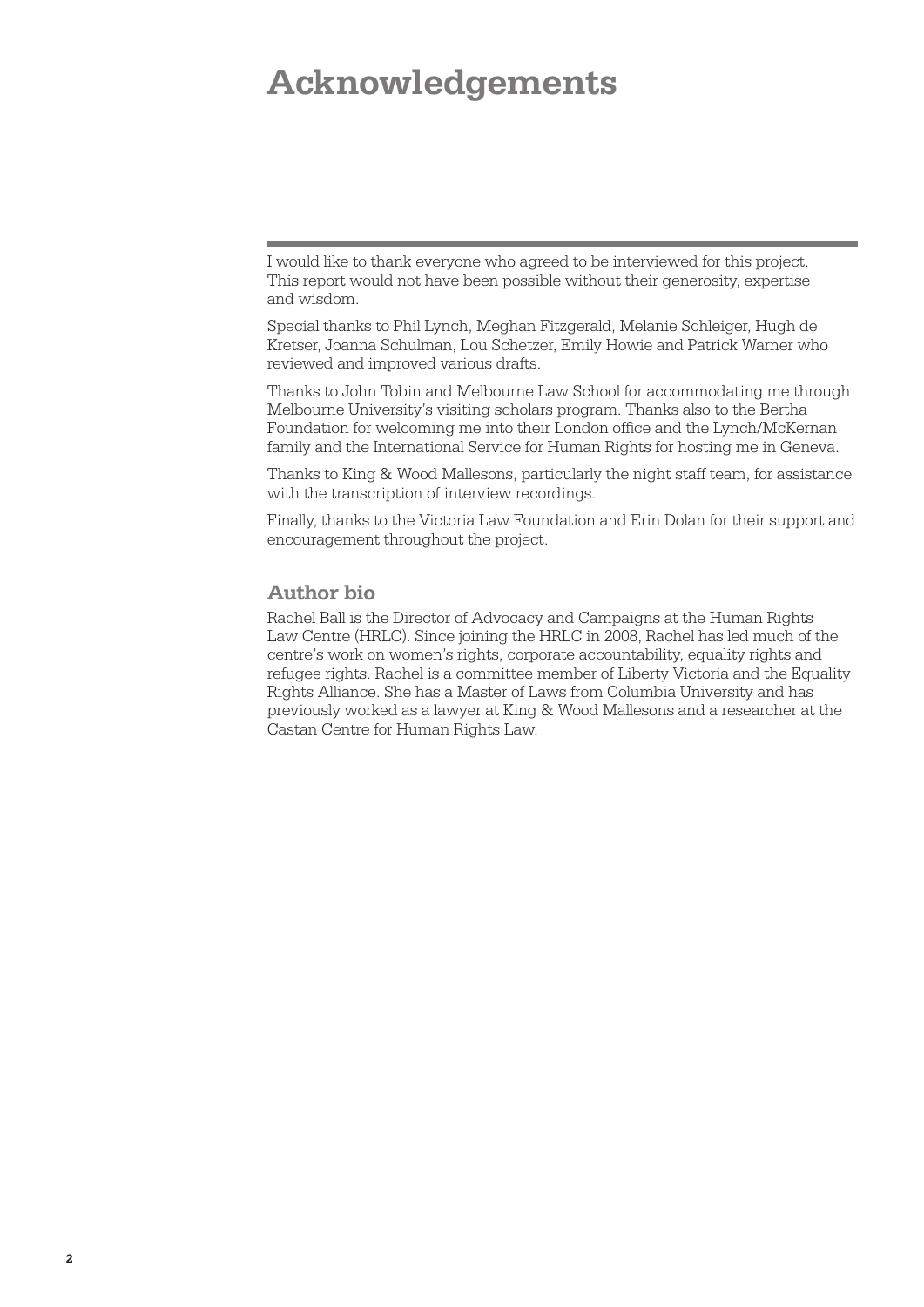# Acknowledgements

I would like to thank everyone who agreed to be interviewed for this project. This report would not have been possible without their generosity, expertise and wisdom.

Special thanks to Phil Lynch, Meghan Fitzgerald, Melanie Schleiger, Hugh de Kretser, Joanna Schulman, Lou Schetzer, Emily Howie and Patrick Warner who reviewed and improved various drafts.

Thanks to John Tobin and Melbourne Law School for accommodating me through Melbourne University's visiting scholars program. Thanks also to the Bertha Foundation for welcoming me into their London office and the Lynch/McKernan family and the International Service for Human Rights for hosting me in Geneva.

Thanks to King & Wood Mallesons, particularly the night staff team, for assistance with the transcription of interview recordings.

Finally, thanks to the Victoria Law Foundation and Erin Dolan for their support and encouragement throughout the project.

## Author bio

Rachel Ball is the Director of Advocacy and Campaigns at the Human Rights Law Centre (HRLC). Since joining the HRLC in 2008, Rachel has led much of the centre's work on women's rights, corporate accountability, equality rights and refugee rights. Rachel is a committee member of Liberty Victoria and the Equality Rights Alliance. She has a Master of Laws from Columbia University and has previously worked as a lawyer at King & Wood Mallesons and a researcher at the Castan Centre for Human Rights Law.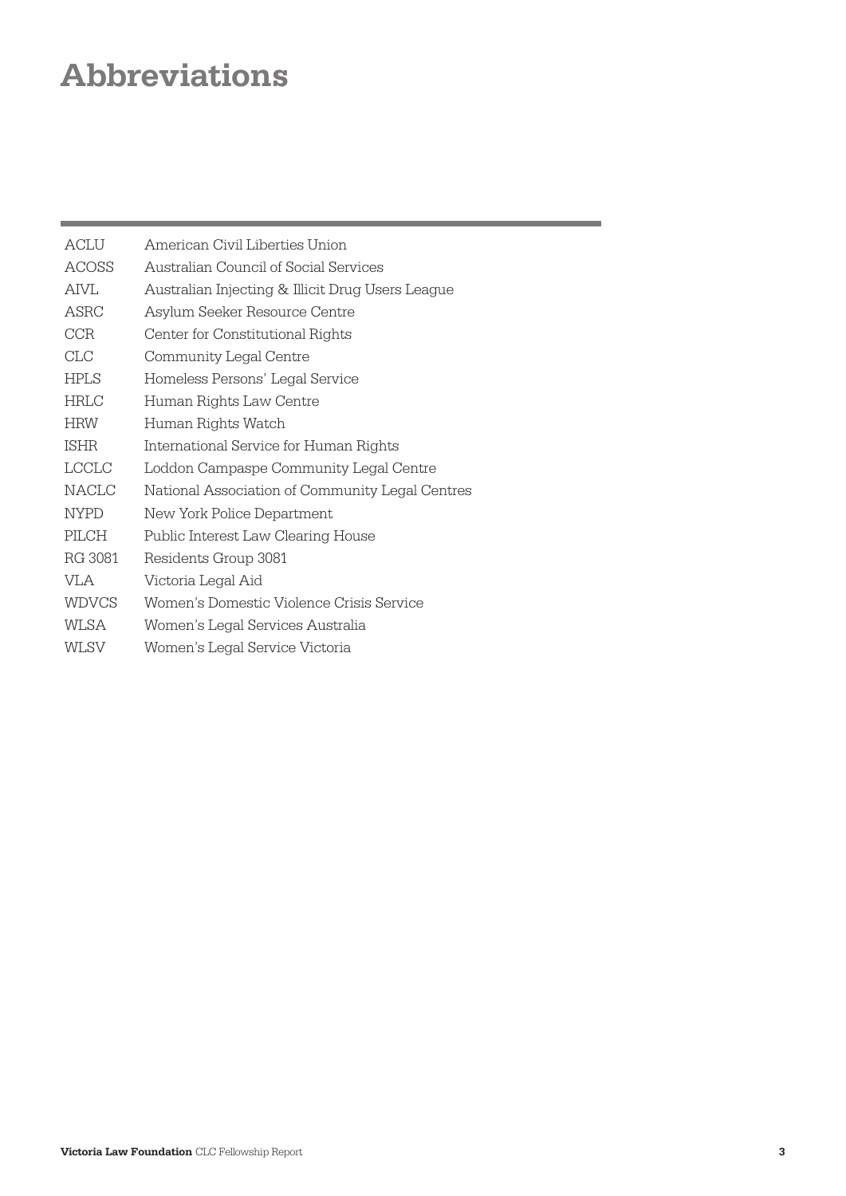# Abbreviations

| | |
|---|---|
| ACLU | American Civil Liberties Union |
| ACOSS | Australian Council of Social Services |
| AIVL | Australian Injecting & Illicit Drug Users League |
| ASRC | Asylum Seeker Resource Centre |
| CCR | Center for Constitutional Rights |
| CLC | Community Legal Centre |
| HPLS | Homeless Persons' Legal Service |
| HRLC | Human Rights Law Centre |
| HRW | Human Rights Watch |
| ISHR | International Service for Human Rights |
| LCCLC | Loddon Campaspe Community Legal Centre |
| NACLC | National Association of Community Legal Centres |
| NYPD | New York Police Department |
| PILCH | Public Interest Law Clearing House |
| RG 3081 | Residents Group 3081 |
| VLA | Victoria Legal Aid |
| WDVCS | Women's Domestic Violence Crisis Service |
| WLSA | Women's Legal Services Australia |
| WLSV | Women's Legal Service Victoria |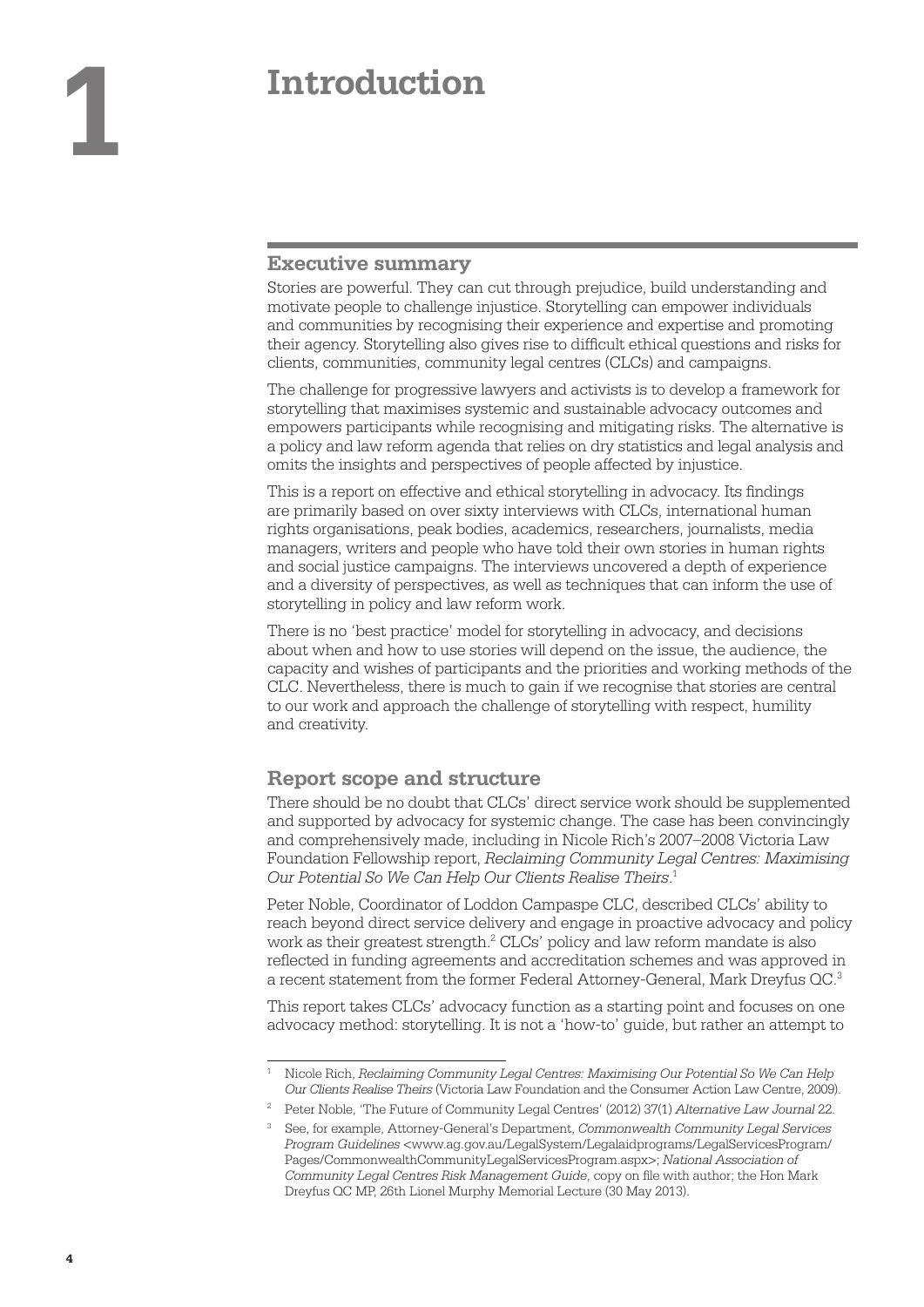# 1 Introduction

## Executive summary

Stories are powerful. They can cut through prejudice, build understanding and motivate people to challenge injustice. Storytelling can empower individuals and communities by recognising their experience and expertise and promoting their agency. Storytelling also gives rise to difficult ethical questions and risks for clients, communities, community legal centres (CLCs) and campaigns.

The challenge for progressive lawyers and activists is to develop a framework for storytelling that maximises systemic and sustainable advocacy outcomes and empowers participants while recognising and mitigating risks. The alternative is a policy and law reform agenda that relies on dry statistics and legal analysis and omits the insights and perspectives of people affected by injustice.

This is a report on effective and ethical storytelling in advocacy. Its findings are primarily based on over sixty interviews with CLCs, international human rights organisations, peak bodies, academics, researchers, journalists, media managers, writers and people who have told their own stories in human rights and social justice campaigns. The interviews uncovered a depth of experience and a diversity of perspectives, as well as techniques that can inform the use of storytelling in policy and law reform work.

There is no 'best practice' model for storytelling in advocacy, and decisions about when and how to use stories will depend on the issue, the audience, the capacity and wishes of participants and the priorities and working methods of the CLC. Nevertheless, there is much to gain if we recognise that stories are central to our work and approach the challenge of storytelling with respect, humility and creativity.

## Report scope and structure

There should be no doubt that CLCs' direct service work should be supplemented and supported by advocacy for systemic change. The case has been convincingly and comprehensively made, including in Nicole Rich's 2007–2008 Victoria Law Foundation Fellowship report, *Reclaiming Community Legal Centres: Maximising Our Potential So We Can Help Our Clients Realise Theirs*.[1]

Peter Noble, Coordinator of Loddon Campaspe CLC, described CLCs' ability to reach beyond direct service delivery and engage in proactive advocacy and policy work as their greatest strength.[2] CLCs' policy and law reform mandate is also reflected in funding agreements and accreditation schemes and was approved in a recent statement from the former Federal Attorney-General, Mark Dreyfus QC.[3]

This report takes CLCs' advocacy function as a starting point and focuses on one advocacy method: storytelling. It is not a 'how-to' guide, but rather an attempt to

---

[1] Nicole Rich, *Reclaiming Community Legal Centres: Maximising Our Potential So We Can Help Our Clients Realise Theirs* (Victoria Law Foundation and the Consumer Action Law Centre, 2009).

[2] Peter Noble, 'The Future of Community Legal Centres' (2012) 37(1) *Alternative Law Journal* 22.

[3] See, for example, Attorney-General's Department, *Commonwealth Community Legal Services Program Guidelines* <www.ag.gov.au/LegalSystem/Legalaidprograms/LegalServicesProgram/Pages/CommonwealthCommunityLegalServicesProgram.aspx>; *National Association of Community Legal Centres Risk Management Guide*, copy on file with author; the Hon Mark Dreyfus QC MP, 26th Lionel Murphy Memorial Lecture (30 May 2013).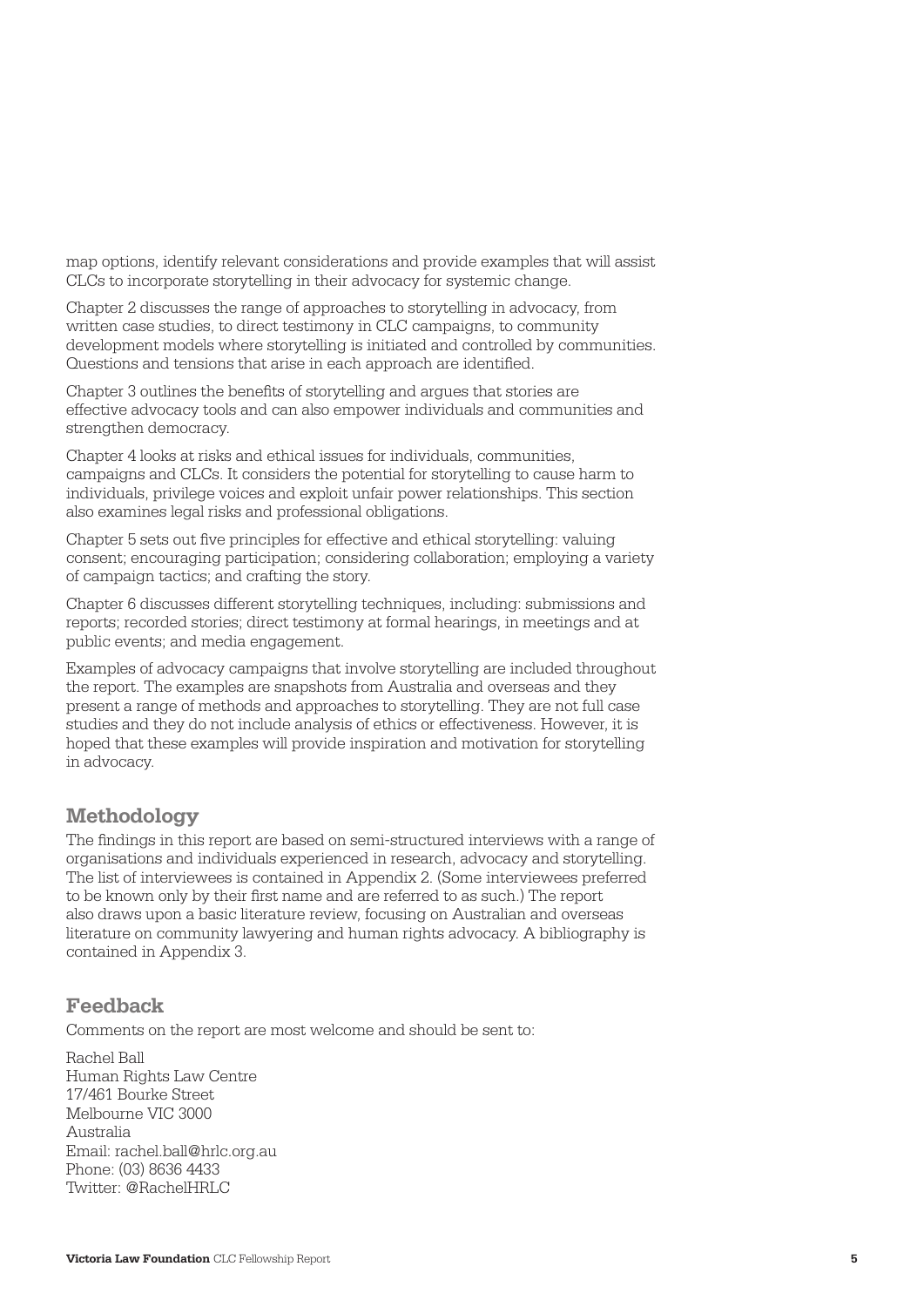map options, identify relevant considerations and provide examples that will assist CLCs to incorporate storytelling in their advocacy for systemic change.

Chapter 2 discusses the range of approaches to storytelling in advocacy, from written case studies, to direct testimony in CLC campaigns, to community development models where storytelling is initiated and controlled by communities. Questions and tensions that arise in each approach are identified.

Chapter 3 outlines the benefits of storytelling and argues that stories are effective advocacy tools and can also empower individuals and communities and strengthen democracy.

Chapter 4 looks at risks and ethical issues for individuals, communities, campaigns and CLCs. It considers the potential for storytelling to cause harm to individuals, privilege voices and exploit unfair power relationships. This section also examines legal risks and professional obligations.

Chapter 5 sets out five principles for effective and ethical storytelling: valuing consent; encouraging participation; considering collaboration; employing a variety of campaign tactics; and crafting the story.

Chapter 6 discusses different storytelling techniques, including: submissions and reports; recorded stories; direct testimony at formal hearings, in meetings and at public events; and media engagement.

Examples of advocacy campaigns that involve storytelling are included throughout the report. The examples are snapshots from Australia and overseas and they present a range of methods and approaches to storytelling. They are not full case studies and they do not include analysis of ethics or effectiveness. However, it is hoped that these examples will provide inspiration and motivation for storytelling in advocacy.

## Methodology

The findings in this report are based on semi-structured interviews with a range of organisations and individuals experienced in research, advocacy and storytelling. The list of interviewees is contained in Appendix 2. (Some interviewees preferred to be known only by their first name and are referred to as such.) The report also draws upon a basic literature review, focusing on Australian and overseas literature on community lawyering and human rights advocacy. A bibliography is contained in Appendix 3.

## Feedback

Comments on the report are most welcome and should be sent to:

Rachel Ball
Human Rights Law Centre
17/461 Bourke Street
Melbourne VIC 3000
Australia
Email: rachel.ball@hrlc.org.au
Phone: (03) 8636 4433
Twitter: @RachelHRLC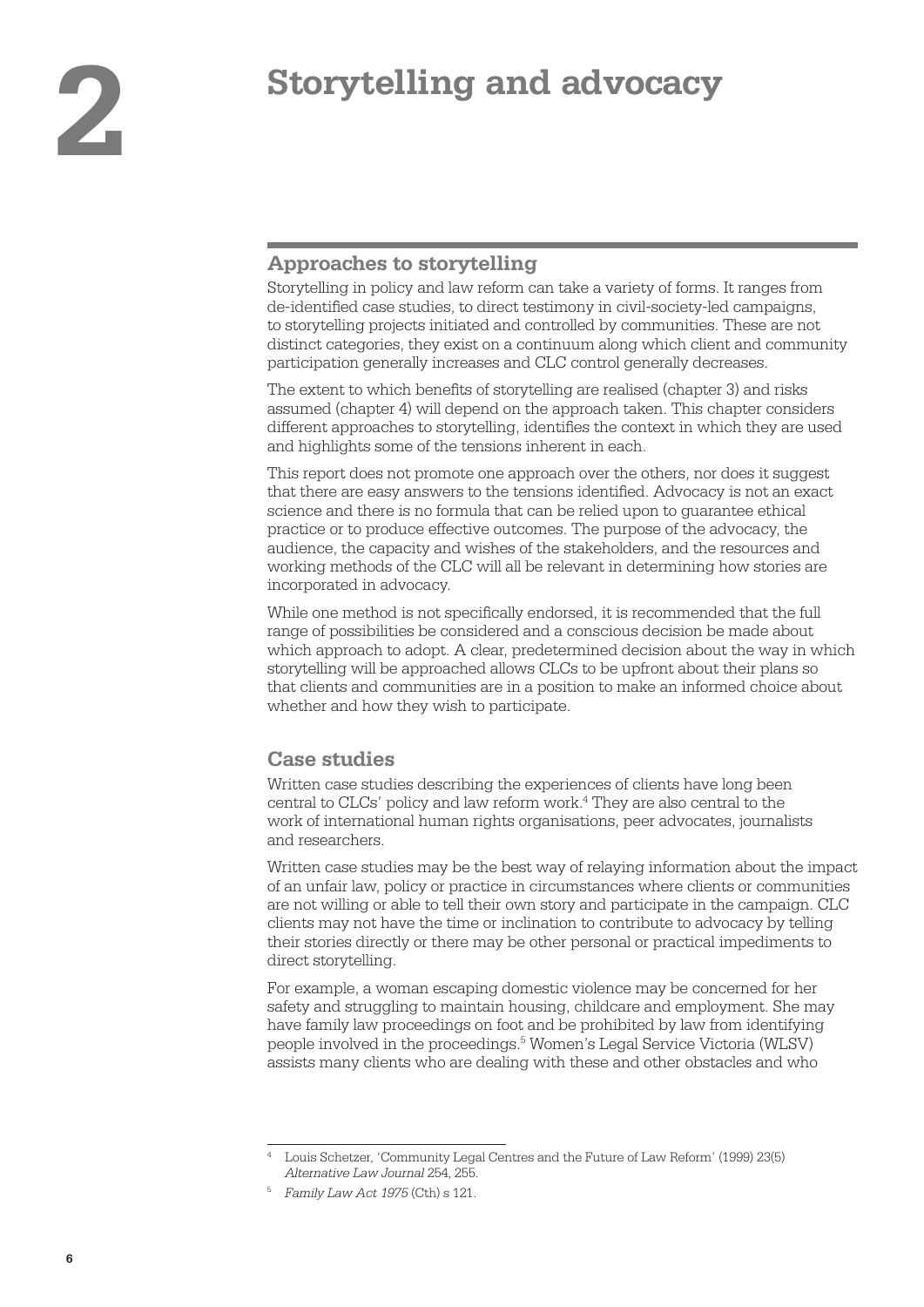# 2 Storytelling and advocacy

## Approaches to storytelling

Storytelling in policy and law reform can take a variety of forms. It ranges from de-identified case studies, to direct testimony in civil-society-led campaigns, to storytelling projects initiated and controlled by communities. These are not distinct categories, they exist on a continuum along which client and community participation generally increases and CLC control generally decreases.

The extent to which benefits of storytelling are realised (chapter 3) and risks assumed (chapter 4) will depend on the approach taken. This chapter considers different approaches to storytelling, identifies the context in which they are used and highlights some of the tensions inherent in each.

This report does not promote one approach over the others, nor does it suggest that there are easy answers to the tensions identified. Advocacy is not an exact science and there is no formula that can be relied upon to guarantee ethical practice or to produce effective outcomes. The purpose of the advocacy, the audience, the capacity and wishes of the stakeholders, and the resources and working methods of the CLC will all be relevant in determining how stories are incorporated in advocacy.

While one method is not specifically endorsed, it is recommended that the full range of possibilities be considered and a conscious decision be made about which approach to adopt. A clear, predetermined decision about the way in which storytelling will be approached allows CLCs to be upfront about their plans so that clients and communities are in a position to make an informed choice about whether and how they wish to participate.

## Case studies

Written case studies describing the experiences of clients have long been central to CLCs' policy and law reform work.[4] They are also central to the work of international human rights organisations, peer advocates, journalists and researchers.

Written case studies may be the best way of relaying information about the impact of an unfair law, policy or practice in circumstances where clients or communities are not willing or able to tell their own story and participate in the campaign. CLC clients may not have the time or inclination to contribute to advocacy by telling their stories directly or there may be other personal or practical impediments to direct storytelling.

For example, a woman escaping domestic violence may be concerned for her safety and struggling to maintain housing, childcare and employment. She may have family law proceedings on foot and be prohibited by law from identifying people involved in the proceedings.[5] Women's Legal Service Victoria (WLSV) assists many clients who are dealing with these and other obstacles and who

---

[4] Louis Schetzer, 'Community Legal Centres and the Future of Law Reform' (1999) 23(5) *Alternative Law Journal* 254, 255.

[5] *Family Law Act 1975* (Cth) s 121.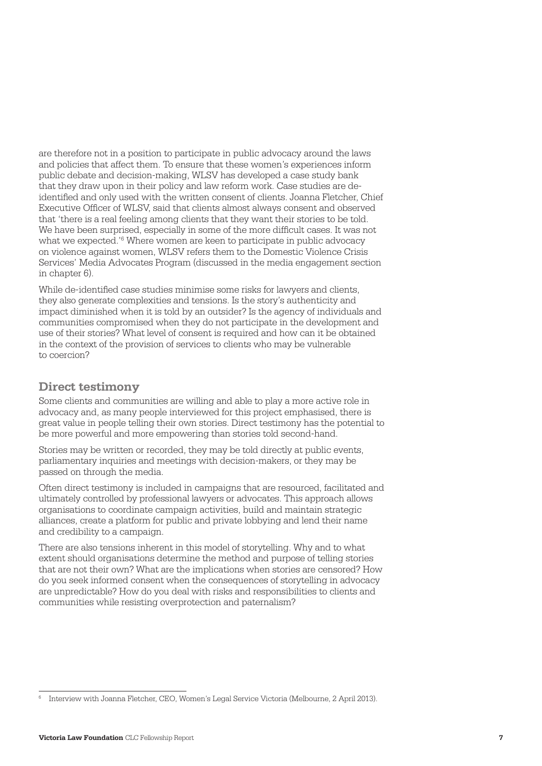are therefore not in a position to participate in public advocacy around the laws and policies that affect them. To ensure that these women's experiences inform public debate and decision-making, WLSV has developed a case study bank that they draw upon in their policy and law reform work. Case studies are de-identified and only used with the written consent of clients. Joanna Fletcher, Chief Executive Officer of WLSV, said that clients almost always consent and observed that 'there is a real feeling among clients that they want their stories to be told. We have been surprised, especially in some of the more difficult cases. It was not what we expected.'[6] Where women are keen to participate in public advocacy on violence against women, WLSV refers them to the Domestic Violence Crisis Services' Media Advocates Program (discussed in the media engagement section in chapter 6).

While de-identified case studies minimise some risks for lawyers and clients, they also generate complexities and tensions. Is the story's authenticity and impact diminished when it is told by an outsider? Is the agency of individuals and communities compromised when they do not participate in the development and use of their stories? What level of consent is required and how can it be obtained in the context of the provision of services to clients who may be vulnerable to coercion?

## Direct testimony

Some clients and communities are willing and able to play a more active role in advocacy and, as many people interviewed for this project emphasised, there is great value in people telling their own stories. Direct testimony has the potential to be more powerful and more empowering than stories told second-hand.

Stories may be written or recorded, they may be told directly at public events, parliamentary inquiries and meetings with decision-makers, or they may be passed on through the media.

Often direct testimony is included in campaigns that are resourced, facilitated and ultimately controlled by professional lawyers or advocates. This approach allows organisations to coordinate campaign activities, build and maintain strategic alliances, create a platform for public and private lobbying and lend their name and credibility to a campaign.

There are also tensions inherent in this model of storytelling. Why and to what extent should organisations determine the method and purpose of telling stories that are not their own? What are the implications when stories are censored? How do you seek informed consent when the consequences of storytelling in advocacy are unpredictable? How do you deal with risks and responsibilities to clients and communities while resisting overprotection and paternalism?

---

[6] Interview with Joanna Fletcher, CEO, Women's Legal Service Victoria (Melbourne, 2 April 2013).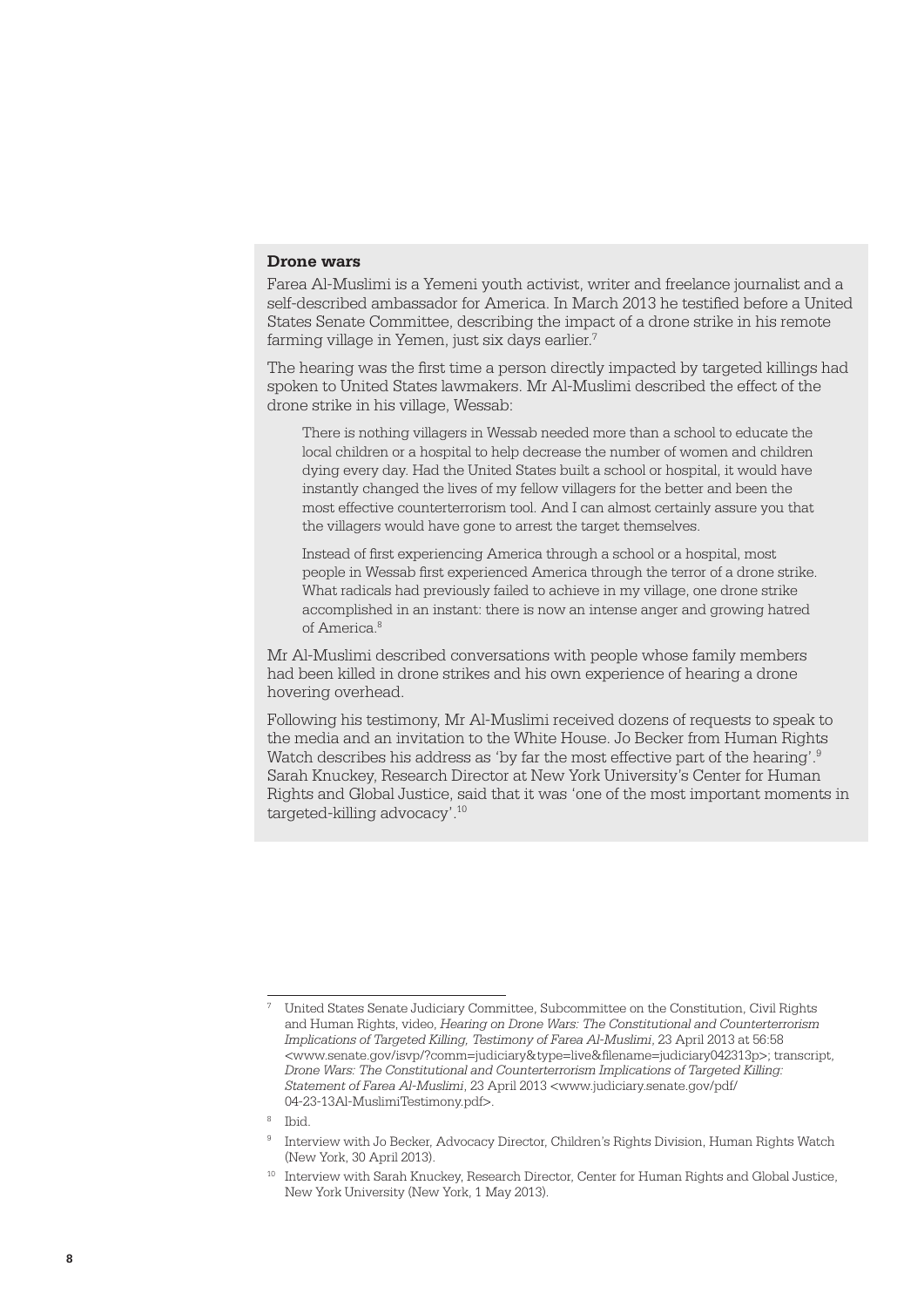**Drone wars**

Farea Al-Muslimi is a Yemeni youth activist, writer and freelance journalist and a self-described ambassador for America. In March 2013 he testified before a United States Senate Committee, describing the impact of a drone strike in his remote farming village in Yemen, just six days earlier.[7]

The hearing was the first time a person directly impacted by targeted killings had spoken to United States lawmakers. Mr Al-Muslimi described the effect of the drone strike in his village, Wessab:

> There is nothing villagers in Wessab needed more than a school to educate the local children or a hospital to help decrease the number of women and children dying every day. Had the United States built a school or hospital, it would have instantly changed the lives of my fellow villagers for the better and been the most effective counterterrorism tool. And I can almost certainly assure you that the villagers would have gone to arrest the target themselves.
>
> Instead of first experiencing America through a school or a hospital, most people in Wessab first experienced America through the terror of a drone strike. What radicals had previously failed to achieve in my village, one drone strike accomplished in an instant: there is now an intense anger and growing hatred of America.[8]

Mr Al-Muslimi described conversations with people whose family members had been killed in drone strikes and his own experience of hearing a drone hovering overhead.

Following his testimony, Mr Al-Muslimi received dozens of requests to speak to the media and an invitation to the White House. Jo Becker from Human Rights Watch describes his address as 'by far the most effective part of the hearing'.[9] Sarah Knuckey, Research Director at New York University's Center for Human Rights and Global Justice, said that it was 'one of the most important moments in targeted-killing advocacy'.[10]

---

[7] United States Senate Judiciary Committee, Subcommittee on the Constitution, Civil Rights and Human Rights, video, *Hearing on Drone Wars: The Constitutional and Counterterrorism Implications of Targeted Killing, Testimony of Farea Al-Muslimi*, 23 April 2013 at 56:58 <www.senate.gov/isvp/?comm=judiciary&type=live&filename=judiciary042313p>; transcript, *Drone Wars: The Constitutional and Counterterrorism Implications of Targeted Killing: Statement of Farea Al-Muslimi*, 23 April 2013 <www.judiciary.senate.gov/pdf/04-23-13Al-MuslimiTestimony.pdf>.

[8] Ibid.

[9] Interview with Jo Becker, Advocacy Director, Children's Rights Division, Human Rights Watch (New York, 30 April 2013).

[10] Interview with Sarah Knuckey, Research Director, Center for Human Rights and Global Justice, New York University (New York, 1 May 2013).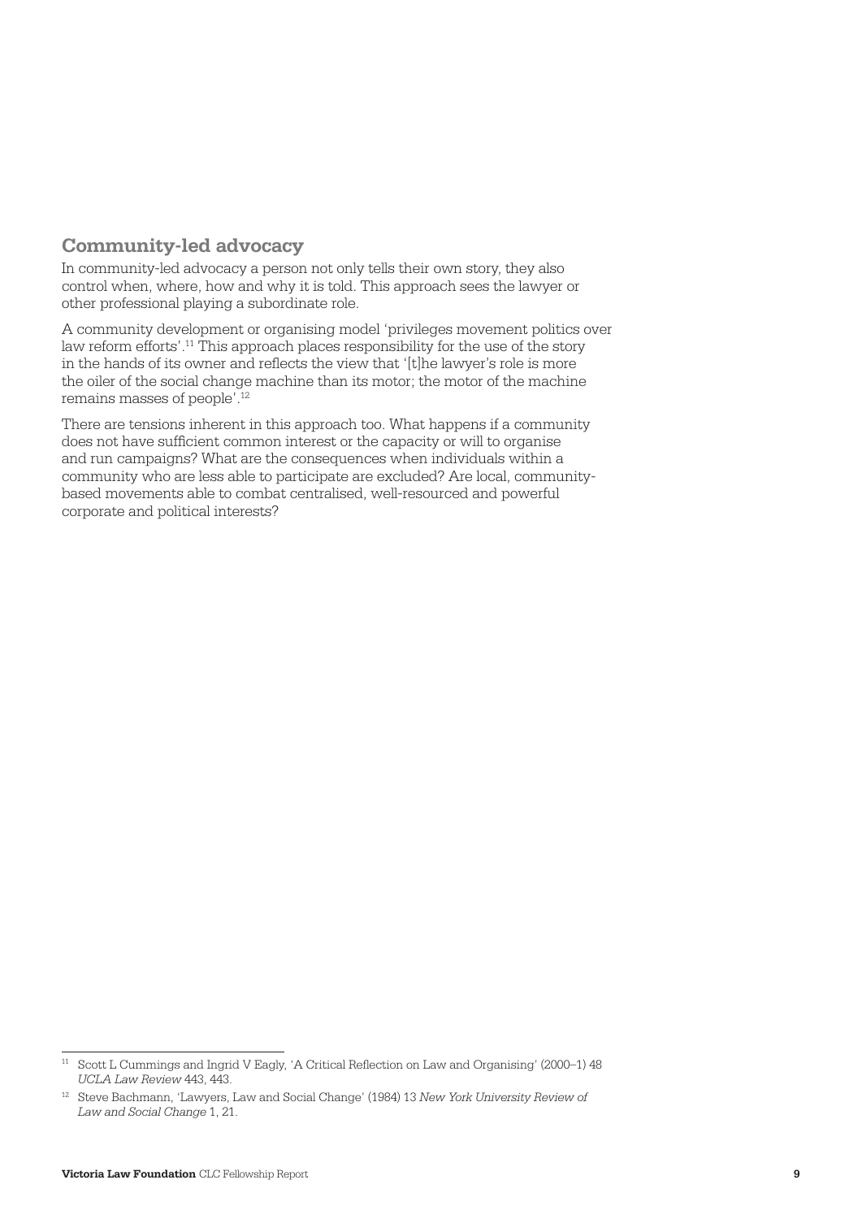## Community-led advocacy

In community-led advocacy a person not only tells their own story, they also control when, where, how and why it is told. This approach sees the lawyer or other professional playing a subordinate role.

A community development or organising model 'privileges movement politics over law reform efforts'.[11] This approach places responsibility for the use of the story in the hands of its owner and reflects the view that '[t]he lawyer's role is more the oiler of the social change machine than its motor; the motor of the machine remains masses of people'.[12]

There are tensions inherent in this approach too. What happens if a community does not have sufficient common interest or the capacity or will to organise and run campaigns? What are the consequences when individuals within a community who are less able to participate are excluded? Are local, community-based movements able to combat centralised, well-resourced and powerful corporate and political interests?

---

[11] Scott L Cummings and Ingrid V Eagly, 'A Critical Reflection on Law and Organising' (2000–1) 48 *UCLA Law Review* 443, 443.

[12] Steve Bachmann, 'Lawyers, Law and Social Change' (1984) 13 *New York University Review of Law and Social Change* 1, 21.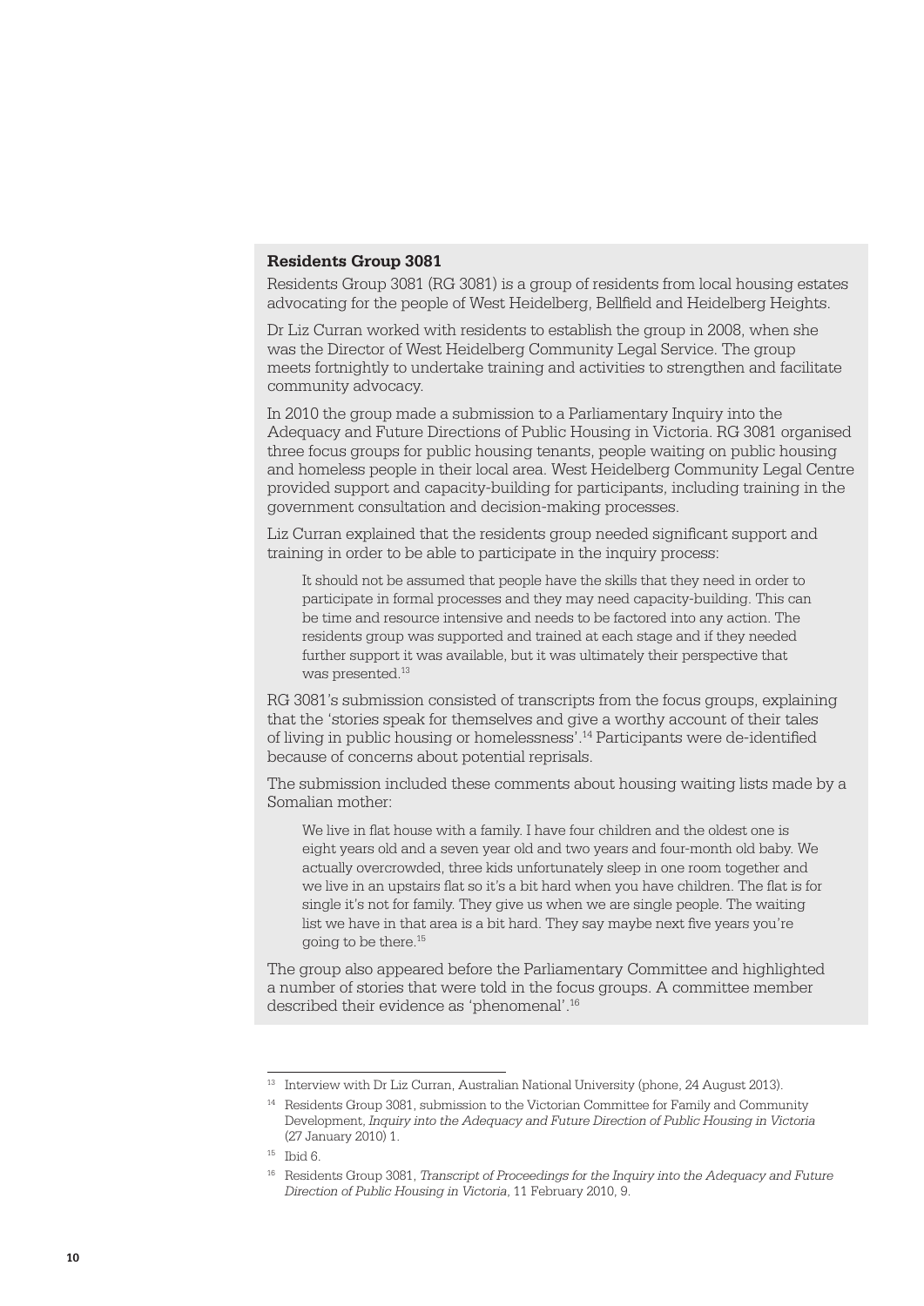**Residents Group 3081**

Residents Group 3081 (RG 3081) is a group of residents from local housing estates advocating for the people of West Heidelberg, Bellfield and Heidelberg Heights.

Dr Liz Curran worked with residents to establish the group in 2008, when she was the Director of West Heidelberg Community Legal Service. The group meets fortnightly to undertake training and activities to strengthen and facilitate community advocacy.

In 2010 the group made a submission to a Parliamentary Inquiry into the Adequacy and Future Directions of Public Housing in Victoria. RG 3081 organised three focus groups for public housing tenants, people waiting on public housing and homeless people in their local area. West Heidelberg Community Legal Centre provided support and capacity-building for participants, including training in the government consultation and decision-making processes.

Liz Curran explained that the residents group needed significant support and training in order to be able to participate in the inquiry process:

> It should not be assumed that people have the skills that they need in order to participate in formal processes and they may need capacity-building. This can be time and resource intensive and needs to be factored into any action. The residents group was supported and trained at each stage and if they needed further support it was available, but it was ultimately their perspective that was presented.[13]

RG 3081's submission consisted of transcripts from the focus groups, explaining that the 'stories speak for themselves and give a worthy account of their tales of living in public housing or homelessness'.[14] Participants were de-identified because of concerns about potential reprisals.

The submission included these comments about housing waiting lists made by a Somalian mother:

> We live in flat house with a family. I have four children and the oldest one is eight years old and a seven year old and two years and four-month old baby. We actually overcrowded, three kids unfortunately sleep in one room together and we live in an upstairs flat so it's a bit hard when you have children. The flat is for single it's not for family. They give us when we are single people. The waiting list we have in that area is a bit hard. They say maybe next five years you're going to be there.[15]

The group also appeared before the Parliamentary Committee and highlighted a number of stories that were told in the focus groups. A committee member described their evidence as 'phenomenal'.[16]

---

[13] Interview with Dr Liz Curran, Australian National University (phone, 24 August 2013).

[14] Residents Group 3081, submission to the Victorian Committee for Family and Community Development, *Inquiry into the Adequacy and Future Direction of Public Housing in Victoria* (27 January 2010) 1.

[15] Ibid 6.

[16] Residents Group 3081, *Transcript of Proceedings for the Inquiry into the Adequacy and Future Direction of Public Housing in Victoria*, 11 February 2010, 9.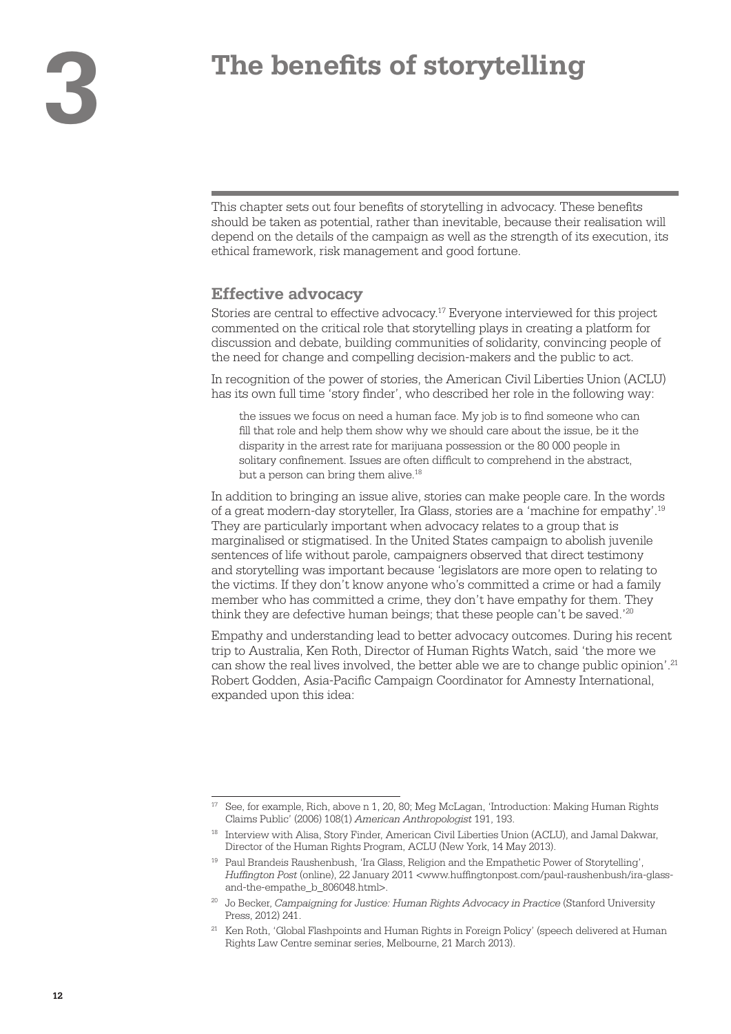# 3 The benefits of storytelling

This chapter sets out four benefits of storytelling in advocacy. These benefits should be taken as potential, rather than inevitable, because their realisation will depend on the details of the campaign as well as the strength of its execution, its ethical framework, risk management and good fortune.

## Effective advocacy

Stories are central to effective advocacy.[17] Everyone interviewed for this project commented on the critical role that storytelling plays in creating a platform for discussion and debate, building communities of solidarity, convincing people of the need for change and compelling decision-makers and the public to act.

In recognition of the power of stories, the American Civil Liberties Union (ACLU) has its own full time 'story finder', who described her role in the following way:

> the issues we focus on need a human face. My job is to find someone who can fill that role and help them show why we should care about the issue, be it the disparity in the arrest rate for marijuana possession or the 80 000 people in solitary confinement. Issues are often difficult to comprehend in the abstract, but a person can bring them alive.[18]

In addition to bringing an issue alive, stories can make people care. In the words of a great modern-day storyteller, Ira Glass, stories are a 'machine for empathy'.[19] They are particularly important when advocacy relates to a group that is marginalised or stigmatised. In the United States campaign to abolish juvenile sentences of life without parole, campaigners observed that direct testimony and storytelling was important because 'legislators are more open to relating to the victims. If they don't know anyone who's committed a crime or had a family member who has committed a crime, they don't have empathy for them. They think they are defective human beings; that these people can't be saved.'[20]

Empathy and understanding lead to better advocacy outcomes. During his recent trip to Australia, Ken Roth, Director of Human Rights Watch, said 'the more we can show the real lives involved, the better able we are to change public opinion'.[21] Robert Godden, Asia-Pacific Campaign Coordinator for Amnesty International, expanded upon this idea:

---

[17] See, for example, Rich, above n 1, 20, 80; Meg McLagan, 'Introduction: Making Human Rights Claims Public' (2006) 108(1) *American Anthropologist* 191, 193.

[18] Interview with Alisa, Story Finder, American Civil Liberties Union (ACLU), and Jamal Dakwar, Director of the Human Rights Program, ACLU (New York, 14 May 2013).

[19] Paul Brandeis Raushenbush, 'Ira Glass, Religion and the Empathetic Power of Storytelling', *Huffington Post* (online), 22 January 2011 <www.huffingtonpost.com/paul-raushenbush/ira-glass-and-the-empathe_b_806048.html>.

[20] Jo Becker, *Campaigning for Justice: Human Rights Advocacy in Practice* (Stanford University Press, 2012) 241.

[21] Ken Roth, 'Global Flashpoints and Human Rights in Foreign Policy' (speech delivered at Human Rights Law Centre seminar series, Melbourne, 21 March 2013).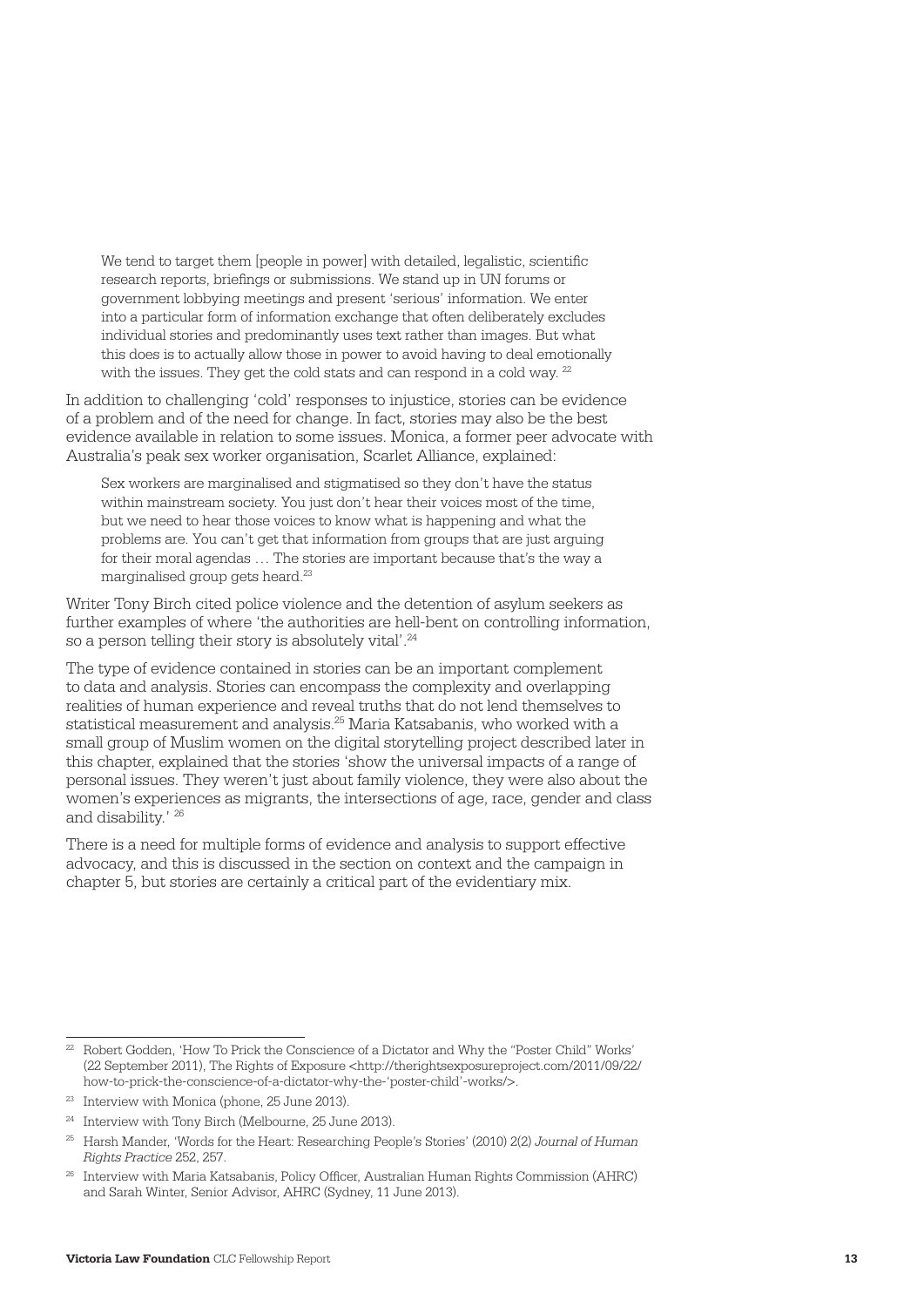> We tend to target them [people in power] with detailed, legalistic, scientific research reports, briefings or submissions. We stand up in UN forums or government lobbying meetings and present 'serious' information. We enter into a particular form of information exchange that often deliberately excludes individual stories and predominantly uses text rather than images. But what this does is to actually allow those in power to avoid having to deal emotionally with the issues. They get the cold stats and can respond in a cold way. [22]

In addition to challenging 'cold' responses to injustice, stories can be evidence of a problem and of the need for change. In fact, stories may also be the best evidence available in relation to some issues. Monica, a former peer advocate with Australia's peak sex worker organisation, Scarlet Alliance, explained:

> Sex workers are marginalised and stigmatised so they don't have the status within mainstream society. You just don't hear their voices most of the time, but we need to hear those voices to know what is happening and what the problems are. You can't get that information from groups that are just arguing for their moral agendas … The stories are important because that's the way a marginalised group gets heard.[23]

Writer Tony Birch cited police violence and the detention of asylum seekers as further examples of where 'the authorities are hell-bent on controlling information, so a person telling their story is absolutely vital'.[24]

The type of evidence contained in stories can be an important complement to data and analysis. Stories can encompass the complexity and overlapping realities of human experience and reveal truths that do not lend themselves to statistical measurement and analysis.[25] Maria Katsabanis, who worked with a small group of Muslim women on the digital storytelling project described later in this chapter, explained that the stories 'show the universal impacts of a range of personal issues. They weren't just about family violence, they were also about the women's experiences as migrants, the intersections of age, race, gender and class and disability.' [26]

There is a need for multiple forms of evidence and analysis to support effective advocacy, and this is discussed in the section on context and the campaign in chapter 5, but stories are certainly a critical part of the evidentiary mix.

---

[22] Robert Godden, 'How To Prick the Conscience of a Dictator and Why the "Poster Child" Works' (22 September 2011), The Rights of Exposure <http://therightsexposureproject.com/2011/09/22/how-to-prick-the-conscience-of-a-dictator-why-the-'poster-child'-works/>.

[23] Interview with Monica (phone, 25 June 2013).

[24] Interview with Tony Birch (Melbourne, 25 June 2013).

[25] Harsh Mander, 'Words for the Heart: Researching People's Stories' (2010) 2(2) *Journal of Human Rights Practice* 252, 257.

[26] Interview with Maria Katsabanis, Policy Officer, Australian Human Rights Commission (AHRC) and Sarah Winter, Senior Advisor, AHRC (Sydney, 11 June 2013).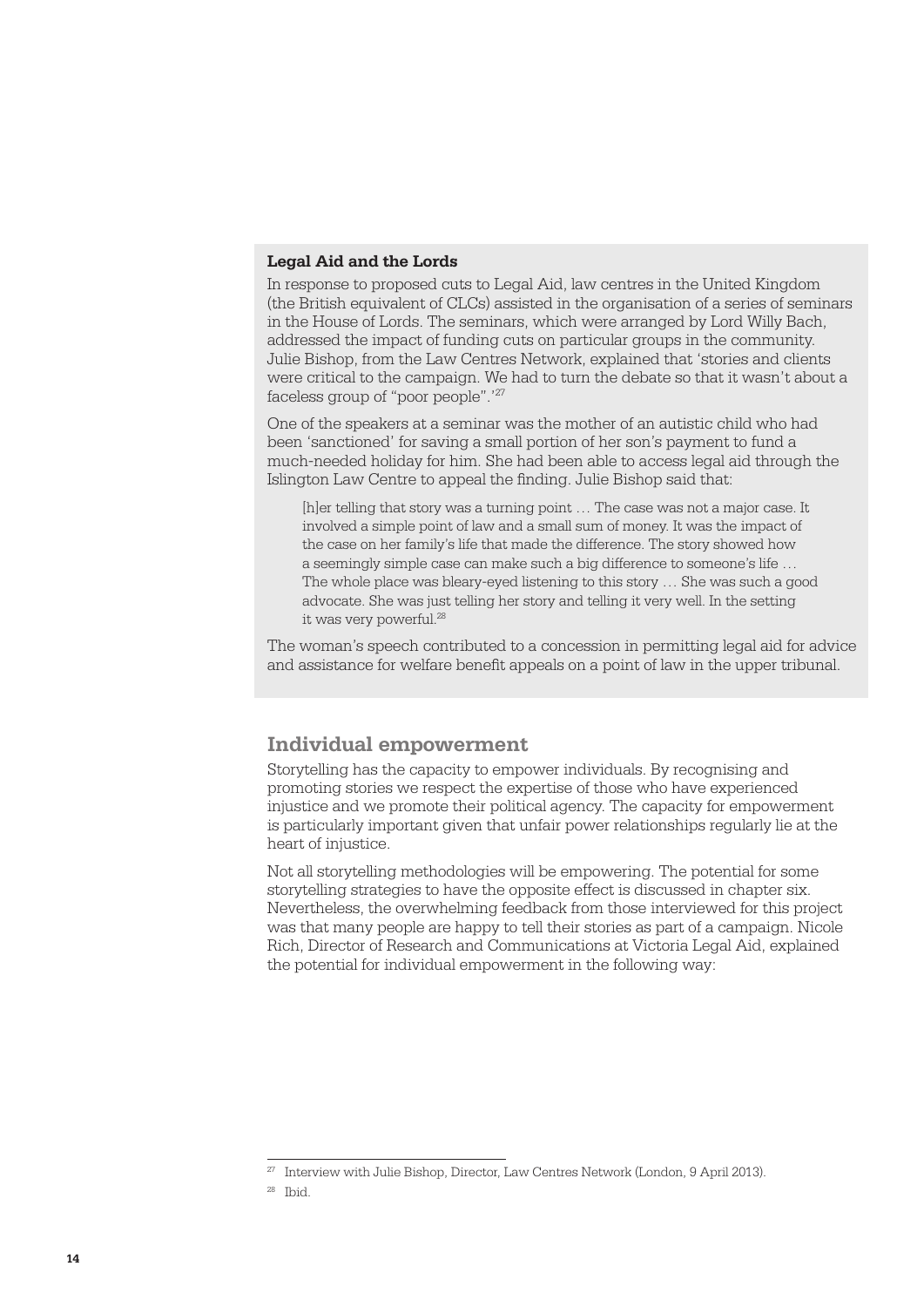**Legal Aid and the Lords**

In response to proposed cuts to Legal Aid, law centres in the United Kingdom (the British equivalent of CLCs) assisted in the organisation of a series of seminars in the House of Lords. The seminars, which were arranged by Lord Willy Bach, addressed the impact of funding cuts on particular groups in the community. Julie Bishop, from the Law Centres Network, explained that 'stories and clients were critical to the campaign. We had to turn the debate so that it wasn't about a faceless group of "poor people".'[27]

One of the speakers at a seminar was the mother of an autistic child who had been 'sanctioned' for saving a small portion of her son's payment to fund a much-needed holiday for him. She had been able to access legal aid through the Islington Law Centre to appeal the finding. Julie Bishop said that:

> [h]er telling that story was a turning point … The case was not a major case. It involved a simple point of law and a small sum of money. It was the impact of the case on her family's life that made the difference. The story showed how a seemingly simple case can make such a big difference to someone's life … The whole place was bleary-eyed listening to this story … She was such a good advocate. She was just telling her story and telling it very well. In the setting it was very powerful.[28]

The woman's speech contributed to a concession in permitting legal aid for advice and assistance for welfare benefit appeals on a point of law in the upper tribunal.

## Individual empowerment

Storytelling has the capacity to empower individuals. By recognising and promoting stories we respect the expertise of those who have experienced injustice and we promote their political agency. The capacity for empowerment is particularly important given that unfair power relationships regularly lie at the heart of injustice.

Not all storytelling methodologies will be empowering. The potential for some storytelling strategies to have the opposite effect is discussed in chapter six. Nevertheless, the overwhelming feedback from those interviewed for this project was that many people are happy to tell their stories as part of a campaign. Nicole Rich, Director of Research and Communications at Victoria Legal Aid, explained the potential for individual empowerment in the following way:

---

[27] Interview with Julie Bishop, Director, Law Centres Network (London, 9 April 2013).

[28] Ibid.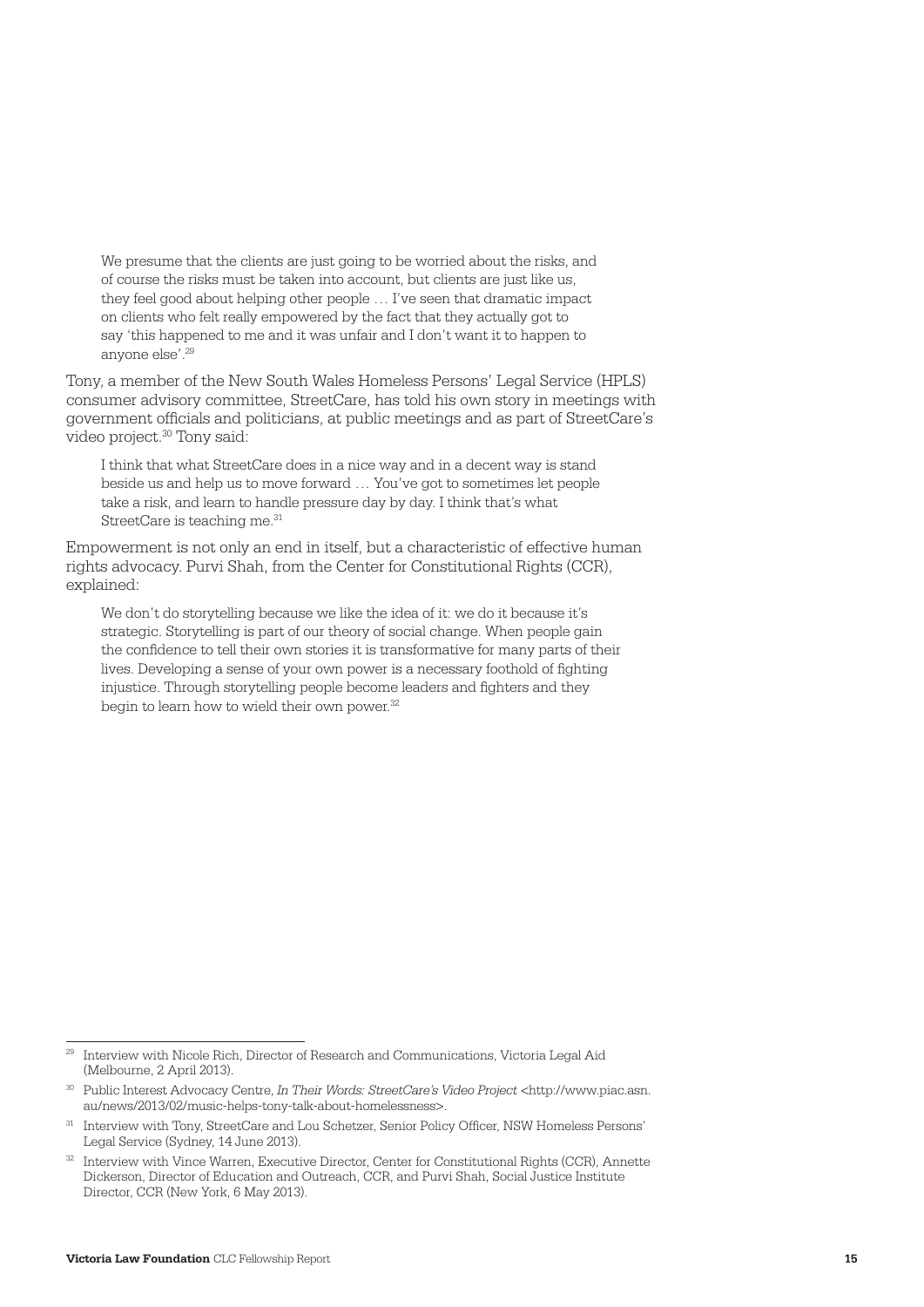> We presume that the clients are just going to be worried about the risks, and of course the risks must be taken into account, but clients are just like us, they feel good about helping other people … I've seen that dramatic impact on clients who felt really empowered by the fact that they actually got to say 'this happened to me and it was unfair and I don't want it to happen to anyone else'.[29]

Tony, a member of the New South Wales Homeless Persons' Legal Service (HPLS) consumer advisory committee, StreetCare, has told his own story in meetings with government officials and politicians, at public meetings and as part of StreetCare's video project.[30] Tony said:

> I think that what StreetCare does in a nice way and in a decent way is stand beside us and help us to move forward … You've got to sometimes let people take a risk, and learn to handle pressure day by day. I think that's what StreetCare is teaching me.[31]

Empowerment is not only an end in itself, but a characteristic of effective human rights advocacy. Purvi Shah, from the Center for Constitutional Rights (CCR), explained:

> We don't do storytelling because we like the idea of it: we do it because it's strategic. Storytelling is part of our theory of social change. When people gain the confidence to tell their own stories it is transformative for many parts of their lives. Developing a sense of your own power is a necessary foothold of fighting injustice. Through storytelling people become leaders and fighters and they begin to learn how to wield their own power.[32]

---

[29] Interview with Nicole Rich, Director of Research and Communications, Victoria Legal Aid (Melbourne, 2 April 2013).

[30] Public Interest Advocacy Centre, *In Their Words: StreetCare's Video Project* <http://www.piac.asn.au/news/2013/02/music-helps-tony-talk-about-homelessness>.

[31] Interview with Tony, StreetCare and Lou Schetzer, Senior Policy Officer, NSW Homeless Persons' Legal Service (Sydney, 14 June 2013).

[32] Interview with Vince Warren, Executive Director, Center for Constitutional Rights (CCR), Annette Dickerson, Director of Education and Outreach, CCR, and Purvi Shah, Social Justice Institute Director, CCR (New York, 6 May 2013).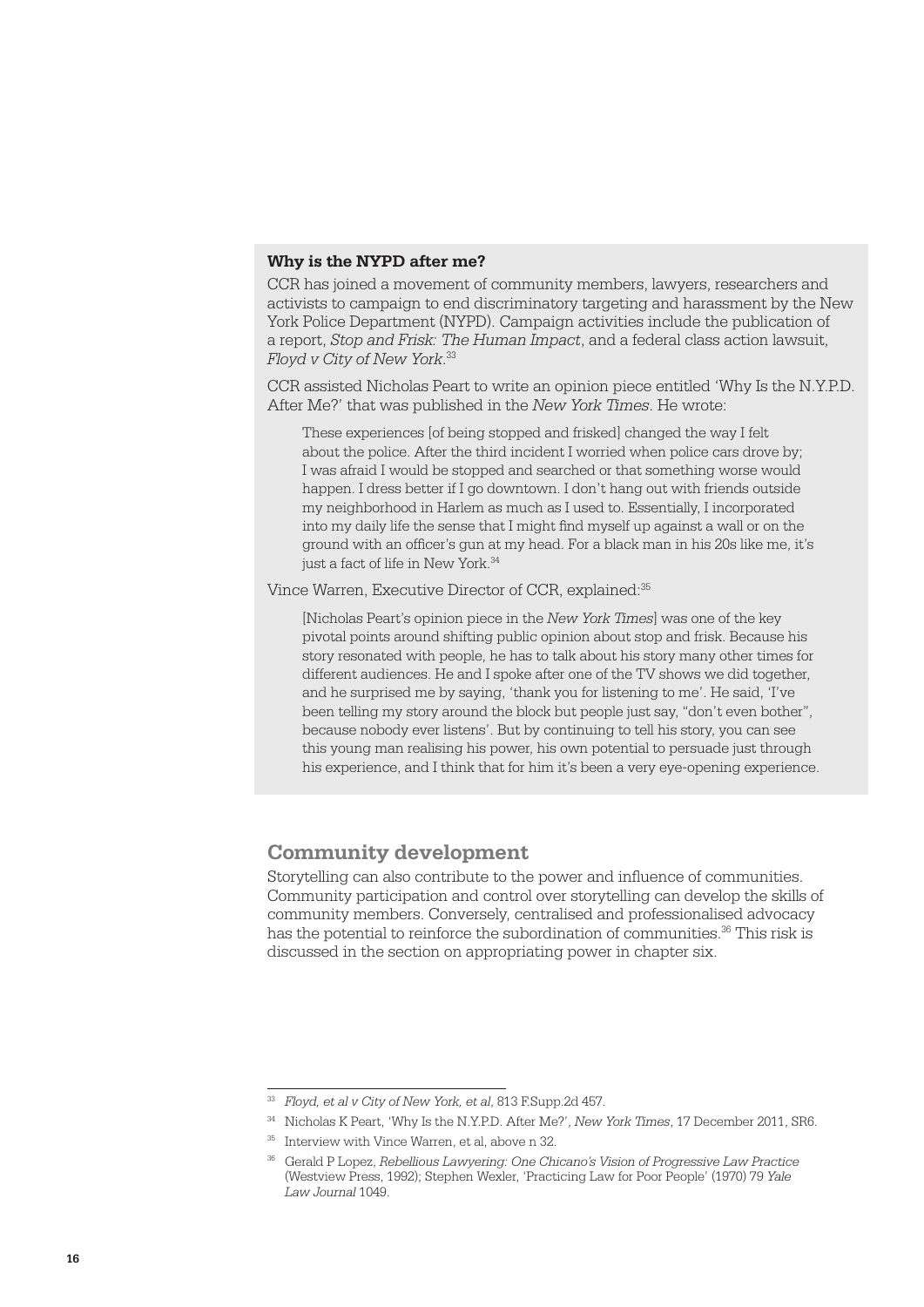### Why is the NYPD after me?

CCR has joined a movement of community members, lawyers, researchers and activists to campaign to end discriminatory targeting and harassment by the New York Police Department (NYPD). Campaign activities include the publication of a report, *Stop and Frisk: The Human Impact*, and a federal class action lawsuit, *Floyd v City of New York*.[33]

CCR assisted Nicholas Peart to write an opinion piece entitled 'Why Is the N.Y.P.D. After Me?' that was published in the *New York Times*. He wrote:

> These experiences [of being stopped and frisked] changed the way I felt about the police. After the third incident I worried when police cars drove by; I was afraid I would be stopped and searched or that something worse would happen. I dress better if I go downtown. I don't hang out with friends outside my neighborhood in Harlem as much as I used to. Essentially, I incorporated into my daily life the sense that I might find myself up against a wall or on the ground with an officer's gun at my head. For a black man in his 20s like me, it's just a fact of life in New York.[34]

Vince Warren, Executive Director of CCR, explained:[35]

> [Nicholas Peart's opinion piece in the *New York Times*] was one of the key pivotal points around shifting public opinion about stop and frisk. Because his story resonated with people, he has to talk about his story many other times for different audiences. He and I spoke after one of the TV shows we did together, and he surprised me by saying, 'thank you for listening to me'. He said, 'I've been telling my story around the block but people just say, "don't even bother", because nobody ever listens'. But by continuing to tell his story, you can see this young man realising his power, his own potential to persuade just through his experience, and I think that for him it's been a very eye-opening experience.

## Community development

Storytelling can also contribute to the power and influence of communities. Community participation and control over storytelling can develop the skills of community members. Conversely, centralised and professionalised advocacy has the potential to reinforce the subordination of communities.[36] This risk is discussed in the section on appropriating power in chapter six.

---

[33] *Floyd, et al v City of New York, et al*, 813 F.Supp.2d 457.

[34] Nicholas K Peart, 'Why Is the N.Y.P.D. After Me?', *New York Times*, 17 December 2011, SR6.

[35] Interview with Vince Warren, et al, above n 32.

[36] Gerald P Lopez, *Rebellious Lawyering: One Chicano's Vision of Progressive Law Practice* (Westview Press, 1992); Stephen Wexler, 'Practicing Law for Poor People' (1970) 79 *Yale Law Journal* 1049.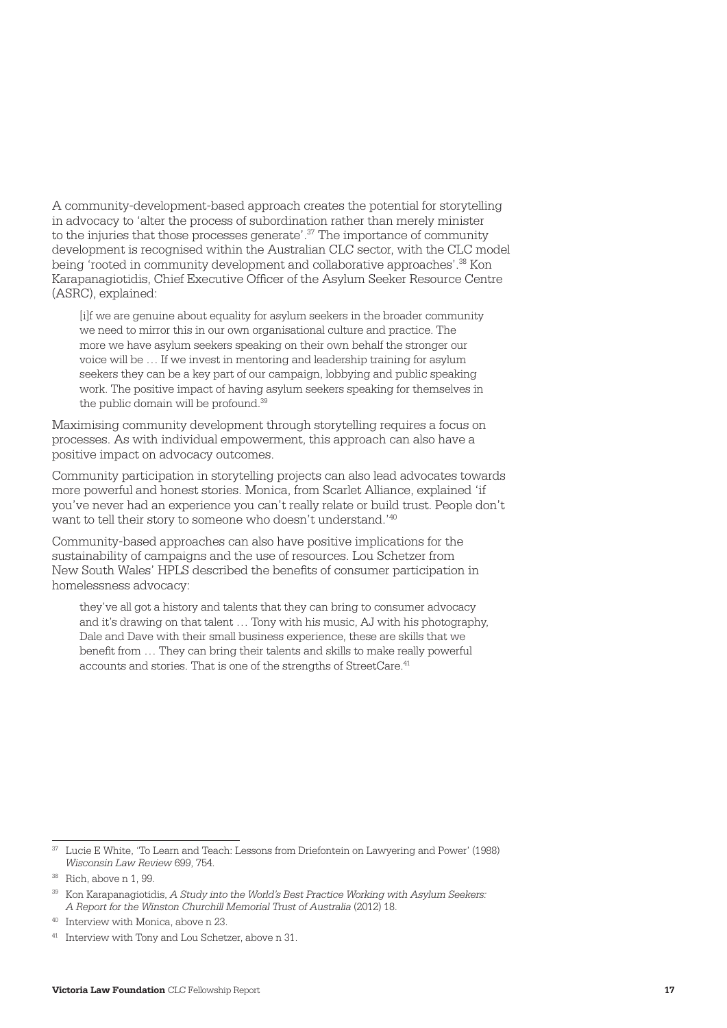A community-development-based approach creates the potential for storytelling in advocacy to 'alter the process of subordination rather than merely minister to the injuries that those processes generate'.[37] The importance of community development is recognised within the Australian CLC sector, with the CLC model being 'rooted in community development and collaborative approaches'.[38] Kon Karapanagiotidis, Chief Executive Officer of the Asylum Seeker Resource Centre (ASRC), explained:

> [i]f we are genuine about equality for asylum seekers in the broader community we need to mirror this in our own organisational culture and practice. The more we have asylum seekers speaking on their own behalf the stronger our voice will be … If we invest in mentoring and leadership training for asylum seekers they can be a key part of our campaign, lobbying and public speaking work. The positive impact of having asylum seekers speaking for themselves in the public domain will be profound.[39]

Maximising community development through storytelling requires a focus on processes. As with individual empowerment, this approach can also have a positive impact on advocacy outcomes.

Community participation in storytelling projects can also lead advocates towards more powerful and honest stories. Monica, from Scarlet Alliance, explained 'if you've never had an experience you can't really relate or build trust. People don't want to tell their story to someone who doesn't understand.'[40]

Community-based approaches can also have positive implications for the sustainability of campaigns and the use of resources. Lou Schetzer from New South Wales' HPLS described the benefits of consumer participation in homelessness advocacy:

> they've all got a history and talents that they can bring to consumer advocacy and it's drawing on that talent … Tony with his music, AJ with his photography, Dale and Dave with their small business experience, these are skills that we benefit from … They can bring their talents and skills to make really powerful accounts and stories. That is one of the strengths of StreetCare.[41]

---

[37] Lucie E White, 'To Learn and Teach: Lessons from Driefontein on Lawyering and Power' (1988) *Wisconsin Law Review* 699, 754.

[38] Rich, above n 1, 99.

[39] Kon Karapanagiotidis, *A Study into the World's Best Practice Working with Asylum Seekers: A Report for the Winston Churchill Memorial Trust of Australia* (2012) 18.

[40] Interview with Monica, above n 23.

[41] Interview with Tony and Lou Schetzer, above n 31.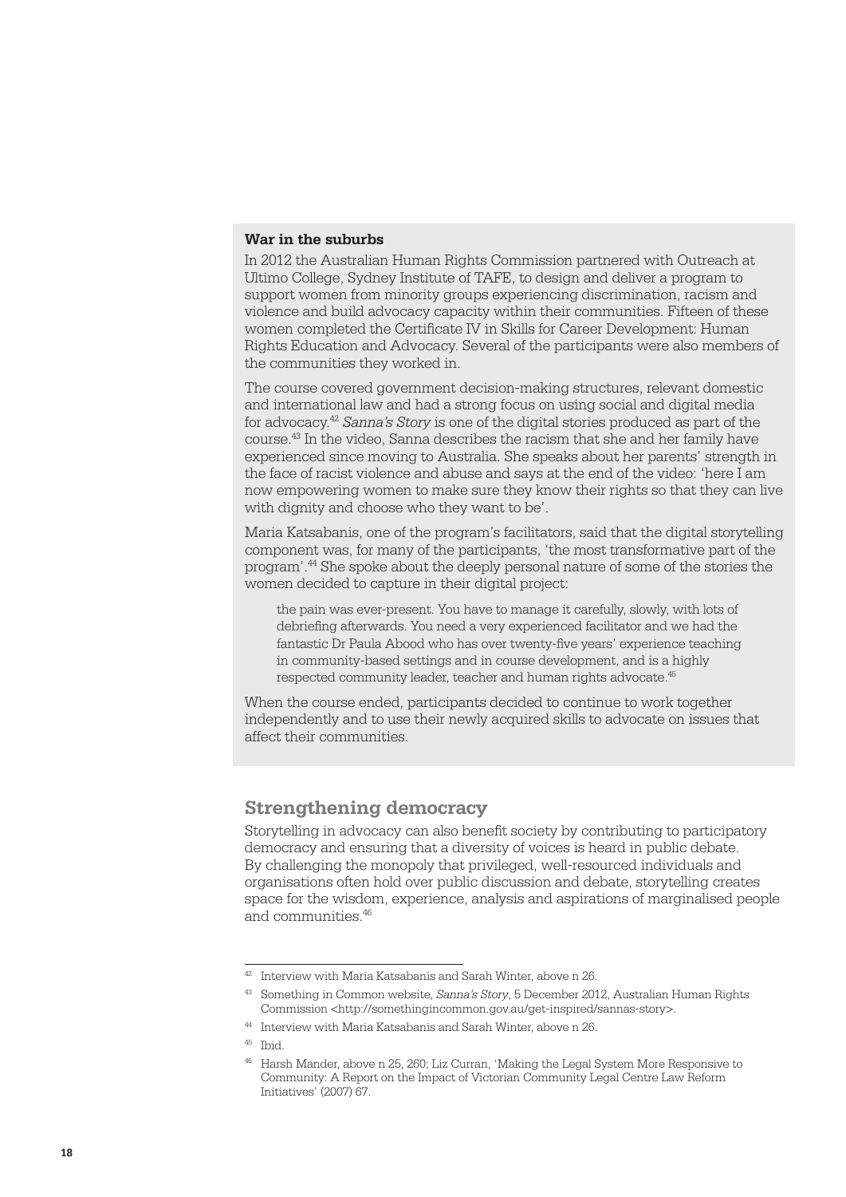**War in the suburbs**

In 2012 the Australian Human Rights Commission partnered with Outreach at Ultimo College, Sydney Institute of TAFE, to design and deliver a program to support women from minority groups experiencing discrimination, racism and violence and build advocacy capacity within their communities. Fifteen of these women completed the Certificate IV in Skills for Career Development: Human Rights Education and Advocacy. Several of the participants were also members of the communities they worked in.

The course covered government decision-making structures, relevant domestic and international law and had a strong focus on using social and digital media for advocacy.[42] *Sanna's Story* is one of the digital stories produced as part of the course.[43] In the video, Sanna describes the racism that she and her family have experienced since moving to Australia. She speaks about her parents' strength in the face of racist violence and abuse and says at the end of the video: 'here I am now empowering women to make sure they know their rights so that they can live with dignity and choose who they want to be'.

Maria Katsabanis, one of the program's facilitators, said that the digital storytelling component was, for many of the participants, 'the most transformative part of the program'.[44] She spoke about the deeply personal nature of some of the stories the women decided to capture in their digital project:

> the pain was ever-present. You have to manage it carefully, slowly, with lots of debriefing afterwards. You need a very experienced facilitator and we had the fantastic Dr Paula Abood who has over twenty-five years' experience teaching in community-based settings and in course development, and is a highly respected community leader, teacher and human rights advocate.[45]

When the course ended, participants decided to continue to work together independently and to use their newly acquired skills to advocate on issues that affect their communities.

## Strengthening democracy

Storytelling in advocacy can also benefit society by contributing to participatory democracy and ensuring that a diversity of voices is heard in public debate. By challenging the monopoly that privileged, well-resourced individuals and organisations often hold over public discussion and debate, storytelling creates space for the wisdom, experience, analysis and aspirations of marginalised people and communities.[46]

---

[42] Interview with Maria Katsabanis and Sarah Winter, above n 26.

[43] Something in Common website, *Sanna's Story*, 5 December 2012, Australian Human Rights Commission <http://somethingincommon.gov.au/get-inspired/sannas-story>.

[44] Interview with Maria Katsabanis and Sarah Winter, above n 26.

[45] Ibid.

[46] Harsh Mander, above n 25, 260; Liz Curran, 'Making the Legal System More Responsive to Community: A Report on the Impact of Victorian Community Legal Centre Law Reform Initiatives' (2007) 67.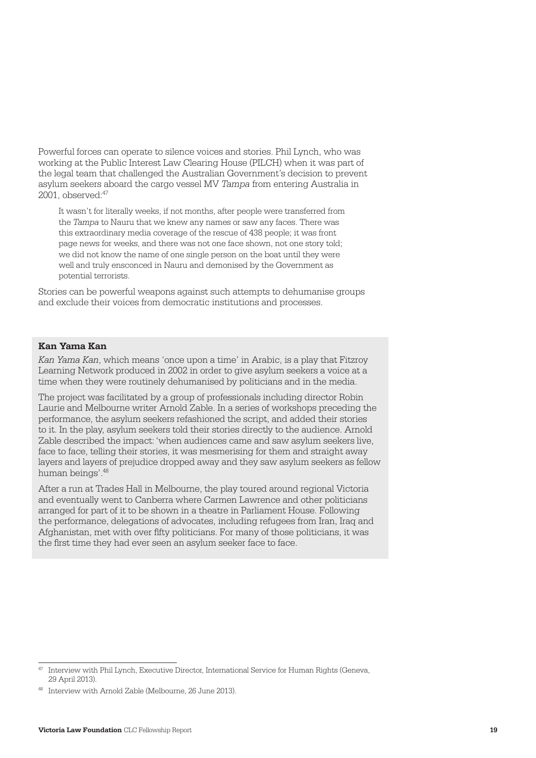Powerful forces can operate to silence voices and stories. Phil Lynch, who was working at the Public Interest Law Clearing House (PILCH) when it was part of the legal team that challenged the Australian Government's decision to prevent asylum seekers aboard the cargo vessel MV *Tampa* from entering Australia in 2001, observed:[47]

> It wasn't for literally weeks, if not months, after people were transferred from the *Tampa* to Nauru that we knew any names or saw any faces. There was this extraordinary media coverage of the rescue of 438 people; it was front page news for weeks, and there was not one face shown, not one story told; we did not know the name of one single person on the boat until they were well and truly ensconced in Nauru and demonised by the Government as potential terrorists.

Stories can be powerful weapons against such attempts to dehumanise groups and exclude their voices from democratic institutions and processes.

**Kan Yama Kan**

*Kan Yama Kan*, which means 'once upon a time' in Arabic, is a play that Fitzroy Learning Network produced in 2002 in order to give asylum seekers a voice at a time when they were routinely dehumanised by politicians and in the media.

The project was facilitated by a group of professionals including director Robin Laurie and Melbourne writer Arnold Zable. In a series of workshops preceding the performance, the asylum seekers refashioned the script, and added their stories to it. In the play, asylum seekers told their stories directly to the audience. Arnold Zable described the impact: 'when audiences came and saw asylum seekers live, face to face, telling their stories, it was mesmerising for them and straight away layers and layers of prejudice dropped away and they saw asylum seekers as fellow human beings'.[48]

After a run at Trades Hall in Melbourne, the play toured around regional Victoria and eventually went to Canberra where Carmen Lawrence and other politicians arranged for part of it to be shown in a theatre in Parliament House. Following the performance, delegations of advocates, including refugees from Iran, Iraq and Afghanistan, met with over fifty politicians. For many of those politicians, it was the first time they had ever seen an asylum seeker face to face.

---

[47] Interview with Phil Lynch, Executive Director, International Service for Human Rights (Geneva, 29 April 2013).

[48] Interview with Arnold Zable (Melbourne, 26 June 2013).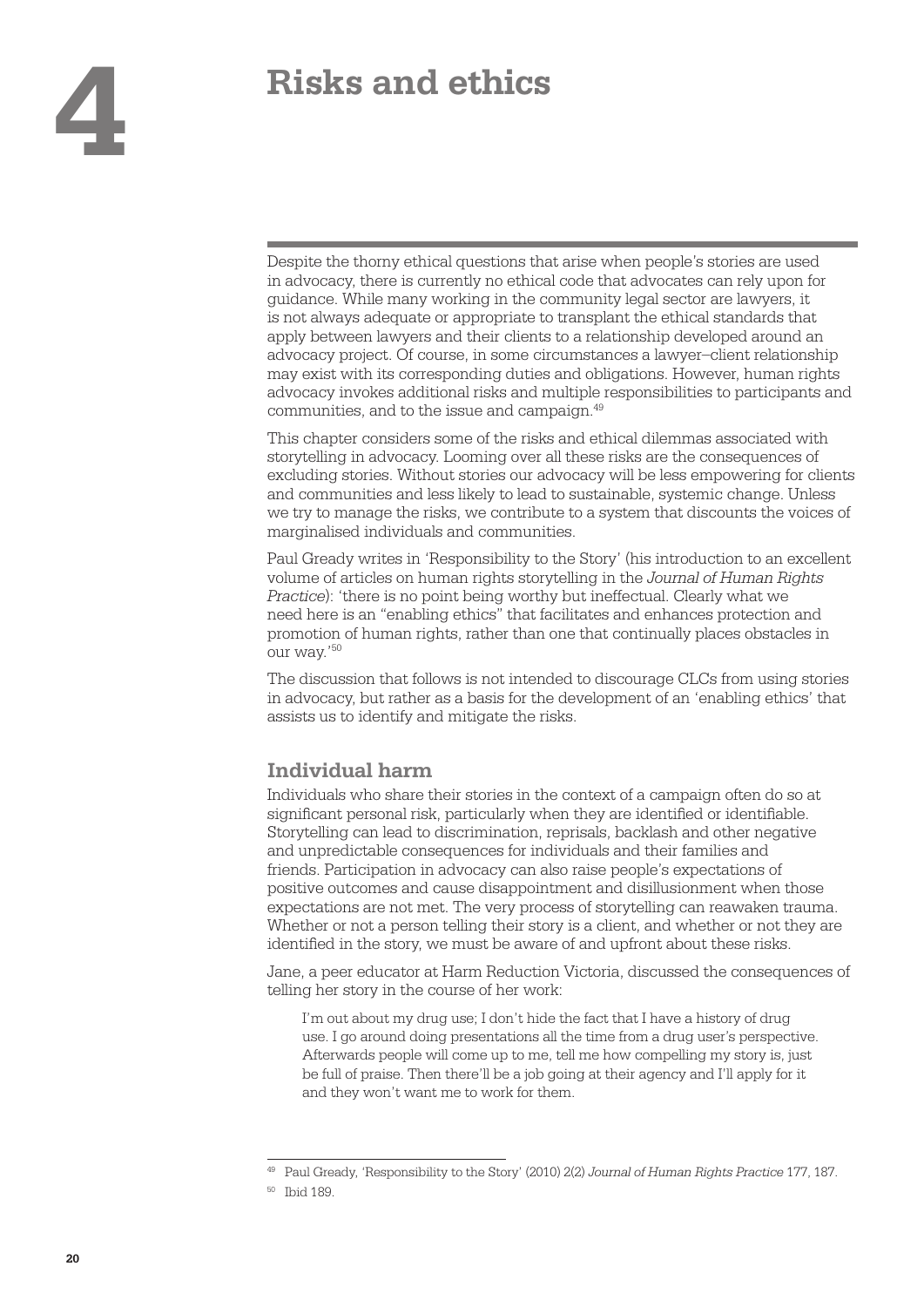# 4 Risks and ethics

Despite the thorny ethical questions that arise when people's stories are used in advocacy, there is currently no ethical code that advocates can rely upon for guidance. While many working in the community legal sector are lawyers, it is not always adequate or appropriate to transplant the ethical standards that apply between lawyers and their clients to a relationship developed around an advocacy project. Of course, in some circumstances a lawyer–client relationship may exist with its corresponding duties and obligations. However, human rights advocacy invokes additional risks and multiple responsibilities to participants and communities, and to the issue and campaign.[49]

This chapter considers some of the risks and ethical dilemmas associated with storytelling in advocacy. Looming over all these risks are the consequences of excluding stories. Without stories our advocacy will be less empowering for clients and communities and less likely to lead to sustainable, systemic change. Unless we try to manage the risks, we contribute to a system that discounts the voices of marginalised individuals and communities.

Paul Gready writes in 'Responsibility to the Story' (his introduction to an excellent volume of articles on human rights storytelling in the *Journal of Human Rights Practice*): 'there is no point being worthy but ineffectual. Clearly what we need here is an "enabling ethics" that facilitates and enhances protection and promotion of human rights, rather than one that continually places obstacles in our way.'[50]

The discussion that follows is not intended to discourage CLCs from using stories in advocacy, but rather as a basis for the development of an 'enabling ethics' that assists us to identify and mitigate the risks.

## Individual harm

Individuals who share their stories in the context of a campaign often do so at significant personal risk, particularly when they are identified or identifiable. Storytelling can lead to discrimination, reprisals, backlash and other negative and unpredictable consequences for individuals and their families and friends. Participation in advocacy can also raise people's expectations of positive outcomes and cause disappointment and disillusionment when those expectations are not met. The very process of storytelling can reawaken trauma. Whether or not a person telling their story is a client, and whether or not they are identified in the story, we must be aware of and upfront about these risks.

Jane, a peer educator at Harm Reduction Victoria, discussed the consequences of telling her story in the course of her work:

> I'm out about my drug use; I don't hide the fact that I have a history of drug use. I go around doing presentations all the time from a drug user's perspective. Afterwards people will come up to me, tell me how compelling my story is, just be full of praise. Then there'll be a job going at their agency and I'll apply for it and they won't want me to work for them.

---

[49] Paul Gready, 'Responsibility to the Story' (2010) 2(2) *Journal of Human Rights Practice* 177, 187.

[50] Ibid 189.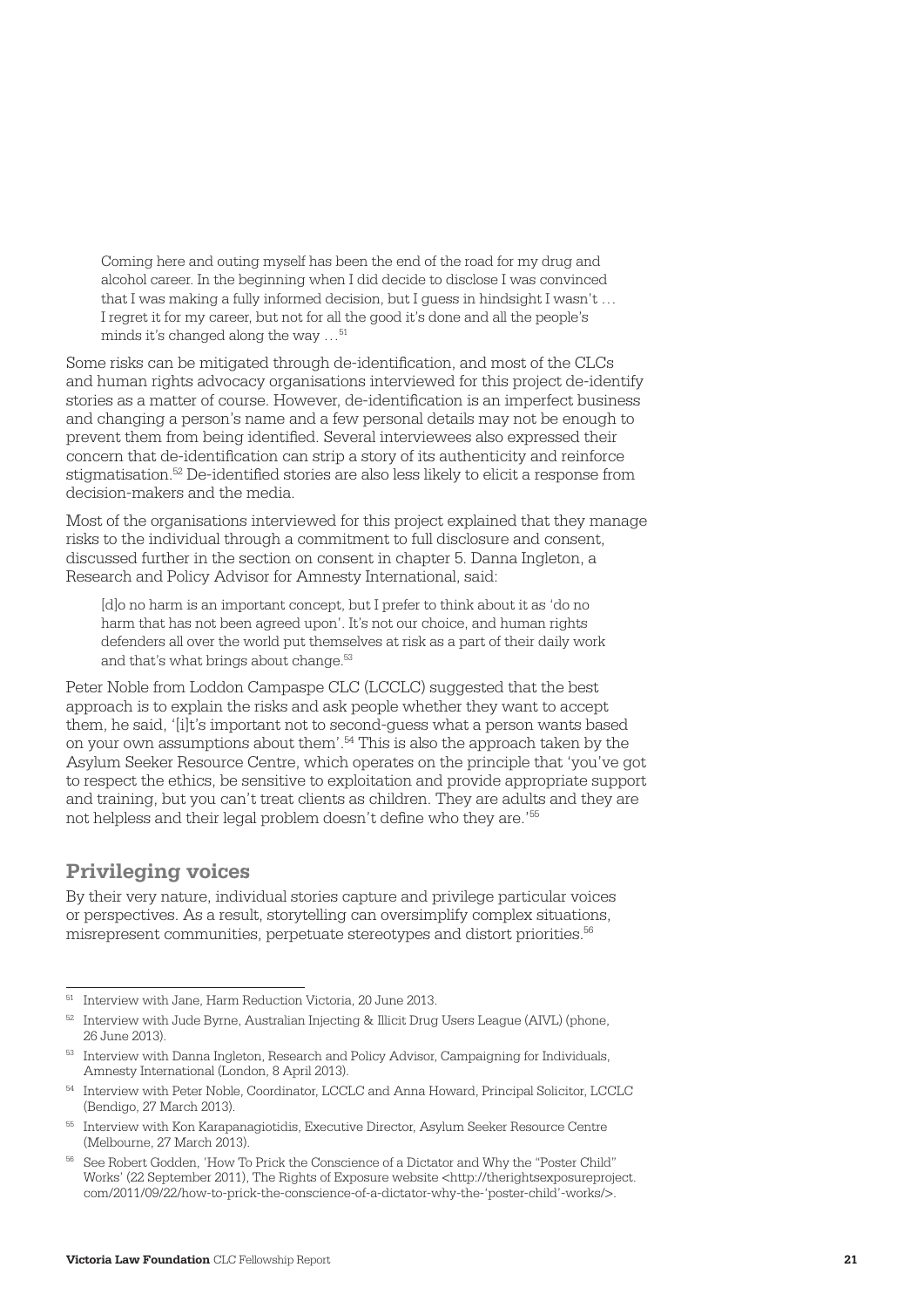> Coming here and outing myself has been the end of the road for my drug and alcohol career. In the beginning when I did decide to disclose I was convinced that I was making a fully informed decision, but I guess in hindsight I wasn't … I regret it for my career, but not for all the good it's done and all the people's minds it's changed along the way …[51]

Some risks can be mitigated through de-identification, and most of the CLCs and human rights advocacy organisations interviewed for this project de-identify stories as a matter of course. However, de-identification is an imperfect business and changing a person's name and a few personal details may not be enough to prevent them from being identified. Several interviewees also expressed their concern that de-identification can strip a story of its authenticity and reinforce stigmatisation.[52] De-identified stories are also less likely to elicit a response from decision-makers and the media.

Most of the organisations interviewed for this project explained that they manage risks to the individual through a commitment to full disclosure and consent, discussed further in the section on consent in chapter 5. Danna Ingleton, a Research and Policy Advisor for Amnesty International, said:

> [d]o no harm is an important concept, but I prefer to think about it as 'do no harm that has not been agreed upon'. It's not our choice, and human rights defenders all over the world put themselves at risk as a part of their daily work and that's what brings about change.[53]

Peter Noble from Loddon Campaspe CLC (LCCLC) suggested that the best approach is to explain the risks and ask people whether they want to accept them, he said, '[i]t's important not to second-guess what a person wants based on your own assumptions about them'.[54] This is also the approach taken by the Asylum Seeker Resource Centre, which operates on the principle that 'you've got to respect the ethics, be sensitive to exploitation and provide appropriate support and training, but you can't treat clients as children. They are adults and they are not helpless and their legal problem doesn't define who they are.'[55]

## Privileging voices

By their very nature, individual stories capture and privilege particular voices or perspectives. As a result, storytelling can oversimplify complex situations, misrepresent communities, perpetuate stereotypes and distort priorities.[56]

---

[51] Interview with Jane, Harm Reduction Victoria, 20 June 2013.

[52] Interview with Jude Byrne, Australian Injecting & Illicit Drug Users League (AIVL) (phone, 26 June 2013).

[53] Interview with Danna Ingleton, Research and Policy Advisor, Campaigning for Individuals, Amnesty International (London, 8 April 2013).

[54] Interview with Peter Noble, Coordinator, LCCLC and Anna Howard, Principal Solicitor, LCCLC (Bendigo, 27 March 2013).

[55] Interview with Kon Karapanagiotidis, Executive Director, Asylum Seeker Resource Centre (Melbourne, 27 March 2013).

[56] See Robert Godden, 'How To Prick the Conscience of a Dictator and Why the "Poster Child" Works' (22 September 2011), The Rights of Exposure website <http://therightsexposureproject.com/2011/09/22/how-to-prick-the-conscience-of-a-dictator-why-the-'poster-child'-works/>.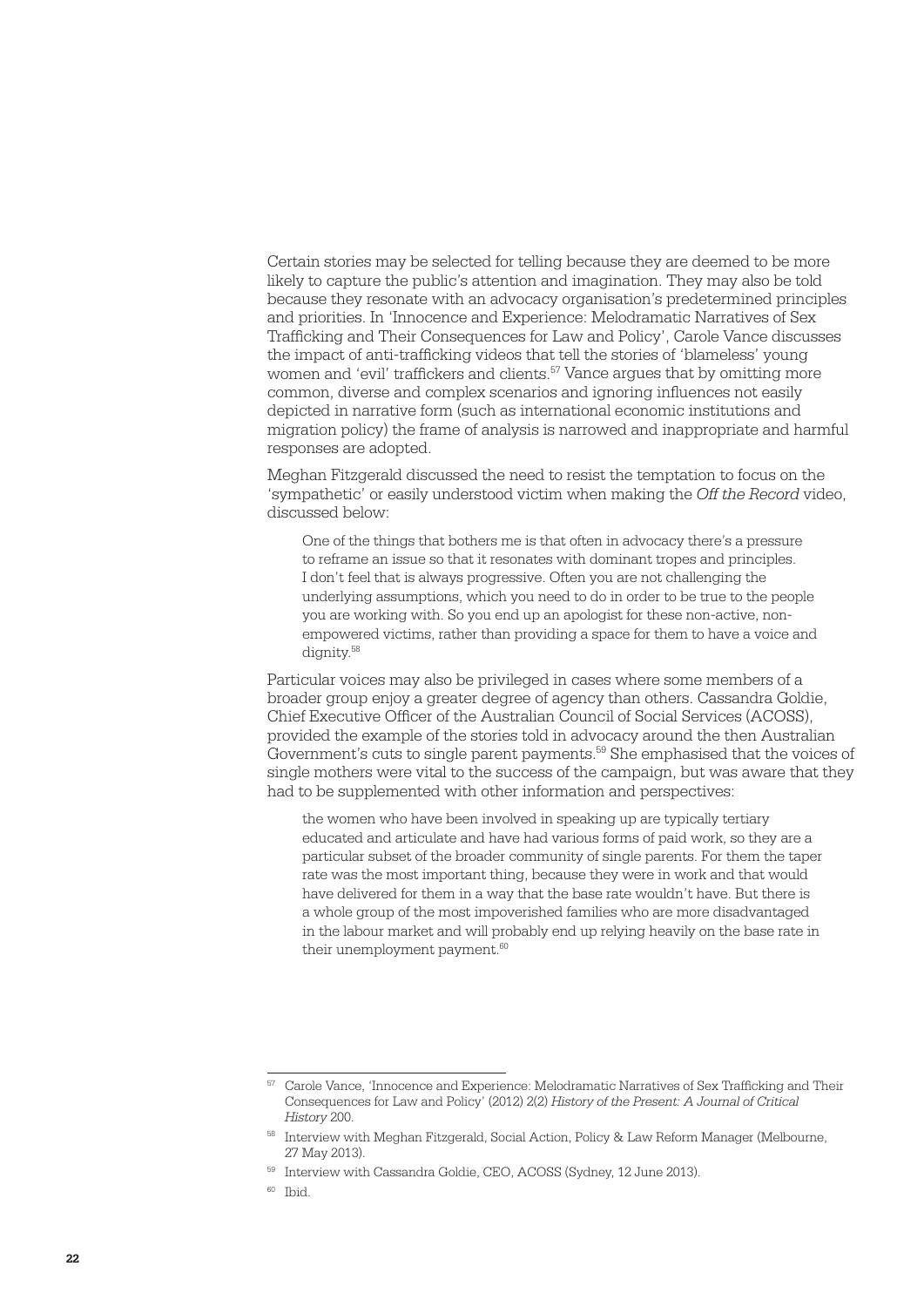Certain stories may be selected for telling because they are deemed to be more likely to capture the public's attention and imagination. They may also be told because they resonate with an advocacy organisation's predetermined principles and priorities. In 'Innocence and Experience: Melodramatic Narratives of Sex Trafficking and Their Consequences for Law and Policy', Carole Vance discusses the impact of anti-trafficking videos that tell the stories of 'blameless' young women and 'evil' traffickers and clients.[57] Vance argues that by omitting more common, diverse and complex scenarios and ignoring influences not easily depicted in narrative form (such as international economic institutions and migration policy) the frame of analysis is narrowed and inappropriate and harmful responses are adopted.

Meghan Fitzgerald discussed the need to resist the temptation to focus on the 'sympathetic' or easily understood victim when making the *Off the Record* video, discussed below:

> One of the things that bothers me is that often in advocacy there's a pressure to reframe an issue so that it resonates with dominant tropes and principles. I don't feel that is always progressive. Often you are not challenging the underlying assumptions, which you need to do in order to be true to the people you are working with. So you end up an apologist for these non-active, non-empowered victims, rather than providing a space for them to have a voice and dignity.[58]

Particular voices may also be privileged in cases where some members of a broader group enjoy a greater degree of agency than others. Cassandra Goldie, Chief Executive Officer of the Australian Council of Social Services (ACOSS), provided the example of the stories told in advocacy around the then Australian Government's cuts to single parent payments.[59] She emphasised that the voices of single mothers were vital to the success of the campaign, but was aware that they had to be supplemented with other information and perspectives:

> the women who have been involved in speaking up are typically tertiary educated and articulate and have had various forms of paid work, so they are a particular subset of the broader community of single parents. For them the taper rate was the most important thing, because they were in work and that would have delivered for them in a way that the base rate wouldn't have. But there is a whole group of the most impoverished families who are more disadvantaged in the labour market and will probably end up relying heavily on the base rate in their unemployment payment.[60]

---

[57] Carole Vance, 'Innocence and Experience: Melodramatic Narratives of Sex Trafficking and Their Consequences for Law and Policy' (2012) 2(2) *History of the Present: A Journal of Critical History* 200.

[58] Interview with Meghan Fitzgerald, Social Action, Policy & Law Reform Manager (Melbourne, 27 May 2013).

[59] Interview with Cassandra Goldie, CEO, ACOSS (Sydney, 12 June 2013).

[60] Ibid.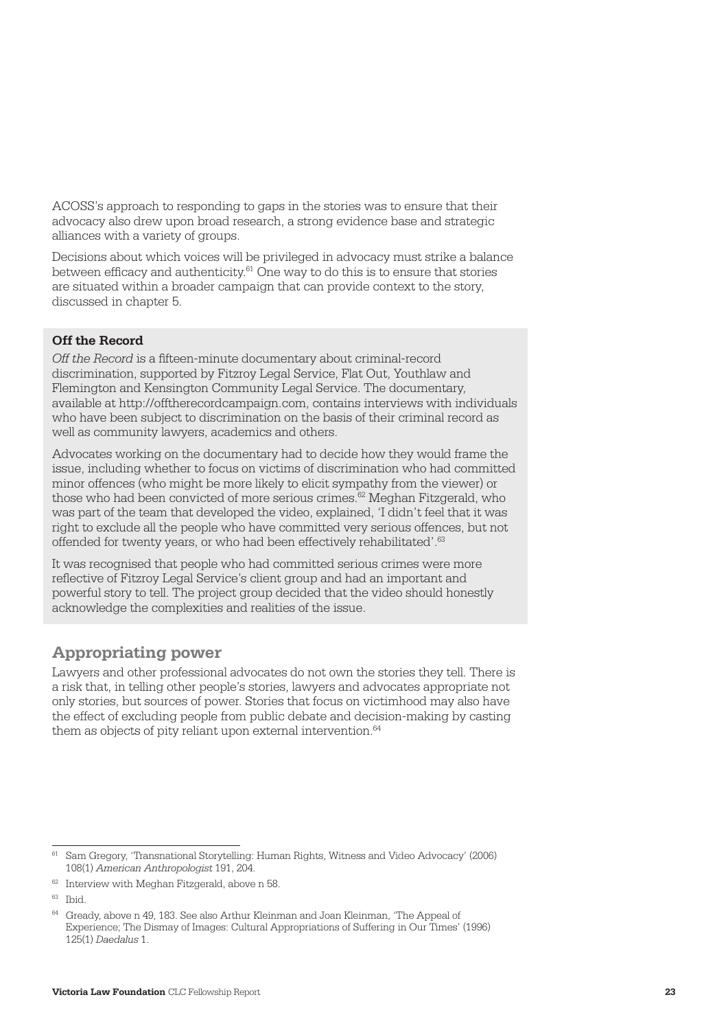ACOSS's approach to responding to gaps in the stories was to ensure that their advocacy also drew upon broad research, a strong evidence base and strategic alliances with a variety of groups.

Decisions about which voices will be privileged in advocacy must strike a balance between efficacy and authenticity.[61] One way to do this is to ensure that stories are situated within a broader campaign that can provide context to the story, discussed in chapter 5.

**Off the Record**

*Off the Record* is a fifteen-minute documentary about criminal-record discrimination, supported by Fitzroy Legal Service, Flat Out, Youthlaw and Flemington and Kensington Community Legal Service. The documentary, available at http://offtherecordcampaign.com, contains interviews with individuals who have been subject to discrimination on the basis of their criminal record as well as community lawyers, academics and others.

Advocates working on the documentary had to decide how they would frame the issue, including whether to focus on victims of discrimination who had committed minor offences (who might be more likely to elicit sympathy from the viewer) or those who had been convicted of more serious crimes.[62] Meghan Fitzgerald, who was part of the team that developed the video, explained, 'I didn't feel that it was right to exclude all the people who have committed very serious offences, but not offended for twenty years, or who had been effectively rehabilitated'.[63]

It was recognised that people who had committed serious crimes were more reflective of Fitzroy Legal Service's client group and had an important and powerful story to tell. The project group decided that the video should honestly acknowledge the complexities and realities of the issue.

## Appropriating power

Lawyers and other professional advocates do not own the stories they tell. There is a risk that, in telling other people's stories, lawyers and advocates appropriate not only stories, but sources of power. Stories that focus on victimhood may also have the effect of excluding people from public debate and decision-making by casting them as objects of pity reliant upon external intervention.[64]

---

[61] Sam Gregory, 'Transnational Storytelling: Human Rights, Witness and Video Advocacy' (2006) 108(1) *American Anthropologist* 191, 204.

[62] Interview with Meghan Fitzgerald, above n 58.

[63] Ibid.

[64] Gready, above n 49, 183. See also Arthur Kleinman and Joan Kleinman, 'The Appeal of Experience; The Dismay of Images: Cultural Appropriations of Suffering in Our Times' (1996) 125(1) *Daedalus* 1.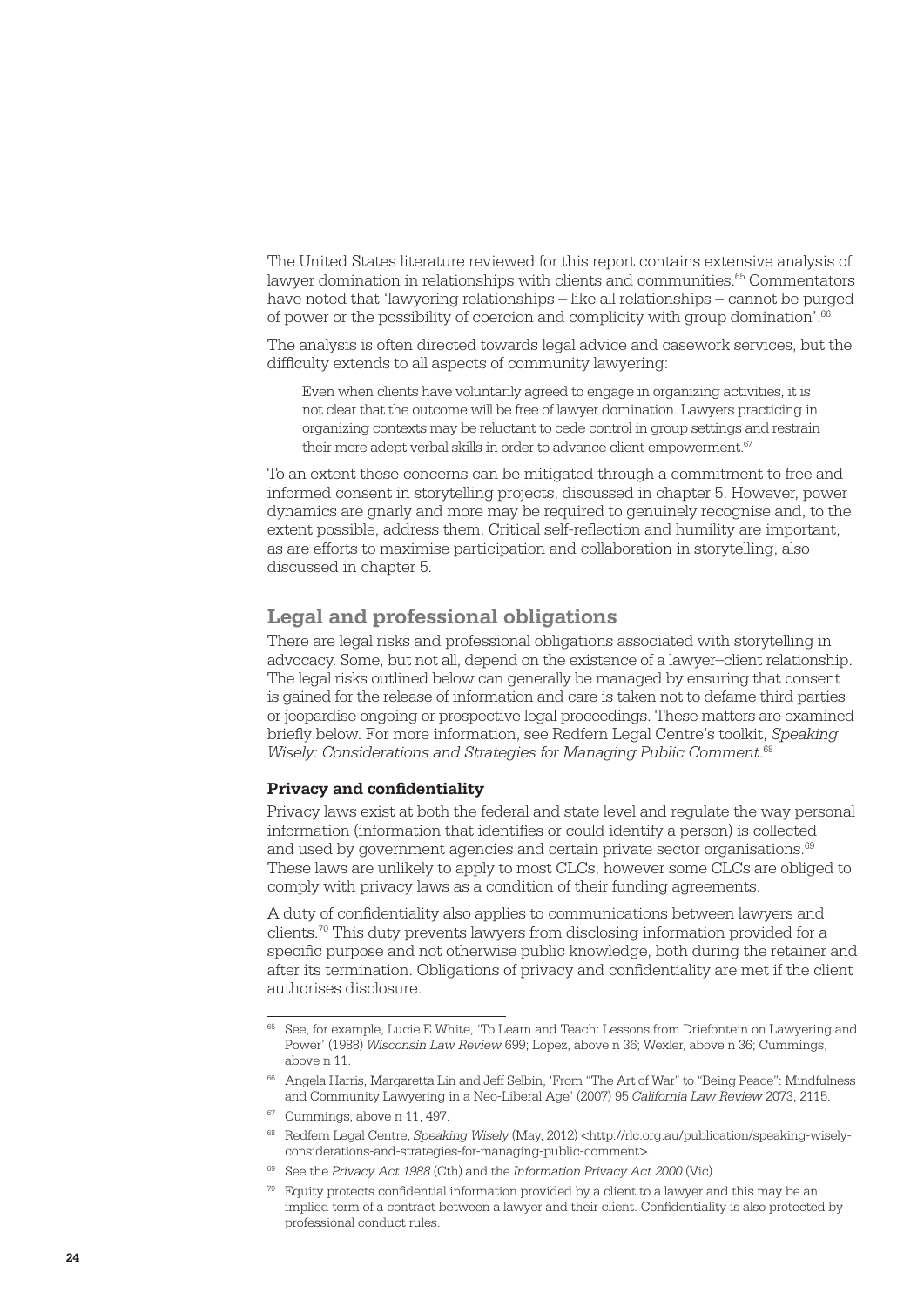The United States literature reviewed for this report contains extensive analysis of lawyer domination in relationships with clients and communities.[65] Commentators have noted that 'lawyering relationships – like all relationships – cannot be purged of power or the possibility of coercion and complicity with group domination'.[66]

The analysis is often directed towards legal advice and casework services, but the difficulty extends to all aspects of community lawyering:

> Even when clients have voluntarily agreed to engage in organizing activities, it is not clear that the outcome will be free of lawyer domination. Lawyers practicing in organizing contexts may be reluctant to cede control in group settings and restrain their more adept verbal skills in order to advance client empowerment.[67]

To an extent these concerns can be mitigated through a commitment to free and informed consent in storytelling projects, discussed in chapter 5. However, power dynamics are gnarly and more may be required to genuinely recognise and, to the extent possible, address them. Critical self-reflection and humility are important, as are efforts to maximise participation and collaboration in storytelling, also discussed in chapter 5.

## Legal and professional obligations

There are legal risks and professional obligations associated with storytelling in advocacy. Some, but not all, depend on the existence of a lawyer–client relationship. The legal risks outlined below can generally be managed by ensuring that consent is gained for the release of information and care is taken not to defame third parties or jeopardise ongoing or prospective legal proceedings. These matters are examined briefly below. For more information, see Redfern Legal Centre's toolkit, *Speaking Wisely: Considerations and Strategies for Managing Public Comment*.[68]

### Privacy and confidentiality

Privacy laws exist at both the federal and state level and regulate the way personal information (information that identifies or could identify a person) is collected and used by government agencies and certain private sector organisations.[69] These laws are unlikely to apply to most CLCs, however some CLCs are obliged to comply with privacy laws as a condition of their funding agreements.

A duty of confidentiality also applies to communications between lawyers and clients.[70] This duty prevents lawyers from disclosing information provided for a specific purpose and not otherwise public knowledge, both during the retainer and after its termination. Obligations of privacy and confidentiality are met if the client authorises disclosure.

---

[65] See, for example, Lucie E White, 'To Learn and Teach: Lessons from Driefontein on Lawyering and Power' (1988) *Wisconsin Law Review* 699; Lopez, above n 36; Wexler, above n 36; Cummings, above n 11.

[66] Angela Harris, Margaretta Lin and Jeff Selbin, 'From "The Art of War" to "Being Peace": Mindfulness and Community Lawyering in a Neo-Liberal Age' (2007) 95 *California Law Review* 2073, 2115.

[67] Cummings, above n 11, 497.

[68] Redfern Legal Centre, *Speaking Wisely* (May, 2012) <http://rlc.org.au/publication/speaking-wisely-considerations-and-strategies-for-managing-public-comment>.

[69] See the *Privacy Act 1988* (Cth) and the *Information Privacy Act 2000* (Vic).

[70] Equity protects confidential information provided by a client to a lawyer and this may be an implied term of a contract between a lawyer and their client. Confidentiality is also protected by professional conduct rules.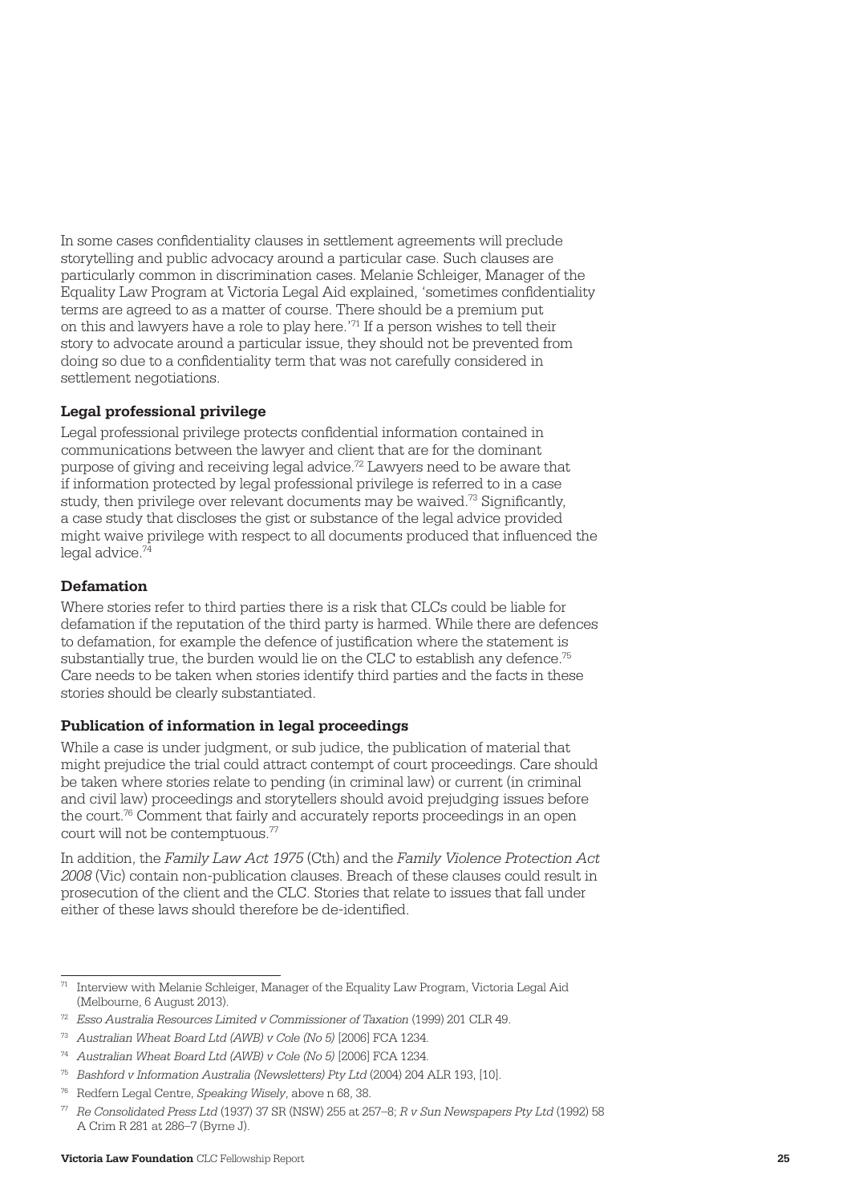In some cases confidentiality clauses in settlement agreements will preclude storytelling and public advocacy around a particular case. Such clauses are particularly common in discrimination cases. Melanie Schleiger, Manager of the Equality Law Program at Victoria Legal Aid explained, 'sometimes confidentiality terms are agreed to as a matter of course. There should be a premium put on this and lawyers have a role to play here.'[71] If a person wishes to tell their story to advocate around a particular issue, they should not be prevented from doing so due to a confidentiality term that was not carefully considered in settlement negotiations.

### Legal professional privilege

Legal professional privilege protects confidential information contained in communications between the lawyer and client that are for the dominant purpose of giving and receiving legal advice.[72] Lawyers need to be aware that if information protected by legal professional privilege is referred to in a case study, then privilege over relevant documents may be waived.[73] Significantly, a case study that discloses the gist or substance of the legal advice provided might waive privilege with respect to all documents produced that influenced the legal advice.[74]

### Defamation

Where stories refer to third parties there is a risk that CLCs could be liable for defamation if the reputation of the third party is harmed. While there are defences to defamation, for example the defence of justification where the statement is substantially true, the burden would lie on the CLC to establish any defence.[75] Care needs to be taken when stories identify third parties and the facts in these stories should be clearly substantiated.

### Publication of information in legal proceedings

While a case is under judgment, or sub judice, the publication of material that might prejudice the trial could attract contempt of court proceedings. Care should be taken where stories relate to pending (in criminal law) or current (in criminal and civil law) proceedings and storytellers should avoid prejudging issues before the court.[76] Comment that fairly and accurately reports proceedings in an open court will not be contemptuous.[77]

In addition, the *Family Law Act 1975* (Cth) and the *Family Violence Protection Act 2008* (Vic) contain non-publication clauses. Breach of these clauses could result in prosecution of the client and the CLC. Stories that relate to issues that fall under either of these laws should therefore be de-identified.

---

[71] Interview with Melanie Schleiger, Manager of the Equality Law Program, Victoria Legal Aid (Melbourne, 6 August 2013).

[72] *Esso Australia Resources Limited v Commissioner of Taxation* (1999) 201 CLR 49.

[73] *Australian Wheat Board Ltd (AWB) v Cole (No 5)* [2006] FCA 1234.

[74] *Australian Wheat Board Ltd (AWB) v Cole (No 5)* [2006] FCA 1234.

[75] *Bashford v Information Australia (Newsletters) Pty Ltd* (2004) 204 ALR 193, [10].

[76] Redfern Legal Centre, *Speaking Wisely*, above n 68, 38.

[77] *Re Consolidated Press Ltd* (1937) 37 SR (NSW) 255 at 257–8; *R v Sun Newspapers Pty Ltd* (1992) 58 A Crim R 281 at 286–7 (Byrne J).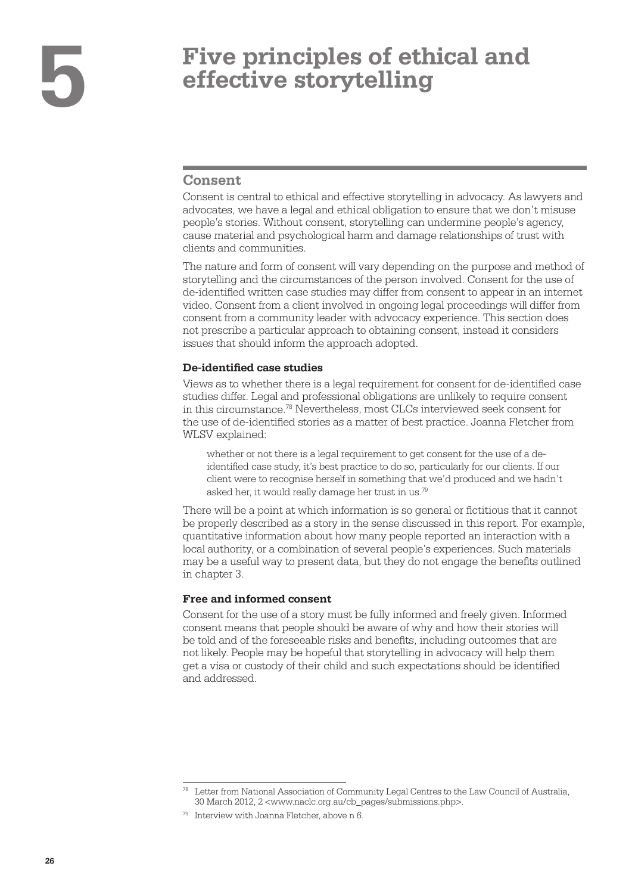# 5 Five principles of ethical and effective storytelling

## Consent

Consent is central to ethical and effective storytelling in advocacy. As lawyers and advocates, we have a legal and ethical obligation to ensure that we don't misuse people's stories. Without consent, storytelling can undermine people's agency, cause material and psychological harm and damage relationships of trust with clients and communities.

The nature and form of consent will vary depending on the purpose and method of storytelling and the circumstances of the person involved. Consent for the use of de-identified written case studies may differ from consent to appear in an internet video. Consent from a client involved in ongoing legal proceedings will differ from consent from a community leader with advocacy experience. This section does not prescribe a particular approach to obtaining consent, instead it considers issues that should inform the approach adopted.

### De-identified case studies

Views as to whether there is a legal requirement for consent for de-identified case studies differ. Legal and professional obligations are unlikely to require consent in this circumstance.[78] Nevertheless, most CLCs interviewed seek consent for the use of de-identified stories as a matter of best practice. Joanna Fletcher from WLSV explained:

> whether or not there is a legal requirement to get consent for the use of a de-identified case study, it's best practice to do so, particularly for our clients. If our client were to recognise herself in something that we'd produced and we hadn't asked her, it would really damage her trust in us.[79]

There will be a point at which information is so general or fictitious that it cannot be properly described as a story in the sense discussed in this report. For example, quantitative information about how many people reported an interaction with a local authority, or a combination of several people's experiences. Such materials may be a useful way to present data, but they do not engage the benefits outlined in chapter 3.

### Free and informed consent

Consent for the use of a story must be fully informed and freely given. Informed consent means that people should be aware of why and how their stories will be told and of the foreseeable risks and benefits, including outcomes that are not likely. People may be hopeful that storytelling in advocacy will help them get a visa or custody of their child and such expectations should be identified and addressed.

---

[78] Letter from National Association of Community Legal Centres to the Law Council of Australia, 30 March 2012, 2 <www.naclc.org.au/cb_pages/submissions.php>.

[79] Interview with Joanna Fletcher, above n 6.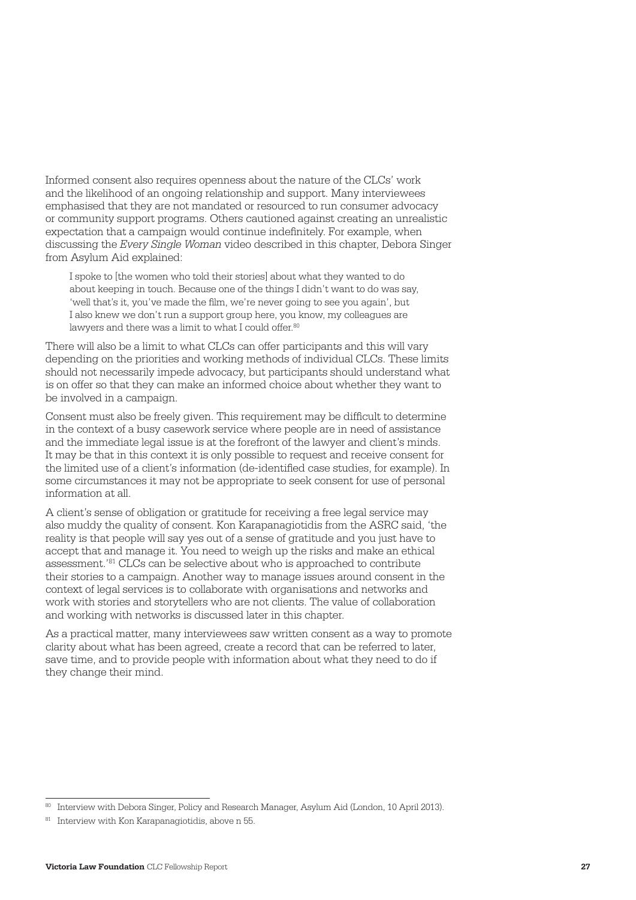Informed consent also requires openness about the nature of the CLCs' work and the likelihood of an ongoing relationship and support. Many interviewees emphasised that they are not mandated or resourced to run consumer advocacy or community support programs. Others cautioned against creating an unrealistic expectation that a campaign would continue indefinitely. For example, when discussing the *Every Single Woman* video described in this chapter, Debora Singer from Asylum Aid explained:

> I spoke to [the women who told their stories] about what they wanted to do about keeping in touch. Because one of the things I didn't want to do was say, 'well that's it, you've made the film, we're never going to see you again', but I also knew we don't run a support group here, you know, my colleagues are lawyers and there was a limit to what I could offer.[80]

There will also be a limit to what CLCs can offer participants and this will vary depending on the priorities and working methods of individual CLCs. These limits should not necessarily impede advocacy, but participants should understand what is on offer so that they can make an informed choice about whether they want to be involved in a campaign.

Consent must also be freely given. This requirement may be difficult to determine in the context of a busy casework service where people are in need of assistance and the immediate legal issue is at the forefront of the lawyer and client's minds. It may be that in this context it is only possible to request and receive consent for the limited use of a client's information (de-identified case studies, for example). In some circumstances it may not be appropriate to seek consent for use of personal information at all.

A client's sense of obligation or gratitude for receiving a free legal service may also muddy the quality of consent. Kon Karapanagiotidis from the ASRC said, 'the reality is that people will say yes out of a sense of gratitude and you just have to accept that and manage it. You need to weigh up the risks and make an ethical assessment.'[81] CLCs can be selective about who is approached to contribute their stories to a campaign. Another way to manage issues around consent in the context of legal services is to collaborate with organisations and networks and work with stories and storytellers who are not clients. The value of collaboration and working with networks is discussed later in this chapter.

As a practical matter, many interviewees saw written consent as a way to promote clarity about what has been agreed, create a record that can be referred to later, save time, and to provide people with information about what they need to do if they change their mind.

---

[80] Interview with Debora Singer, Policy and Research Manager, Asylum Aid (London, 10 April 2013).

[81] Interview with Kon Karapanagiotidis, above n 55.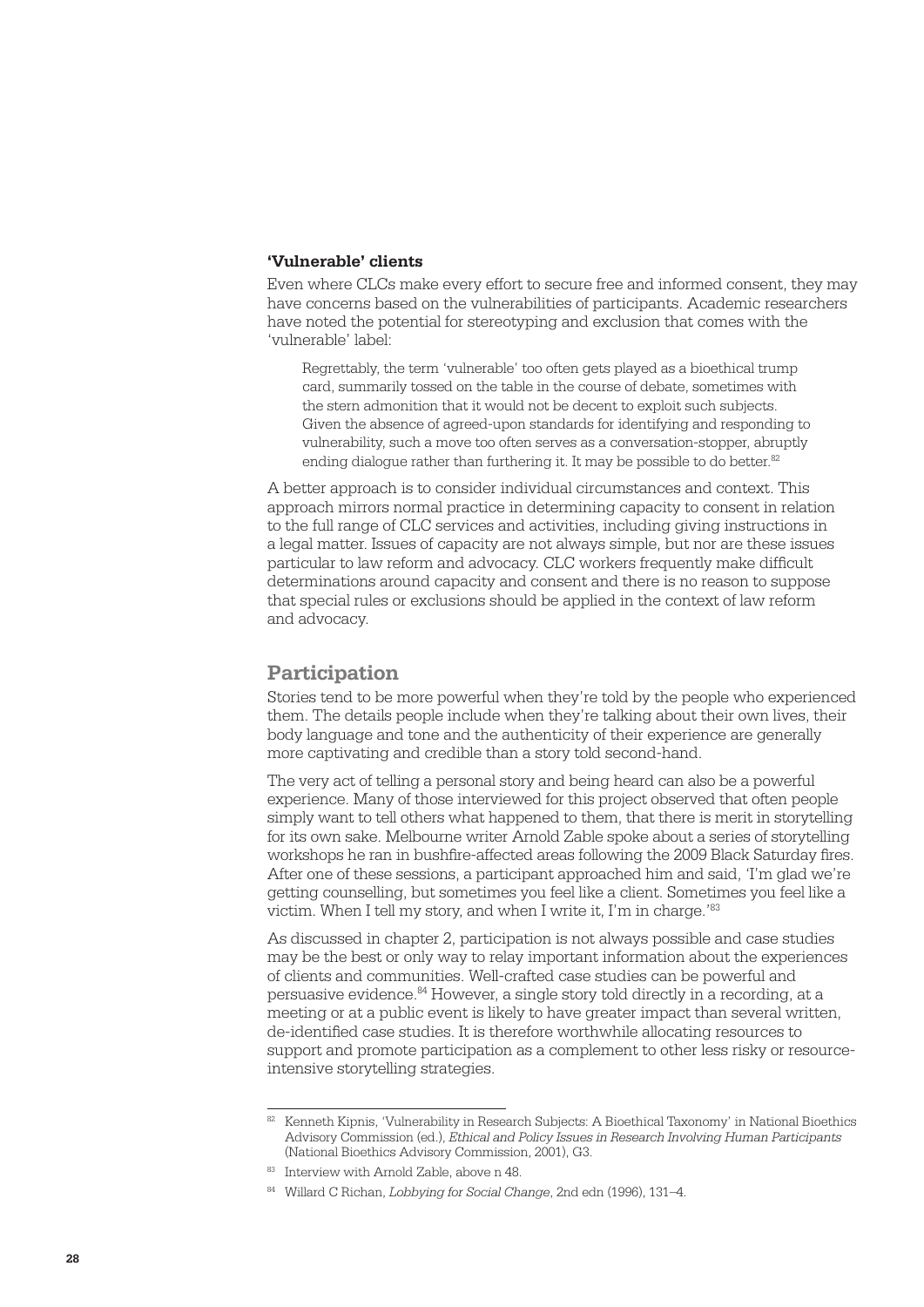### 'Vulnerable' clients

Even where CLCs make every effort to secure free and informed consent, they may have concerns based on the vulnerabilities of participants. Academic researchers have noted the potential for stereotyping and exclusion that comes with the 'vulnerable' label:

> Regrettably, the term 'vulnerable' too often gets played as a bioethical trump card, summarily tossed on the table in the course of debate, sometimes with the stern admonition that it would not be decent to exploit such subjects. Given the absence of agreed-upon standards for identifying and responding to vulnerability, such a move too often serves as a conversation-stopper, abruptly ending dialogue rather than furthering it. It may be possible to do better.[82]

A better approach is to consider individual circumstances and context. This approach mirrors normal practice in determining capacity to consent in relation to the full range of CLC services and activities, including giving instructions in a legal matter. Issues of capacity are not always simple, but nor are these issues particular to law reform and advocacy. CLC workers frequently make difficult determinations around capacity and consent and there is no reason to suppose that special rules or exclusions should be applied in the context of law reform and advocacy.

## Participation

Stories tend to be more powerful when they're told by the people who experienced them. The details people include when they're talking about their own lives, their body language and tone and the authenticity of their experience are generally more captivating and credible than a story told second-hand.

The very act of telling a personal story and being heard can also be a powerful experience. Many of those interviewed for this project observed that often people simply want to tell others what happened to them, that there is merit in storytelling for its own sake. Melbourne writer Arnold Zable spoke about a series of storytelling workshops he ran in bushfire-affected areas following the 2009 Black Saturday fires. After one of these sessions, a participant approached him and said, 'I'm glad we're getting counselling, but sometimes you feel like a client. Sometimes you feel like a victim. When I tell my story, and when I write it, I'm in charge.'[83]

As discussed in chapter 2, participation is not always possible and case studies may be the best or only way to relay important information about the experiences of clients and communities. Well-crafted case studies can be powerful and persuasive evidence.[84] However, a single story told directly in a recording, at a meeting or at a public event is likely to have greater impact than several written, de-identified case studies. It is therefore worthwhile allocating resources to support and promote participation as a complement to other less risky or resource-intensive storytelling strategies.

---

[82] Kenneth Kipnis, 'Vulnerability in Research Subjects: A Bioethical Taxonomy' in National Bioethics Advisory Commission (ed.), *Ethical and Policy Issues in Research Involving Human Participants* (National Bioethics Advisory Commission, 2001), G3.

[83] Interview with Arnold Zable, above n 48.

[84] Willard C Richan, *Lobbying for Social Change*, 2nd edn (1996), 131–4.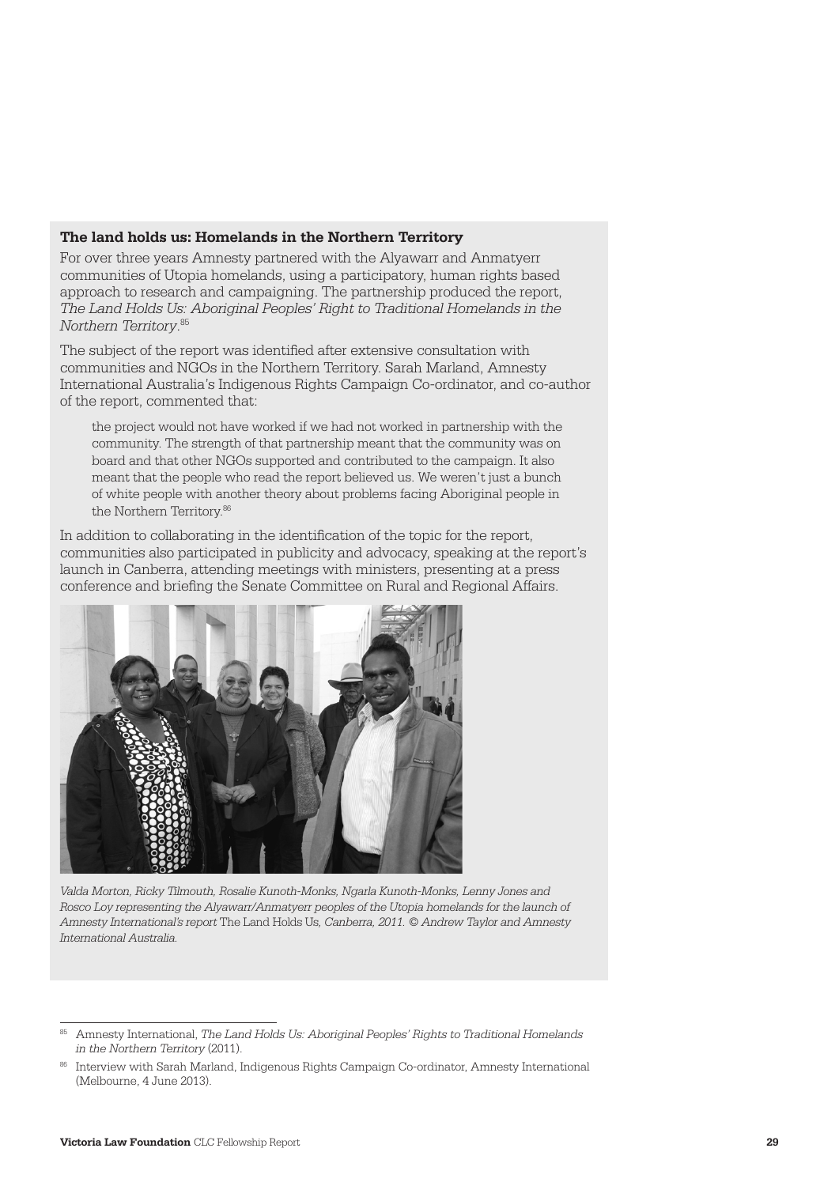**The land holds us: Homelands in the Northern Territory**

For over three years Amnesty partnered with the Alyawarr and Anmatyerr communities of Utopia homelands, using a participatory, human rights based approach to research and campaigning. The partnership produced the report, *The Land Holds Us: Aboriginal Peoples' Right to Traditional Homelands in the Northern Territory*.[85]

The subject of the report was identified after extensive consultation with communities and NGOs in the Northern Territory. Sarah Marland, Amnesty International Australia's Indigenous Rights Campaign Co-ordinator, and co-author of the report, commented that:

> the project would not have worked if we had not worked in partnership with the community. The strength of that partnership meant that the community was on board and that other NGOs supported and contributed to the campaign. It also meant that the people who read the report believed us. We weren't just a bunch of white people with another theory about problems facing Aboriginal people in the Northern Territory.[86]

In addition to collaborating in the identification of the topic for the report, communities also participated in publicity and advocacy, speaking at the report's launch in Canberra, attending meetings with ministers, presenting at a press conference and briefing the Senate Committee on Rural and Regional Affairs.

*Valda Morton, Ricky Tilmouth, Rosalie Kunoth-Monks, Ngarla Kunoth-Monks, Lenny Jones and Rosco Loy representing the Alyawarr/Anmatyerr peoples of the Utopia homelands for the launch of Amnesty International's report* The Land Holds Us*, Canberra, 2011. © Andrew Taylor and Amnesty International Australia.*

---

[85] Amnesty International, *The Land Holds Us: Aboriginal Peoples' Rights to Traditional Homelands in the Northern Territory* (2011).

[86] Interview with Sarah Marland, Indigenous Rights Campaign Co-ordinator, Amnesty International (Melbourne, 4 June 2013).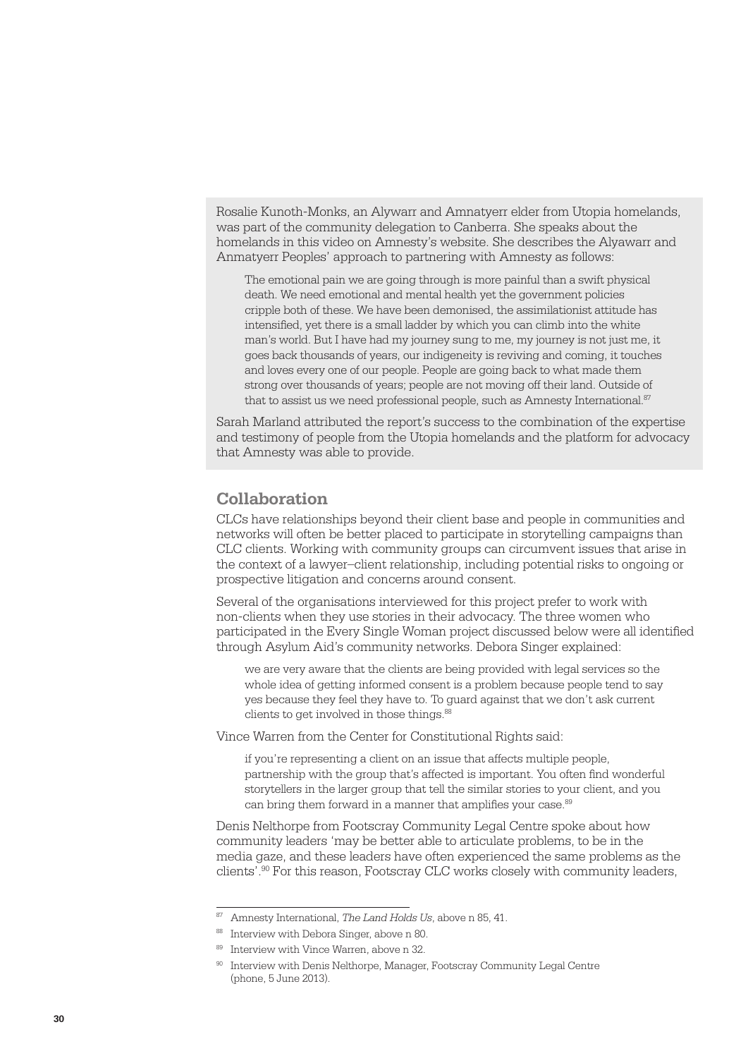Rosalie Kunoth-Monks, an Alywarr and Amnatyerr elder from Utopia homelands, was part of the community delegation to Canberra. She speaks about the homelands in this video on Amnesty's website. She describes the Alyawarr and Anmatyerr Peoples' approach to partnering with Amnesty as follows:

> The emotional pain we are going through is more painful than a swift physical death. We need emotional and mental health yet the government policies cripple both of these. We have been demonised, the assimilationist attitude has intensified, yet there is a small ladder by which you can climb into the white man's world. But I have had my journey sung to me, my journey is not just me, it goes back thousands of years, our indigeneity is reviving and coming, it touches and loves every one of our people. People are going back to what made them strong over thousands of years; people are not moving off their land. Outside of that to assist us we need professional people, such as Amnesty International.[87]

Sarah Marland attributed the report's success to the combination of the expertise and testimony of people from the Utopia homelands and the platform for advocacy that Amnesty was able to provide.

## Collaboration

CLCs have relationships beyond their client base and people in communities and networks will often be better placed to participate in storytelling campaigns than CLC clients. Working with community groups can circumvent issues that arise in the context of a lawyer–client relationship, including potential risks to ongoing or prospective litigation and concerns around consent.

Several of the organisations interviewed for this project prefer to work with non-clients when they use stories in their advocacy. The three women who participated in the Every Single Woman project discussed below were all identified through Asylum Aid's community networks. Debora Singer explained:

> we are very aware that the clients are being provided with legal services so the whole idea of getting informed consent is a problem because people tend to say yes because they feel they have to. To guard against that we don't ask current clients to get involved in those things.[88]

Vince Warren from the Center for Constitutional Rights said:

> if you're representing a client on an issue that affects multiple people, partnership with the group that's affected is important. You often find wonderful storytellers in the larger group that tell the similar stories to your client, and you can bring them forward in a manner that amplifies your case.[89]

Denis Nelthorpe from Footscray Community Legal Centre spoke about how community leaders 'may be better able to articulate problems, to be in the media gaze, and these leaders have often experienced the same problems as the clients'.[90] For this reason, Footscray CLC works closely with community leaders,

---

[87] Amnesty International, *The Land Holds Us*, above n 85, 41.

[88] Interview with Debora Singer, above n 80.

[89] Interview with Vince Warren, above n 32.

[90] Interview with Denis Nelthorpe, Manager, Footscray Community Legal Centre (phone, 5 June 2013).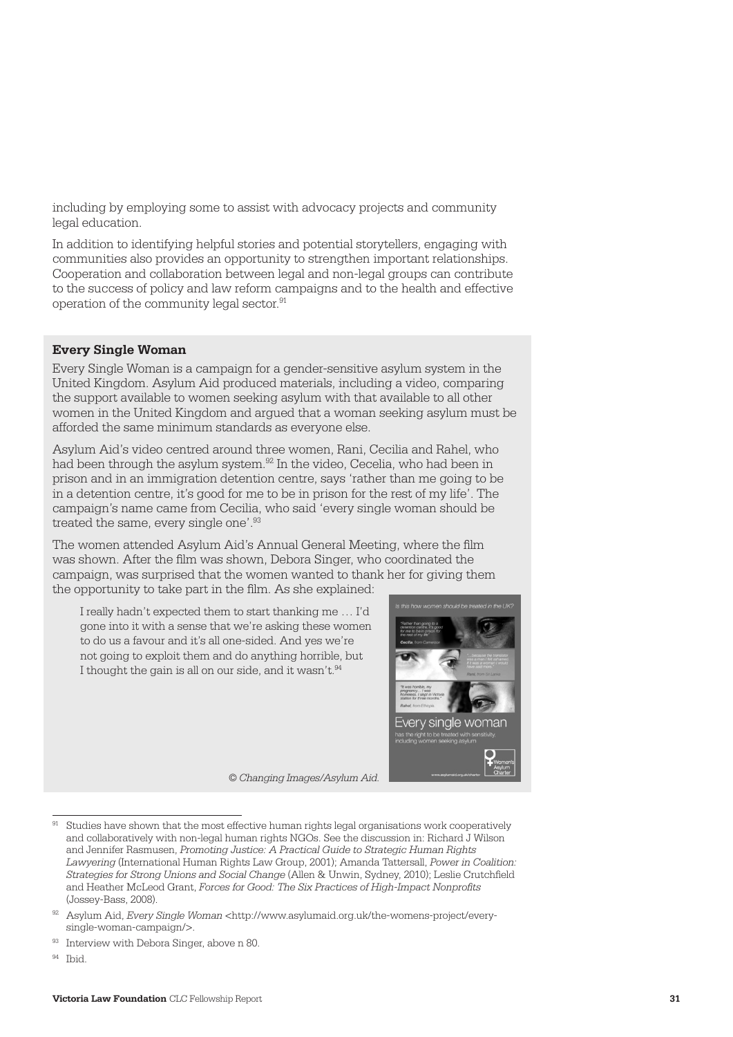including by employing some to assist with advocacy projects and community legal education.

In addition to identifying helpful stories and potential storytellers, engaging with communities also provides an opportunity to strengthen important relationships. Cooperation and collaboration between legal and non-legal groups can contribute to the success of policy and law reform campaigns and to the health and effective operation of the community legal sector.[91]

**Every Single Woman**

Every Single Woman is a campaign for a gender-sensitive asylum system in the United Kingdom. Asylum Aid produced materials, including a video, comparing the support available to women seeking asylum with that available to all other women in the United Kingdom and argued that a woman seeking asylum must be afforded the same minimum standards as everyone else.

Asylum Aid's video centred around three women, Rani, Cecilia and Rahel, who had been through the asylum system.[92] In the video, Cecelia, who had been in prison and in an immigration detention centre, says 'rather than me going to be in a detention centre, it's good for me to be in prison for the rest of my life'. The campaign's name came from Cecilia, who said 'every single woman should be treated the same, every single one'.[93]

The women attended Asylum Aid's Annual General Meeting, where the film was shown. After the film was shown, Debora Singer, who coordinated the campaign, was surprised that the women wanted to thank her for giving them the opportunity to take part in the film. As she explained:

> I really hadn't expected them to start thanking me … I'd gone into it with a sense that we're asking these women to do us a favour and it's all one-sided. And yes we're not going to exploit them and do anything horrible, but I thought the gain is all on our side, and it wasn't.[94]

*© Changing Images/Asylum Aid.*

---

[91] Studies have shown that the most effective human rights legal organisations work cooperatively and collaboratively with non-legal human rights NGOs. See the discussion in: Richard J Wilson and Jennifer Rasmusen, *Promoting Justice: A Practical Guide to Strategic Human Rights Lawyering* (International Human Rights Law Group, 2001); Amanda Tattersall, *Power in Coalition: Strategies for Strong Unions and Social Change* (Allen & Unwin, Sydney, 2010); Leslie Crutchfield and Heather McLeod Grant, *Forces for Good: The Six Practices of High-Impact Nonprofits* (Jossey-Bass, 2008).

[92] Asylum Aid, *Every Single Woman* <http://www.asylumaid.org.uk/the-womens-project/every-single-woman-campaign/>.

[93] Interview with Debora Singer, above n 80.

[94] Ibid.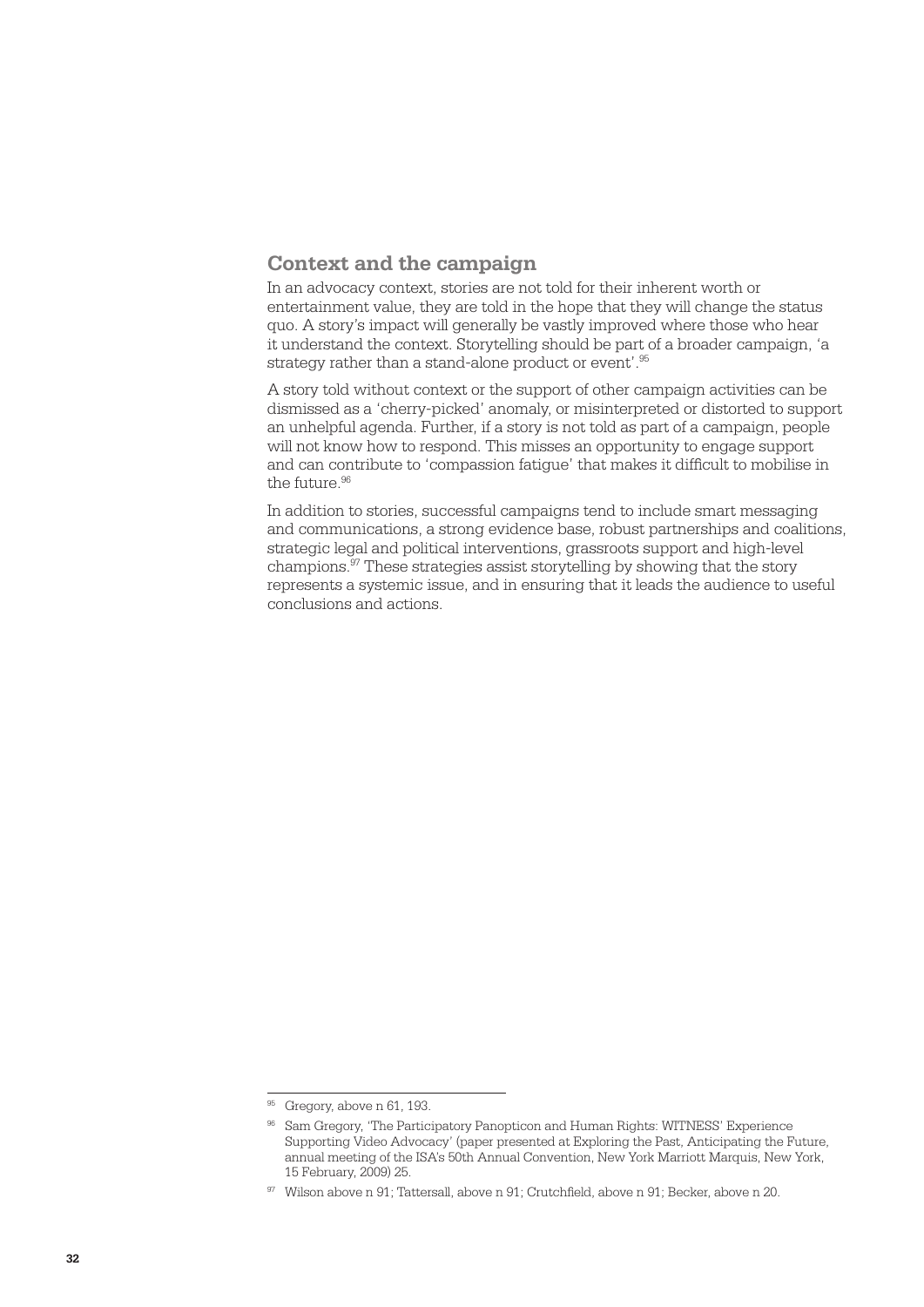## Context and the campaign

In an advocacy context, stories are not told for their inherent worth or entertainment value, they are told in the hope that they will change the status quo. A story's impact will generally be vastly improved where those who hear it understand the context. Storytelling should be part of a broader campaign, 'a strategy rather than a stand-alone product or event'.[95]

A story told without context or the support of other campaign activities can be dismissed as a 'cherry-picked' anomaly, or misinterpreted or distorted to support an unhelpful agenda. Further, if a story is not told as part of a campaign, people will not know how to respond. This misses an opportunity to engage support and can contribute to 'compassion fatigue' that makes it difficult to mobilise in the future.[96]

In addition to stories, successful campaigns tend to include smart messaging and communications, a strong evidence base, robust partnerships and coalitions, strategic legal and political interventions, grassroots support and high-level champions.[97] These strategies assist storytelling by showing that the story represents a systemic issue, and in ensuring that it leads the audience to useful conclusions and actions.

---

[95] Gregory, above n 61, 193.

[96] Sam Gregory, 'The Participatory Panopticon and Human Rights: WITNESS' Experience Supporting Video Advocacy' (paper presented at Exploring the Past, Anticipating the Future, annual meeting of the ISA's 50th Annual Convention, New York Marriott Marquis, New York, 15 February, 2009) 25.

[97] Wilson above n 91; Tattersall, above n 91; Crutchfield, above n 91; Becker, above n 20.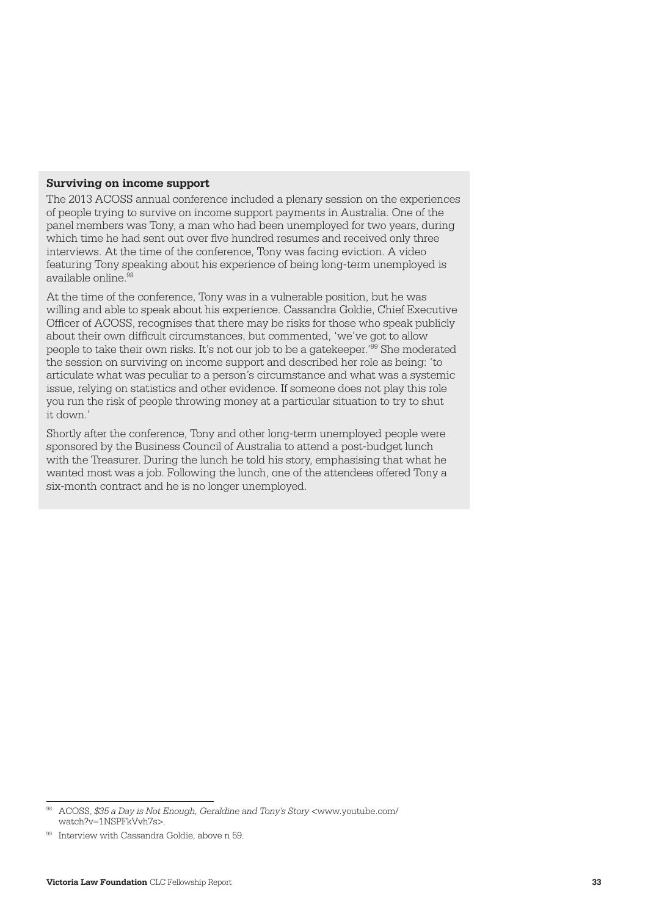**Surviving on income support**

The 2013 ACOSS annual conference included a plenary session on the experiences of people trying to survive on income support payments in Australia. One of the panel members was Tony, a man who had been unemployed for two years, during which time he had sent out over five hundred resumes and received only three interviews. At the time of the conference, Tony was facing eviction. A video featuring Tony speaking about his experience of being long-term unemployed is available online.[98]

At the time of the conference, Tony was in a vulnerable position, but he was willing and able to speak about his experience. Cassandra Goldie, Chief Executive Officer of ACOSS, recognises that there may be risks for those who speak publicly about their own difficult circumstances, but commented, 'we've got to allow people to take their own risks. It's not our job to be a gatekeeper.'[99] She moderated the session on surviving on income support and described her role as being: 'to articulate what was peculiar to a person's circumstance and what was a systemic issue, relying on statistics and other evidence. If someone does not play this role you run the risk of people throwing money at a particular situation to try to shut it down.'

Shortly after the conference, Tony and other long-term unemployed people were sponsored by the Business Council of Australia to attend a post-budget lunch with the Treasurer. During the lunch he told his story, emphasising that what he wanted most was a job. Following the lunch, one of the attendees offered Tony a six-month contract and he is no longer unemployed.

---

[98] ACOSS, *$35 a Day is Not Enough, Geraldine and Tony's Story* <www.youtube.com/watch?v=1NSPFkVvh7s>.

[99] Interview with Cassandra Goldie, above n 59.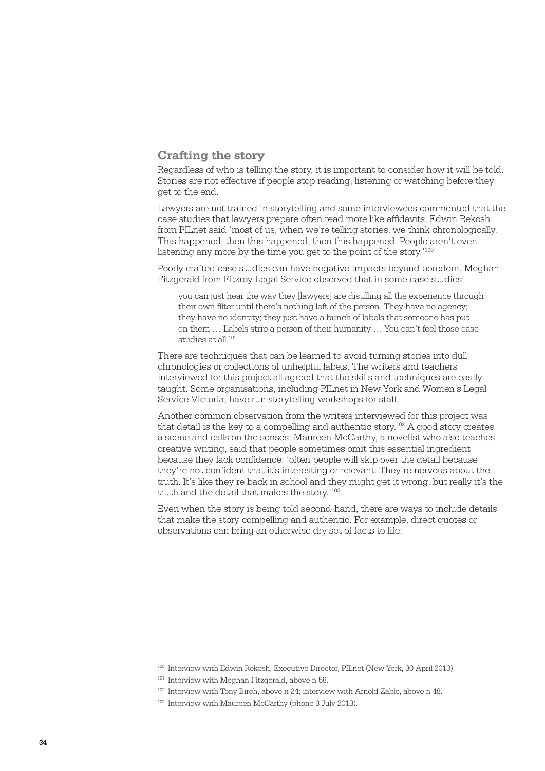## Crafting the story

Regardless of who is telling the story, it is important to consider how it will be told. Stories are not effective if people stop reading, listening or watching before they get to the end.

Lawyers are not trained in storytelling and some interviewees commented that the case studies that lawyers prepare often read more like affidavits. Edwin Rekosh from PILnet said 'most of us, when we're telling stories, we think chronologically. This happened, then this happened, then this happened. People aren't even listening any more by the time you get to the point of the story.'[100]

Poorly crafted case studies can have negative impacts beyond boredom. Meghan Fitzgerald from Fitzroy Legal Service observed that in some case studies:

> you can just hear the way they [lawyers] are distilling all the experience through their own filter until there's nothing left of the person. They have no agency; they have no identity; they just have a bunch of labels that someone has put on them … Labels strip a person of their humanity … You can't feel those case studies at all.[101]

There are techniques that can be learned to avoid turning stories into dull chronologies or collections of unhelpful labels. The writers and teachers interviewed for this project all agreed that the skills and techniques are easily taught. Some organisations, including PILnet in New York and Women's Legal Service Victoria, have run storytelling workshops for staff.

Another common observation from the writers interviewed for this project was that detail is the key to a compelling and authentic story.[102] A good story creates a scene and calls on the senses. Maureen McCarthy, a novelist who also teaches creative writing, said that people sometimes omit this essential ingredient because they lack confidence: 'often people will skip over the detail because they're not confident that it's interesting or relevant. They're nervous about the truth. It's like they're back in school and they might get it wrong, but really it's the truth and the detail that makes the story.'[103]

Even when the story is being told second-hand, there are ways to include details that make the story compelling and authentic. For example, direct quotes or observations can bring an otherwise dry set of facts to life.

---

[100] Interview with Edwin Rekosh, Executive Director, PILnet (New York, 30 April 2013).

[101] Interview with Meghan Fitzgerald, above n 58.

[102] Interview with Tony Birch, above n 24; interview with Arnold Zable, above n 48.

[103] Interview with Maureen McCarthy (phone 3 July 2013).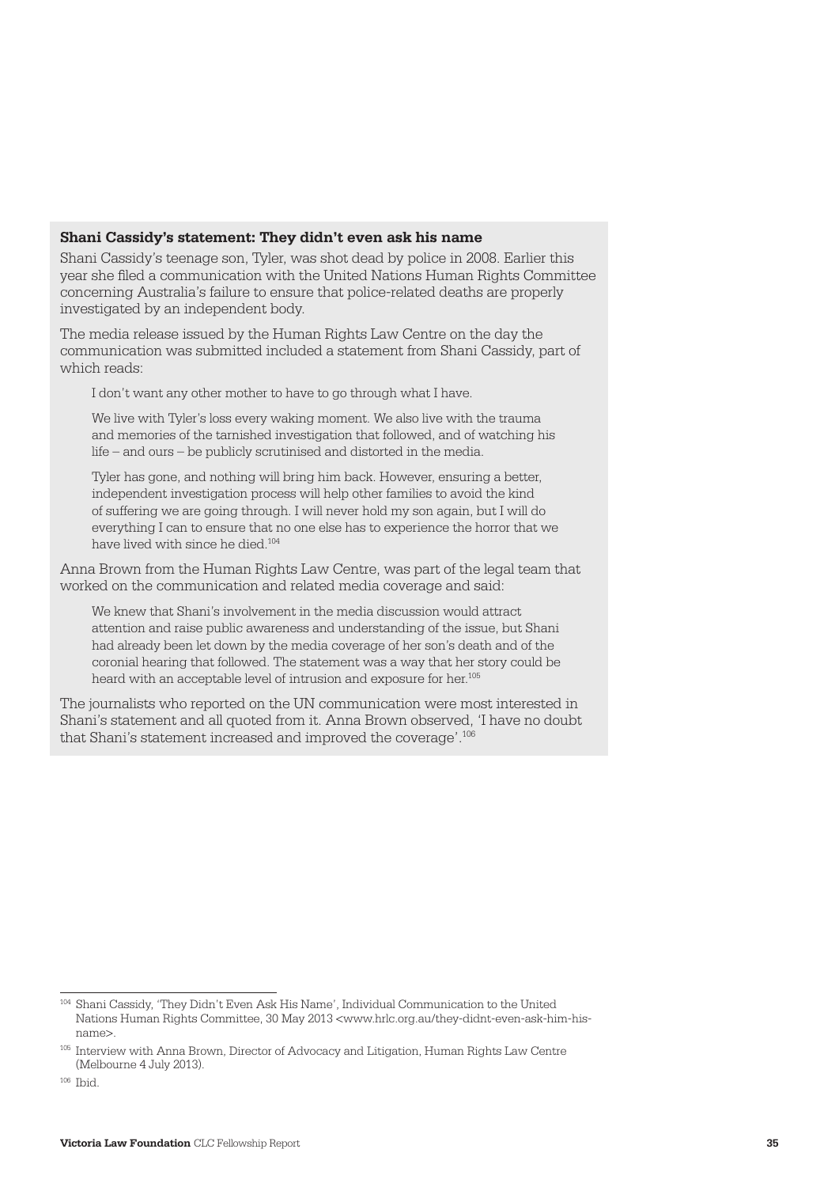**Shani Cassidy's statement: They didn't even ask his name**

Shani Cassidy's teenage son, Tyler, was shot dead by police in 2008. Earlier this year she filed a communication with the United Nations Human Rights Committee concerning Australia's failure to ensure that police-related deaths are properly investigated by an independent body.

The media release issued by the Human Rights Law Centre on the day the communication was submitted included a statement from Shani Cassidy, part of which reads:

> I don't want any other mother to have to go through what I have.
>
> We live with Tyler's loss every waking moment. We also live with the trauma and memories of the tarnished investigation that followed, and of watching his life – and ours – be publicly scrutinised and distorted in the media.
>
> Tyler has gone, and nothing will bring him back. However, ensuring a better, independent investigation process will help other families to avoid the kind of suffering we are going through. I will never hold my son again, but I will do everything I can to ensure that no one else has to experience the horror that we have lived with since he died.[104]

Anna Brown from the Human Rights Law Centre, was part of the legal team that worked on the communication and related media coverage and said:

> We knew that Shani's involvement in the media discussion would attract attention and raise public awareness and understanding of the issue, but Shani had already been let down by the media coverage of her son's death and of the coronial hearing that followed. The statement was a way that her story could be heard with an acceptable level of intrusion and exposure for her.[105]

The journalists who reported on the UN communication were most interested in Shani's statement and all quoted from it. Anna Brown observed, 'I have no doubt that Shani's statement increased and improved the coverage'.[106]

---

[104] Shani Cassidy, 'They Didn't Even Ask His Name', Individual Communication to the United Nations Human Rights Committee, 30 May 2013 <www.hrlc.org.au/they-didnt-even-ask-him-his-name>.

[105] Interview with Anna Brown, Director of Advocacy and Litigation, Human Rights Law Centre (Melbourne 4 July 2013).

[106] Ibid.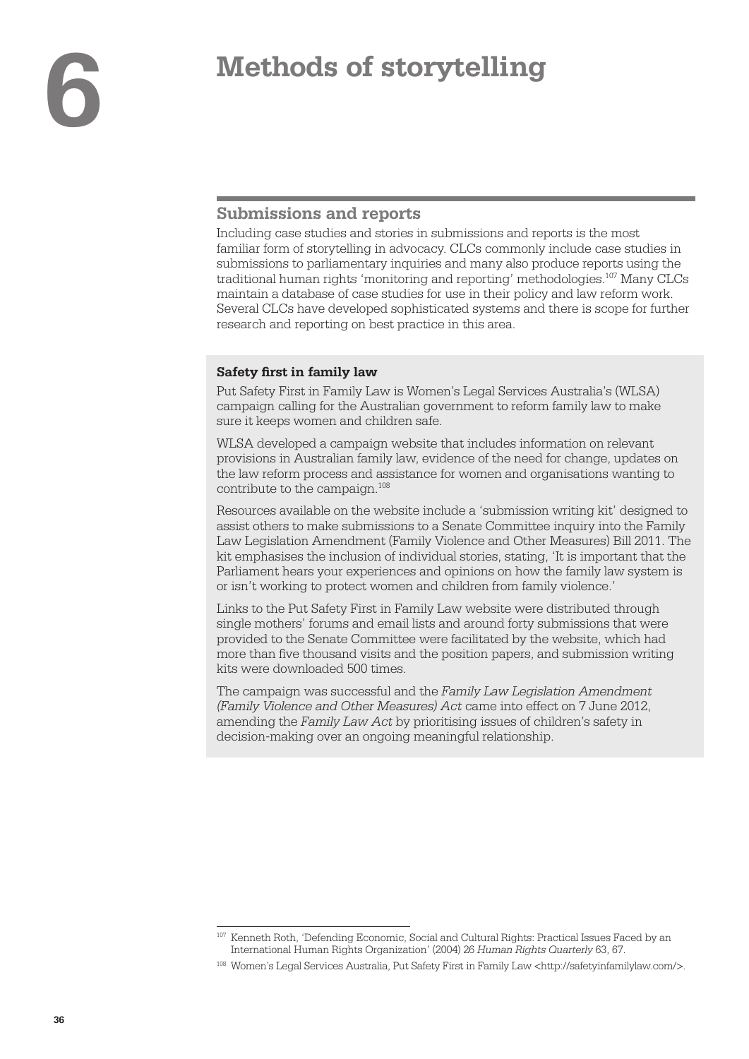# 6 Methods of storytelling

## Submissions and reports

Including case studies and stories in submissions and reports is the most familiar form of storytelling in advocacy. CLCs commonly include case studies in submissions to parliamentary inquiries and many also produce reports using the traditional human rights 'monitoring and reporting' methodologies.[107] Many CLCs maintain a database of case studies for use in their policy and law reform work. Several CLCs have developed sophisticated systems and there is scope for further research and reporting on best practice in this area.

**Safety first in family law**

Put Safety First in Family Law is Women's Legal Services Australia's (WLSA) campaign calling for the Australian government to reform family law to make sure it keeps women and children safe.

WLSA developed a campaign website that includes information on relevant provisions in Australian family law, evidence of the need for change, updates on the law reform process and assistance for women and organisations wanting to contribute to the campaign.[108]

Resources available on the website include a 'submission writing kit' designed to assist others to make submissions to a Senate Committee inquiry into the Family Law Legislation Amendment (Family Violence and Other Measures) Bill 2011. The kit emphasises the inclusion of individual stories, stating, 'It is important that the Parliament hears your experiences and opinions on how the family law system is or isn't working to protect women and children from family violence.'

Links to the Put Safety First in Family Law website were distributed through single mothers' forums and email lists and around forty submissions that were provided to the Senate Committee were facilitated by the website, which had more than five thousand visits and the position papers, and submission writing kits were downloaded 500 times.

The campaign was successful and the *Family Law Legislation Amendment (Family Violence and Other Measures) Act* came into effect on 7 June 2012, amending the *Family Law Act* by prioritising issues of children's safety in decision-making over an ongoing meaningful relationship.

---

[107] Kenneth Roth, 'Defending Economic, Social and Cultural Rights: Practical Issues Faced by an International Human Rights Organization' (2004) 26 *Human Rights Quarterly* 63, 67.

[108] Women's Legal Services Australia, Put Safety First in Family Law <http://safetyinfamilylaw.com/>.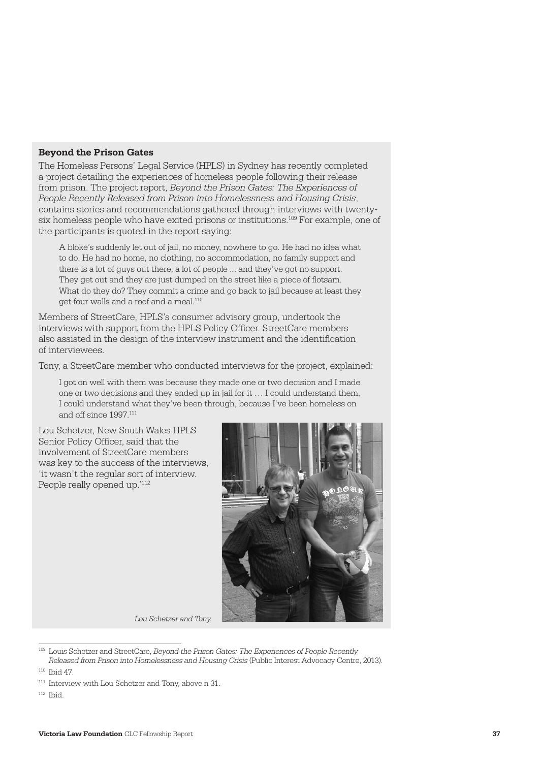### Beyond the Prison Gates

The Homeless Persons' Legal Service (HPLS) in Sydney has recently completed a project detailing the experiences of homeless people following their release from prison. The project report, *Beyond the Prison Gates: The Experiences of People Recently Released from Prison into Homelessness and Housing Crisis*, contains stories and recommendations gathered through interviews with twenty-six homeless people who have exited prisons or institutions.[109] For example, one of the participants is quoted in the report saying:

> A bloke's suddenly let out of jail, no money, nowhere to go. He had no idea what to do. He had no home, no clothing, no accommodation, no family support and there is a lot of guys out there, a lot of people ... and they've got no support. They get out and they are just dumped on the street like a piece of flotsam. What do they do? They commit a crime and go back to jail because at least they get four walls and a roof and a meal.[110]

Members of StreetCare, HPLS's consumer advisory group, undertook the interviews with support from the HPLS Policy Officer. StreetCare members also assisted in the design of the interview instrument and the identification of interviewees.

Tony, a StreetCare member who conducted interviews for the project, explained:

> I got on well with them was because they made one or two decision and I made one or two decisions and they ended up in jail for it … I could understand them, I could understand what they've been through, because I've been homeless on and off since 1997.[111]

Lou Schetzer, New South Wales HPLS Senior Policy Officer, said that the involvement of StreetCare members was key to the success of the interviews, 'it wasn't the regular sort of interview. People really opened up.'[112]

*Lou Schetzer and Tony.*

---

[109] Louis Schetzer and StreetCare, *Beyond the Prison Gates: The Experiences of People Recently Released from Prison into Homelessness and Housing Crisis* (Public Interest Advocacy Centre, 2013).

[110] Ibid 47.

[111] Interview with Lou Schetzer and Tony, above n 31.

[112] Ibid.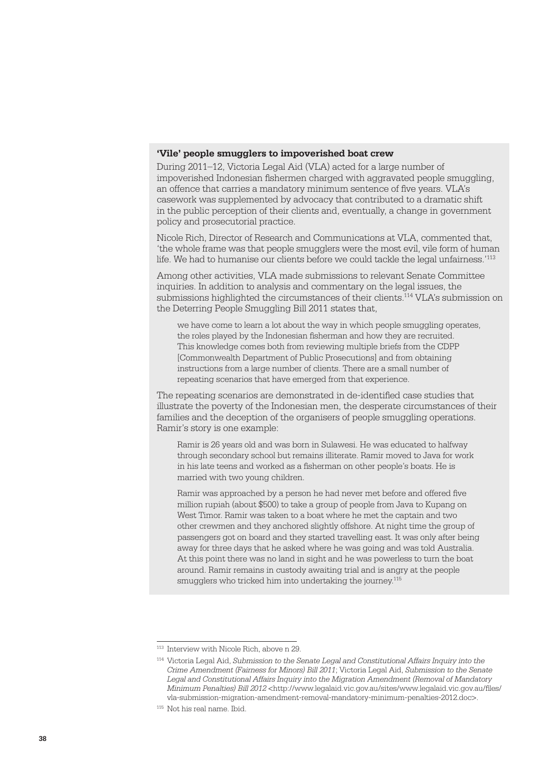**'Vile' people smugglers to impoverished boat crew**

During 2011–12, Victoria Legal Aid (VLA) acted for a large number of impoverished Indonesian fishermen charged with aggravated people smuggling, an offence that carries a mandatory minimum sentence of five years. VLA's casework was supplemented by advocacy that contributed to a dramatic shift in the public perception of their clients and, eventually, a change in government policy and prosecutorial practice.

Nicole Rich, Director of Research and Communications at VLA, commented that, 'the whole frame was that people smugglers were the most evil, vile form of human life. We had to humanise our clients before we could tackle the legal unfairness.'[113]

Among other activities, VLA made submissions to relevant Senate Committee inquiries. In addition to analysis and commentary on the legal issues, the submissions highlighted the circumstances of their clients.[114] VLA's submission on the Deterring People Smuggling Bill 2011 states that,

> we have come to learn a lot about the way in which people smuggling operates, the roles played by the Indonesian fisherman and how they are recruited. This knowledge comes both from reviewing multiple briefs from the CDPP [Commonwealth Department of Public Prosecutions] and from obtaining instructions from a large number of clients. There are a small number of repeating scenarios that have emerged from that experience.

The repeating scenarios are demonstrated in de-identified case studies that illustrate the poverty of the Indonesian men, the desperate circumstances of their families and the deception of the organisers of people smuggling operations. Ramir's story is one example:

> Ramir is 26 years old and was born in Sulawesi. He was educated to halfway through secondary school but remains illiterate. Ramir moved to Java for work in his late teens and worked as a fisherman on other people's boats. He is married with two young children.
>
> Ramir was approached by a person he had never met before and offered five million rupiah (about $500) to take a group of people from Java to Kupang on West Timor. Ramir was taken to a boat where he met the captain and two other crewmen and they anchored slightly offshore. At night time the group of passengers got on board and they started travelling east. It was only after being away for three days that he asked where he was going and was told Australia. At this point there was no land in sight and he was powerless to turn the boat around. Ramir remains in custody awaiting trial and is angry at the people smugglers who tricked him into undertaking the journey.[115]

---

[113] Interview with Nicole Rich, above n 29.

[114] Victoria Legal Aid, *Submission to the Senate Legal and Constitutional Affairs Inquiry into the Crime Amendment (Fairness for Minors) Bill 2011*; Victoria Legal Aid, *Submission to the Senate Legal and Constitutional Affairs Inquiry into the Migration Amendment (Removal of Mandatory Minimum Penalties) Bill 2012* <http://www.legalaid.vic.gov.au/sites/www.legalaid.vic.gov.au/files/vla-submission-migration-amendment-removal-mandatory-minimum-penalties-2012.doc>.

[115] Not his real name. Ibid.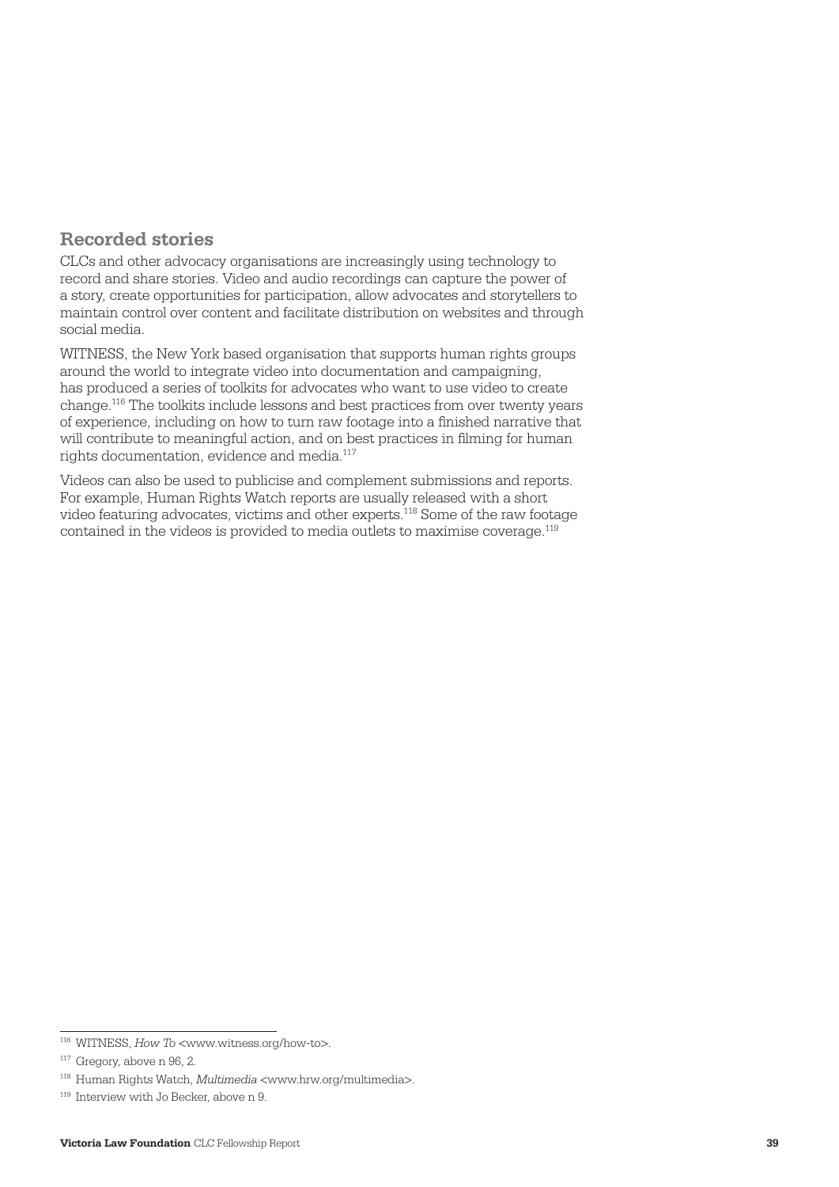## Recorded stories

CLCs and other advocacy organisations are increasingly using technology to record and share stories. Video and audio recordings can capture the power of a story, create opportunities for participation, allow advocates and storytellers to maintain control over content and facilitate distribution on websites and through social media.

WITNESS, the New York based organisation that supports human rights groups around the world to integrate video into documentation and campaigning, has produced a series of toolkits for advocates who want to use video to create change.[116] The toolkits include lessons and best practices from over twenty years of experience, including on how to turn raw footage into a finished narrative that will contribute to meaningful action, and on best practices in filming for human rights documentation, evidence and media.[117]

Videos can also be used to publicise and complement submissions and reports. For example, Human Rights Watch reports are usually released with a short video featuring advocates, victims and other experts.[118] Some of the raw footage contained in the videos is provided to media outlets to maximise coverage.[119]

---

[116] WITNESS, *How To* <www.witness.org/how-to>.

[117] Gregory, above n 96, 2.

[118] Human Rights Watch, *Multimedia* <www.hrw.org/multimedia>.

[119] Interview with Jo Becker, above n 9.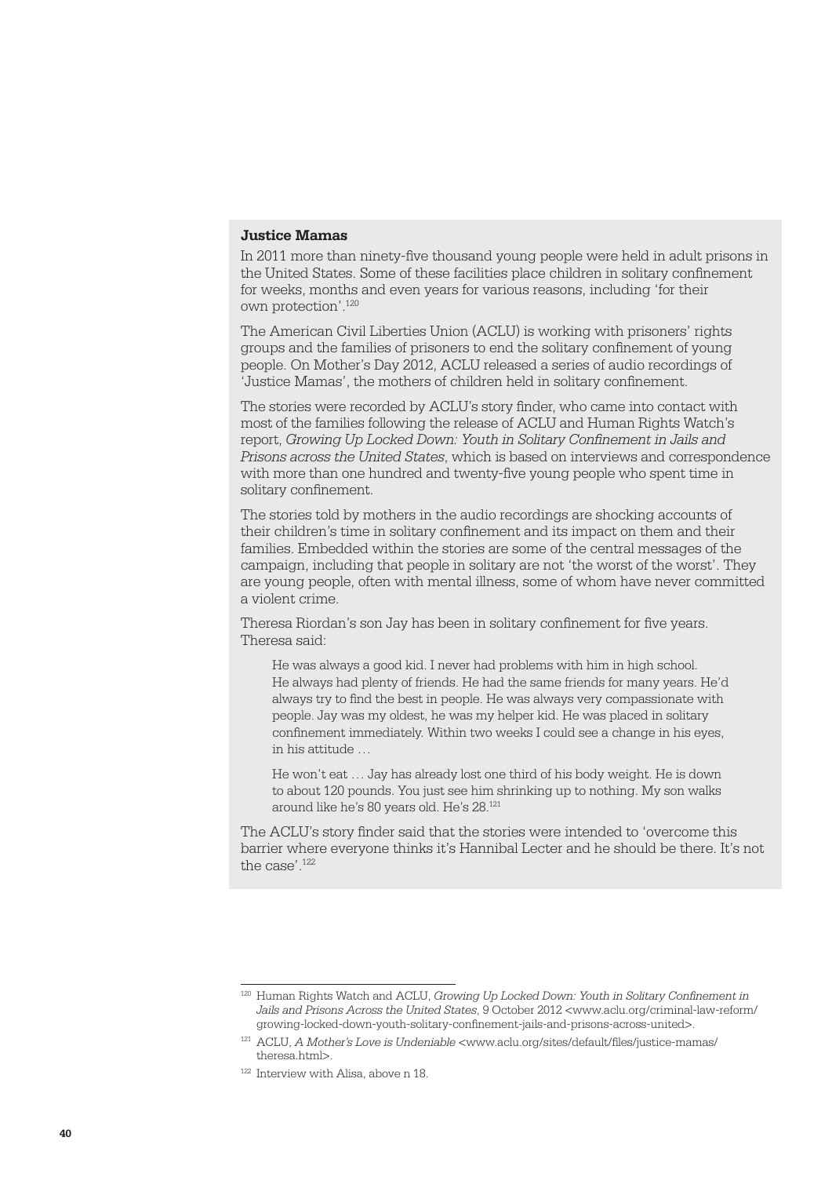**Justice Mamas**

In 2011 more than ninety-five thousand young people were held in adult prisons in the United States. Some of these facilities place children in solitary confinement for weeks, months and even years for various reasons, including 'for their own protection'.[120]

The American Civil Liberties Union (ACLU) is working with prisoners' rights groups and the families of prisoners to end the solitary confinement of young people. On Mother's Day 2012, ACLU released a series of audio recordings of 'Justice Mamas', the mothers of children held in solitary confinement.

The stories were recorded by ACLU's story finder, who came into contact with most of the families following the release of ACLU and Human Rights Watch's report, *Growing Up Locked Down: Youth in Solitary Confinement in Jails and Prisons across the United States*, which is based on interviews and correspondence with more than one hundred and twenty-five young people who spent time in solitary confinement.

The stories told by mothers in the audio recordings are shocking accounts of their children's time in solitary confinement and its impact on them and their families. Embedded within the stories are some of the central messages of the campaign, including that people in solitary are not 'the worst of the worst'. They are young people, often with mental illness, some of whom have never committed a violent crime.

Theresa Riordan's son Jay has been in solitary confinement for five years. Theresa said:

> He was always a good kid. I never had problems with him in high school. He always had plenty of friends. He had the same friends for many years. He'd always try to find the best in people. He was always very compassionate with people. Jay was my oldest, he was my helper kid. He was placed in solitary confinement immediately. Within two weeks I could see a change in his eyes, in his attitude …
>
> He won't eat … Jay has already lost one third of his body weight. He is down to about 120 pounds. You just see him shrinking up to nothing. My son walks around like he's 80 years old. He's 28.[121]

The ACLU's story finder said that the stories were intended to 'overcome this barrier where everyone thinks it's Hannibal Lecter and he should be there. It's not the case'.[122]

---

[120] Human Rights Watch and ACLU, *Growing Up Locked Down: Youth in Solitary Confinement in Jails and Prisons Across the United States*, 9 October 2012 <www.aclu.org/criminal-law-reform/growing-locked-down-youth-solitary-confinement-jails-and-prisons-across-united>.

[121] ACLU, *A Mother's Love is Undeniable* <www.aclu.org/sites/default/files/justice-mamas/theresa.html>.

[122] Interview with Alisa, above n 18.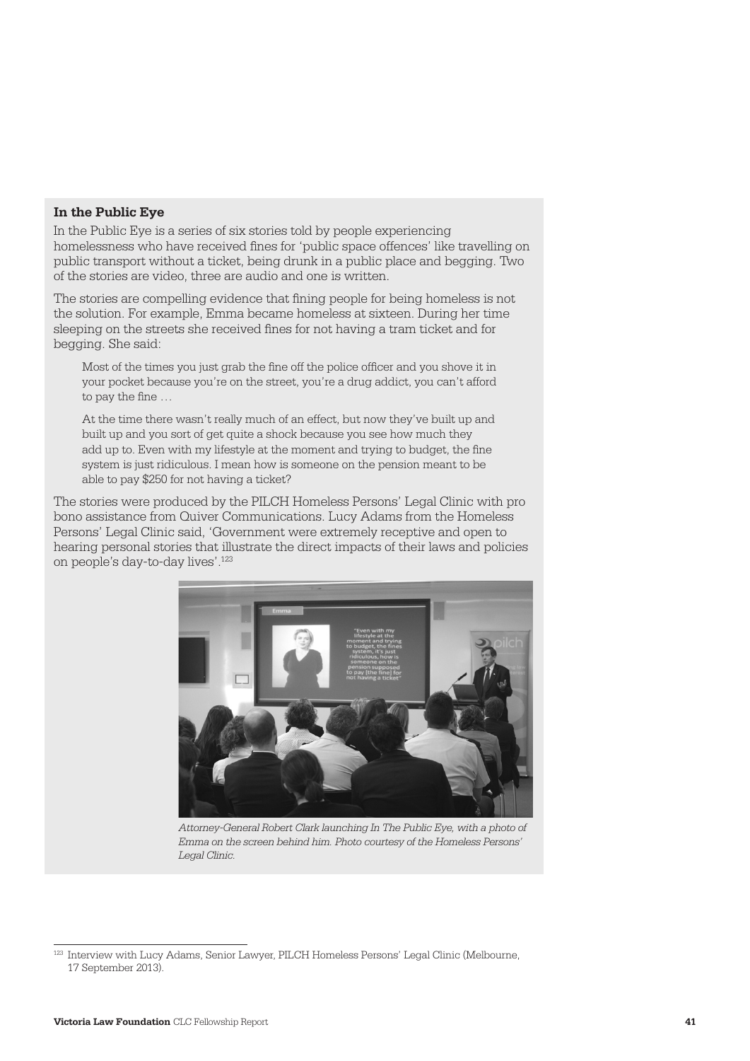### In the Public Eye

In the Public Eye is a series of six stories told by people experiencing homelessness who have received fines for 'public space offences' like travelling on public transport without a ticket, being drunk in a public place and begging. Two of the stories are video, three are audio and one is written.

The stories are compelling evidence that fining people for being homeless is not the solution. For example, Emma became homeless at sixteen. During her time sleeping on the streets she received fines for not having a tram ticket and for begging. She said:

> Most of the times you just grab the fine off the police officer and you shove it in your pocket because you're on the street, you're a drug addict, you can't afford to pay the fine …
>
> At the time there wasn't really much of an effect, but now they've built up and built up and you sort of get quite a shock because you see how much they add up to. Even with my lifestyle at the moment and trying to budget, the fine system is just ridiculous. I mean how is someone on the pension meant to be able to pay $250 for not having a ticket?

The stories were produced by the PILCH Homeless Persons' Legal Clinic with pro bono assistance from Quiver Communications. Lucy Adams from the Homeless Persons' Legal Clinic said, 'Government were extremely receptive and open to hearing personal stories that illustrate the direct impacts of their laws and policies on people's day-to-day lives'.[123]

*Attorney-General Robert Clark launching In The Public Eye, with a photo of Emma on the screen behind him. Photo courtesy of the Homeless Persons' Legal Clinic.*

---

[123] Interview with Lucy Adams, Senior Lawyer, PILCH Homeless Persons' Legal Clinic (Melbourne, 17 September 2013).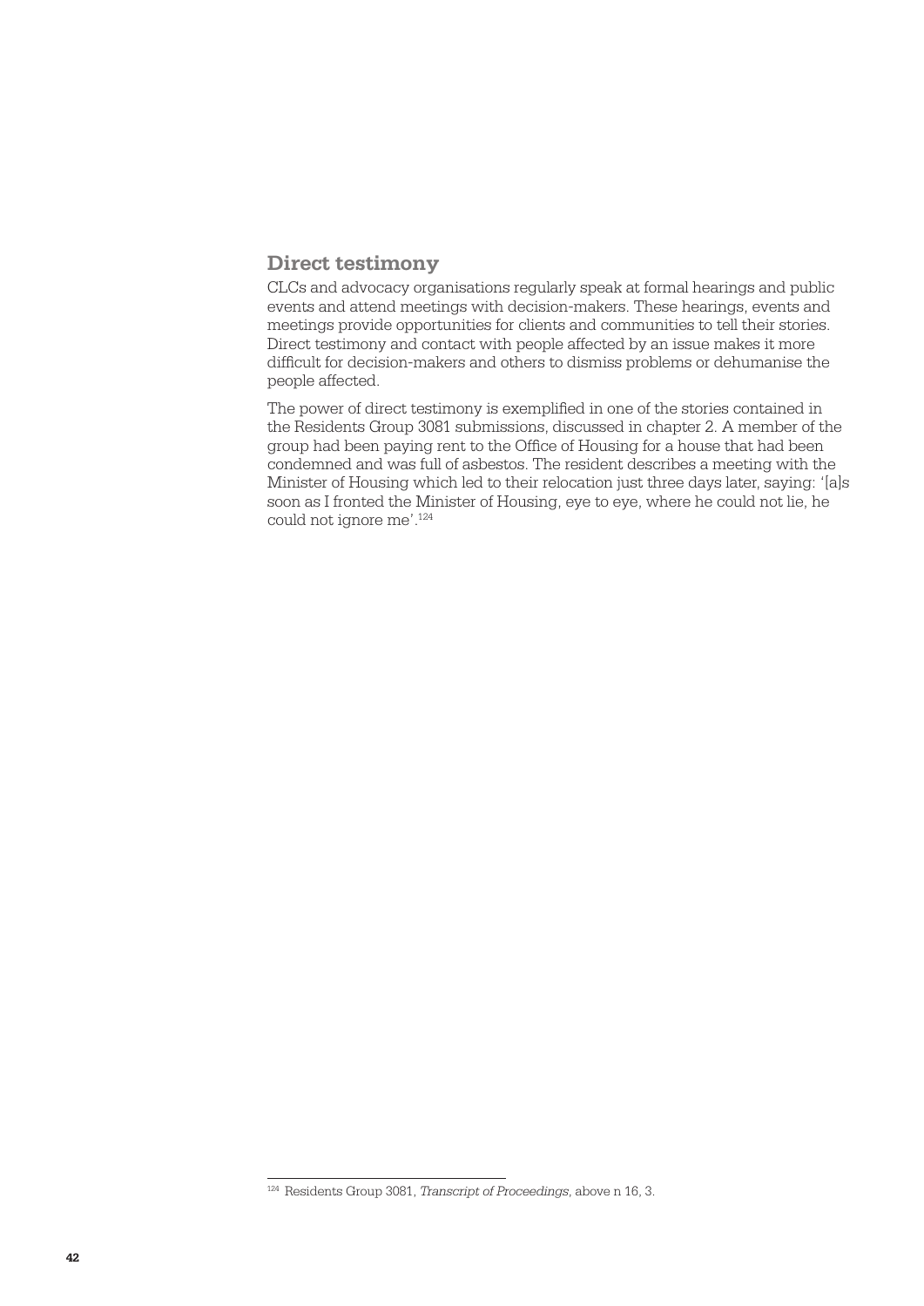## Direct testimony

CLCs and advocacy organisations regularly speak at formal hearings and public events and attend meetings with decision-makers. These hearings, events and meetings provide opportunities for clients and communities to tell their stories. Direct testimony and contact with people affected by an issue makes it more difficult for decision-makers and others to dismiss problems or dehumanise the people affected.

The power of direct testimony is exemplified in one of the stories contained in the Residents Group 3081 submissions, discussed in chapter 2. A member of the group had been paying rent to the Office of Housing for a house that had been condemned and was full of asbestos. The resident describes a meeting with the Minister of Housing which led to their relocation just three days later, saying: '[a]s soon as I fronted the Minister of Housing, eye to eye, where he could not lie, he could not ignore me'.[124]

[124] Residents Group 3081, *Transcript of Proceedings*, above n 16, 3.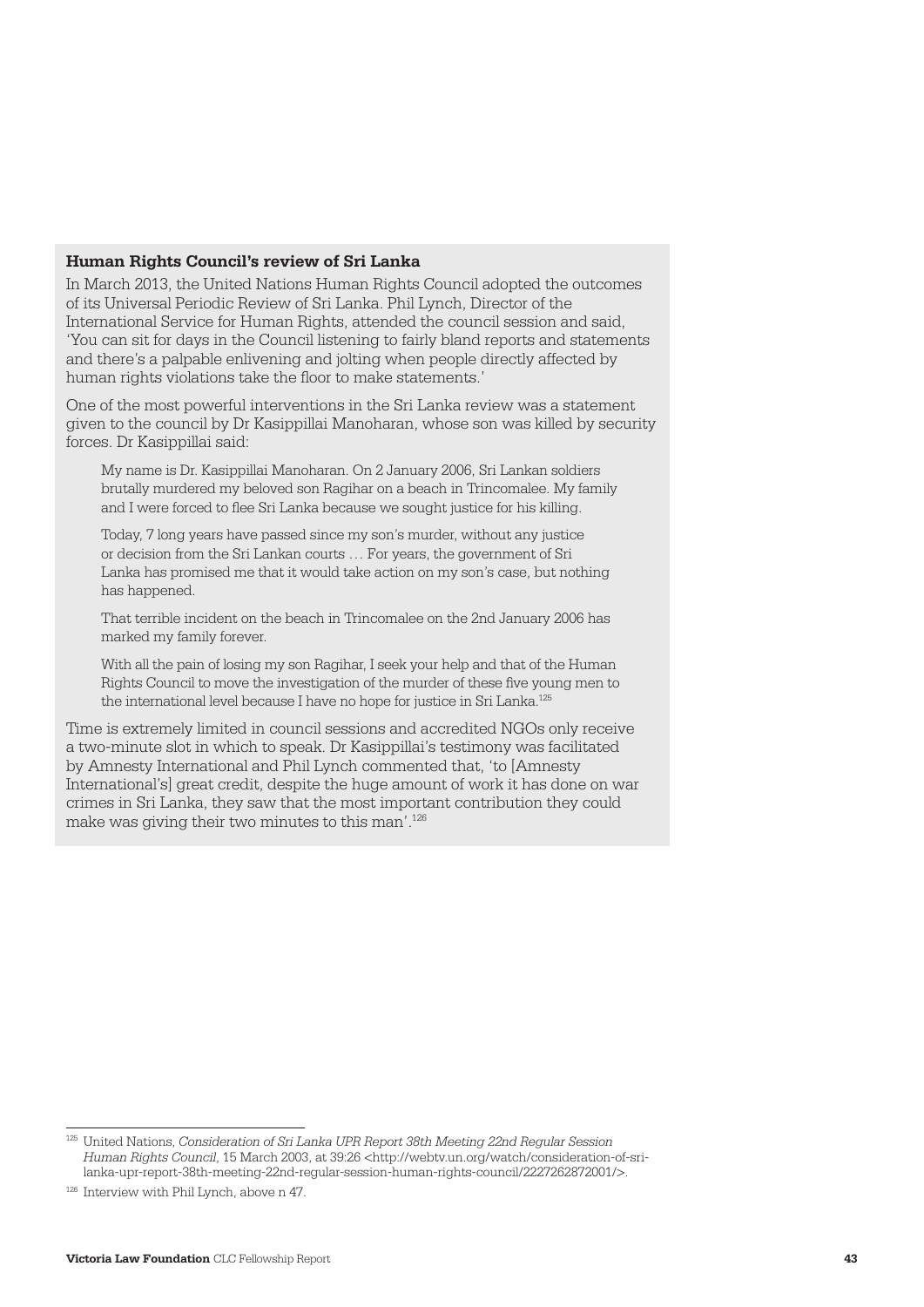**Human Rights Council's review of Sri Lanka**

In March 2013, the United Nations Human Rights Council adopted the outcomes of its Universal Periodic Review of Sri Lanka. Phil Lynch, Director of the International Service for Human Rights, attended the council session and said, 'You can sit for days in the Council listening to fairly bland reports and statements and there's a palpable enlivening and jolting when people directly affected by human rights violations take the floor to make statements.'

One of the most powerful interventions in the Sri Lanka review was a statement given to the council by Dr Kasippillai Manoharan, whose son was killed by security forces. Dr Kasippillai said:

> My name is Dr. Kasippillai Manoharan. On 2 January 2006, Sri Lankan soldiers brutally murdered my beloved son Ragihar on a beach in Trincomalee. My family and I were forced to flee Sri Lanka because we sought justice for his killing.
>
> Today, 7 long years have passed since my son's murder, without any justice or decision from the Sri Lankan courts … For years, the government of Sri Lanka has promised me that it would take action on my son's case, but nothing has happened.
>
> That terrible incident on the beach in Trincomalee on the 2nd January 2006 has marked my family forever.
>
> With all the pain of losing my son Ragihar, I seek your help and that of the Human Rights Council to move the investigation of the murder of these five young men to the international level because I have no hope for justice in Sri Lanka.[125]

Time is extremely limited in council sessions and accredited NGOs only receive a two-minute slot in which to speak. Dr Kasippillai's testimony was facilitated by Amnesty International and Phil Lynch commented that, 'to [Amnesty International's] great credit, despite the huge amount of work it has done on war crimes in Sri Lanka, they saw that the most important contribution they could make was giving their two minutes to this man'.[126]

---

[125] United Nations, *Consideration of Sri Lanka UPR Report 38th Meeting 22nd Regular Session Human Rights Council*, 15 March 2003, at 39:26 <http://webtv.un.org/watch/consideration-of-sri-lanka-upr-report-38th-meeting-22nd-regular-session-human-rights-council/2227262872001/>.

[126] Interview with Phil Lynch, above n 47.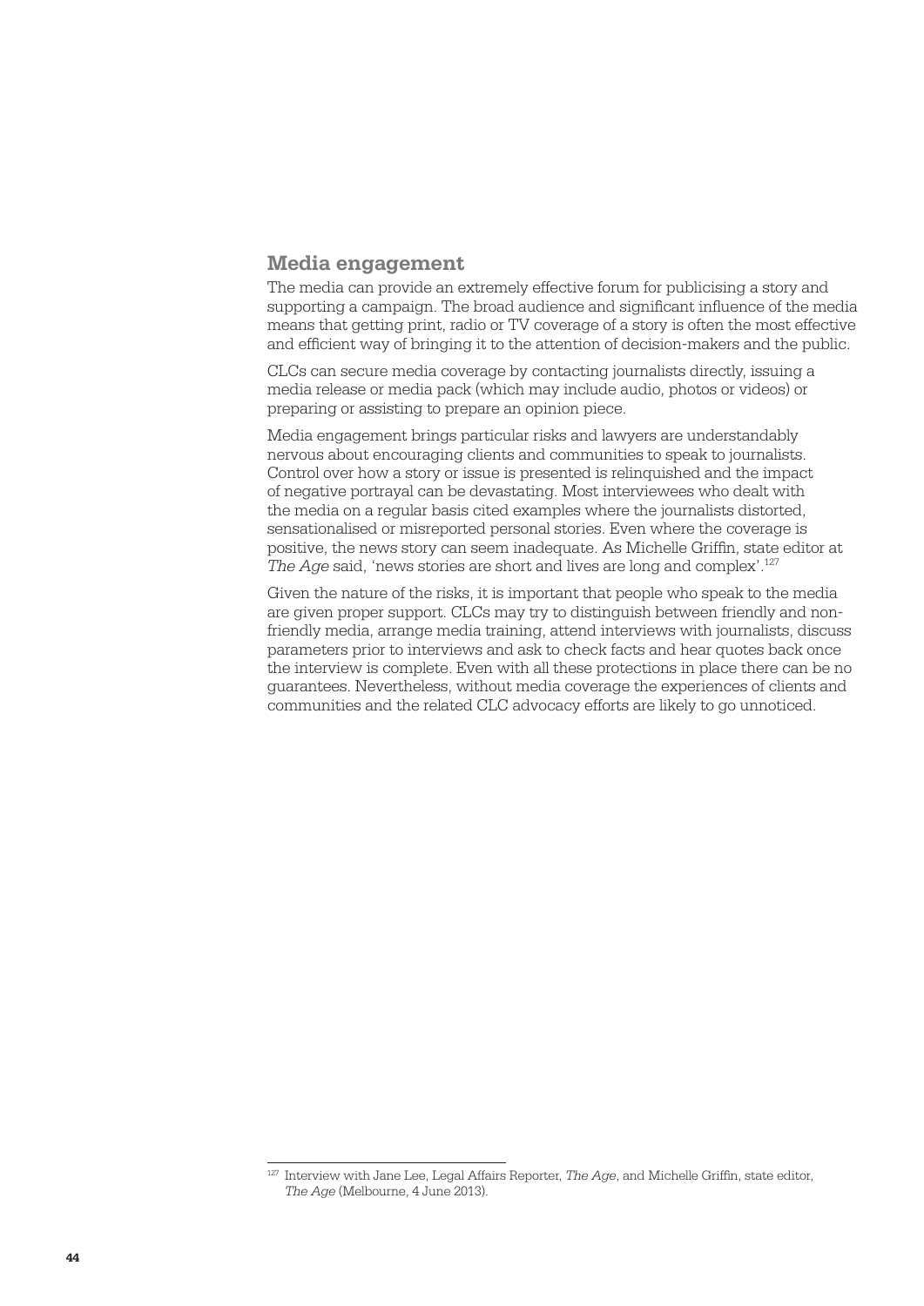## Media engagement

The media can provide an extremely effective forum for publicising a story and supporting a campaign. The broad audience and significant influence of the media means that getting print, radio or TV coverage of a story is often the most effective and efficient way of bringing it to the attention of decision-makers and the public.

CLCs can secure media coverage by contacting journalists directly, issuing a media release or media pack (which may include audio, photos or videos) or preparing or assisting to prepare an opinion piece.

Media engagement brings particular risks and lawyers are understandably nervous about encouraging clients and communities to speak to journalists. Control over how a story or issue is presented is relinquished and the impact of negative portrayal can be devastating. Most interviewees who dealt with the media on a regular basis cited examples where the journalists distorted, sensationalised or misreported personal stories. Even where the coverage is positive, the news story can seem inadequate. As Michelle Griffin, state editor at *The Age* said, 'news stories are short and lives are long and complex'.[127]

Given the nature of the risks, it is important that people who speak to the media are given proper support. CLCs may try to distinguish between friendly and non-friendly media, arrange media training, attend interviews with journalists, discuss parameters prior to interviews and ask to check facts and hear quotes back once the interview is complete. Even with all these protections in place there can be no guarantees. Nevertheless, without media coverage the experiences of clients and communities and the related CLC advocacy efforts are likely to go unnoticed.

---

[127] Interview with Jane Lee, Legal Affairs Reporter, *The Age*, and Michelle Griffin, state editor, *The Age* (Melbourne, 4 June 2013).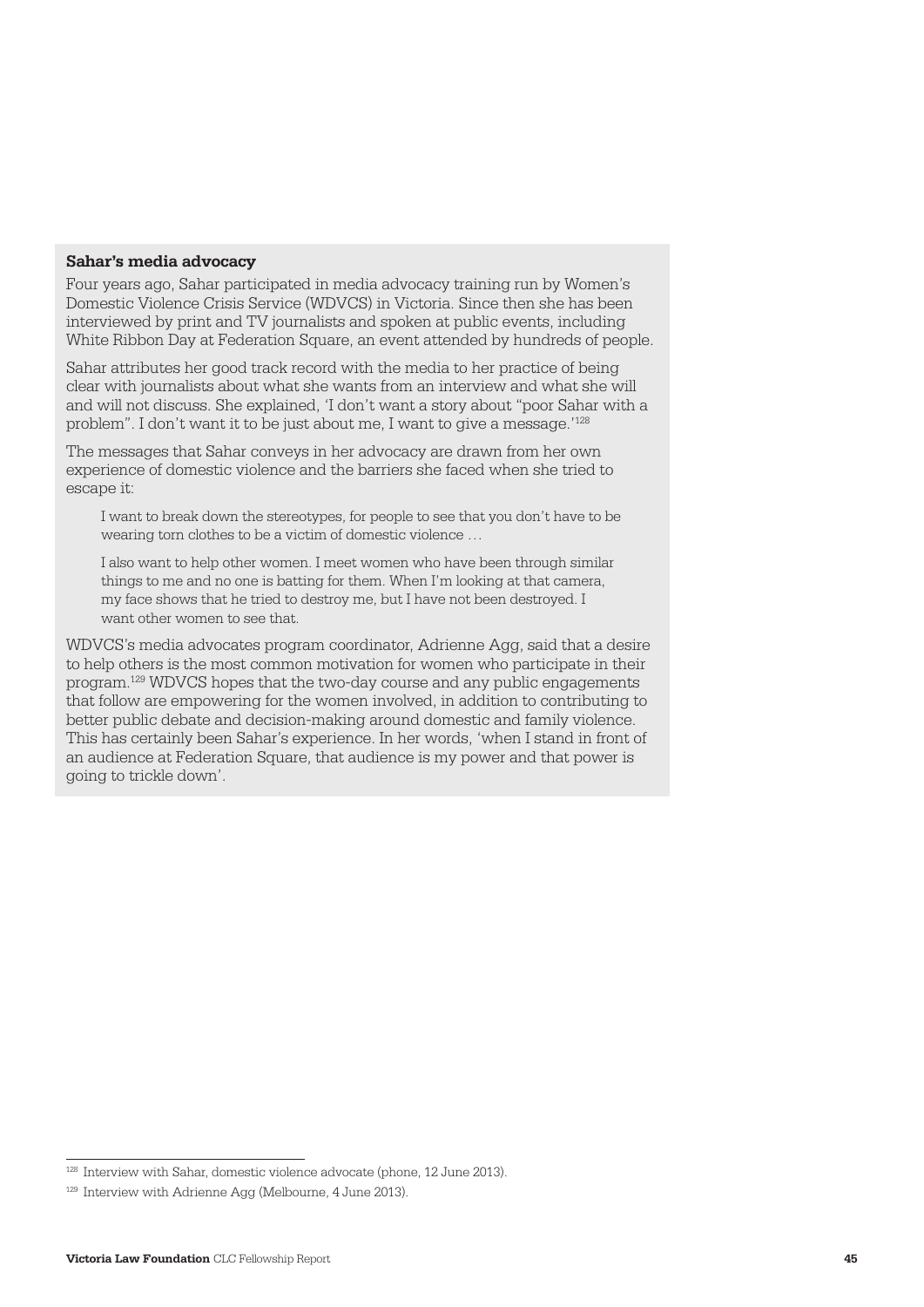**Sahar's media advocacy**

Four years ago, Sahar participated in media advocacy training run by Women's Domestic Violence Crisis Service (WDVCS) in Victoria. Since then she has been interviewed by print and TV journalists and spoken at public events, including White Ribbon Day at Federation Square, an event attended by hundreds of people.

Sahar attributes her good track record with the media to her practice of being clear with journalists about what she wants from an interview and what she will and will not discuss. She explained, 'I don't want a story about "poor Sahar with a problem". I don't want it to be just about me, I want to give a message.'[128]

The messages that Sahar conveys in her advocacy are drawn from her own experience of domestic violence and the barriers she faced when she tried to escape it:

> I want to break down the stereotypes, for people to see that you don't have to be wearing torn clothes to be a victim of domestic violence …
>
> I also want to help other women. I meet women who have been through similar things to me and no one is batting for them. When I'm looking at that camera, my face shows that he tried to destroy me, but I have not been destroyed. I want other women to see that.

WDVCS's media advocates program coordinator, Adrienne Agg, said that a desire to help others is the most common motivation for women who participate in their program.[129] WDVCS hopes that the two-day course and any public engagements that follow are empowering for the women involved, in addition to contributing to better public debate and decision-making around domestic and family violence. This has certainly been Sahar's experience. In her words, 'when I stand in front of an audience at Federation Square, that audience is my power and that power is going to trickle down'.

---

[128] Interview with Sahar, domestic violence advocate (phone, 12 June 2013).

[129] Interview with Adrienne Agg (Melbourne, 4 June 2013).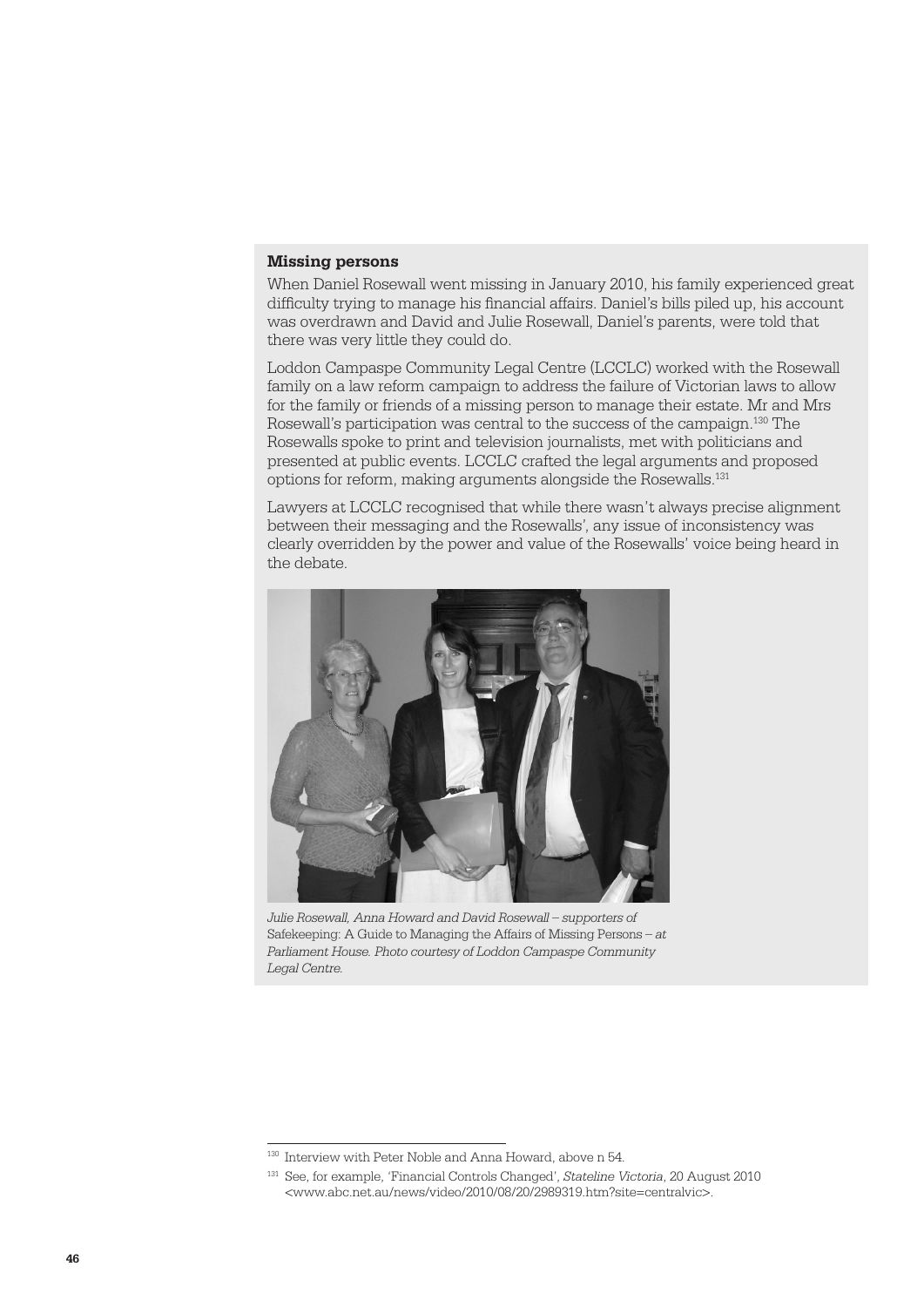**Missing persons**

When Daniel Rosewall went missing in January 2010, his family experienced great difficulty trying to manage his financial affairs. Daniel's bills piled up, his account was overdrawn and David and Julie Rosewall, Daniel's parents, were told that there was very little they could do.

Loddon Campaspe Community Legal Centre (LCCLC) worked with the Rosewall family on a law reform campaign to address the failure of Victorian laws to allow for the family or friends of a missing person to manage their estate. Mr and Mrs Rosewall's participation was central to the success of the campaign.[130] The Rosewalls spoke to print and television journalists, met with politicians and presented at public events. LCCLC crafted the legal arguments and proposed options for reform, making arguments alongside the Rosewalls.[131]

Lawyers at LCCLC recognised that while there wasn't always precise alignment between their messaging and the Rosewalls', any issue of inconsistency was clearly overridden by the power and value of the Rosewalls' voice being heard in the debate.

*Julie Rosewall, Anna Howard and David Rosewall – supporters of* Safekeeping: A Guide to Managing the Affairs of Missing Persons *– at Parliament House. Photo courtesy of Loddon Campaspe Community Legal Centre.*

---

[130] Interview with Peter Noble and Anna Howard, above n 54.

[131] See, for example, 'Financial Controls Changed', *Stateline Victoria*, 20 August 2010 <www.abc.net.au/news/video/2010/08/20/2989319.htm?site=centralvic>.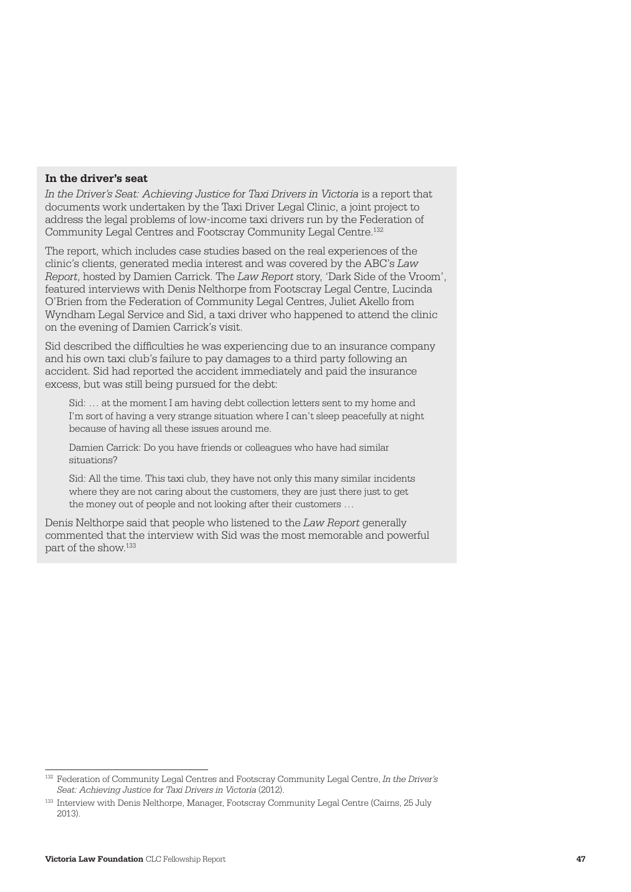**In the driver's seat**

*In the Driver's Seat: Achieving Justice for Taxi Drivers in Victoria* is a report that documents work undertaken by the Taxi Driver Legal Clinic, a joint project to address the legal problems of low-income taxi drivers run by the Federation of Community Legal Centres and Footscray Community Legal Centre.[132]

The report, which includes case studies based on the real experiences of the clinic's clients, generated media interest and was covered by the ABC's *Law Report*, hosted by Damien Carrick. The *Law Report* story, 'Dark Side of the Vroom', featured interviews with Denis Nelthorpe from Footscray Legal Centre, Lucinda O'Brien from the Federation of Community Legal Centres, Juliet Akello from Wyndham Legal Service and Sid, a taxi driver who happened to attend the clinic on the evening of Damien Carrick's visit.

Sid described the difficulties he was experiencing due to an insurance company and his own taxi club's failure to pay damages to a third party following an accident. Sid had reported the accident immediately and paid the insurance excess, but was still being pursued for the debt:

> Sid: … at the moment I am having debt collection letters sent to my home and I'm sort of having a very strange situation where I can't sleep peacefully at night because of having all these issues around me.
>
> Damien Carrick: Do you have friends or colleagues who have had similar situations?
>
> Sid: All the time. This taxi club, they have not only this many similar incidents where they are not caring about the customers, they are just there just to get the money out of people and not looking after their customers …

Denis Nelthorpe said that people who listened to the *Law Report* generally commented that the interview with Sid was the most memorable and powerful part of the show.[133]

---

[132] Federation of Community Legal Centres and Footscray Community Legal Centre, *In the Driver's Seat: Achieving Justice for Taxi Drivers in Victoria* (2012).

[133] Interview with Denis Nelthorpe, Manager, Footscray Community Legal Centre (Cairns, 25 July 2013).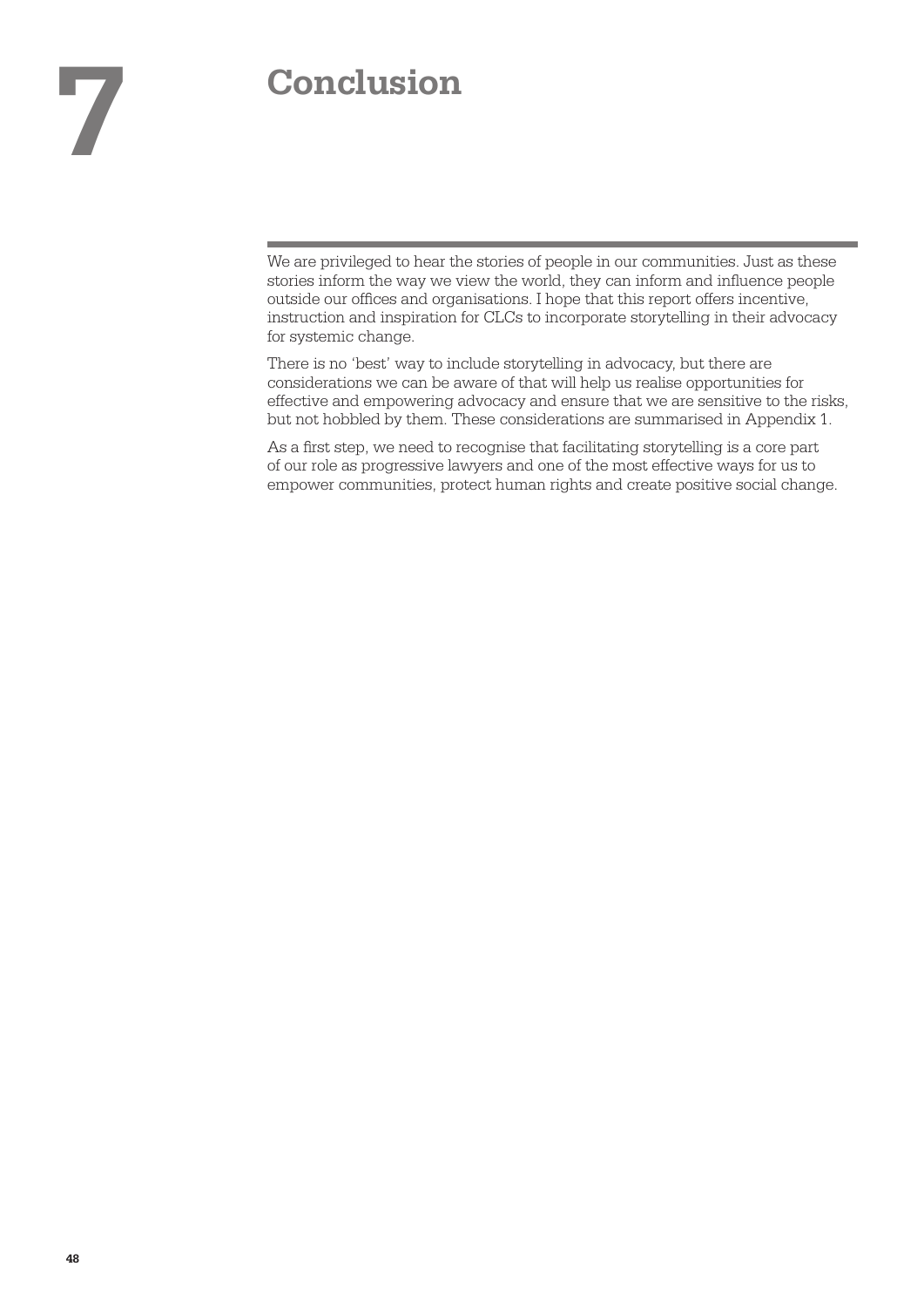# 7 Conclusion

We are privileged to hear the stories of people in our communities. Just as these stories inform the way we view the world, they can inform and influence people outside our offices and organisations. I hope that this report offers incentive, instruction and inspiration for CLCs to incorporate storytelling in their advocacy for systemic change.

There is no 'best' way to include storytelling in advocacy, but there are considerations we can be aware of that will help us realise opportunities for effective and empowering advocacy and ensure that we are sensitive to the risks, but not hobbled by them. These considerations are summarised in Appendix 1.

As a first step, we need to recognise that facilitating storytelling is a core part of our role as progressive lawyers and one of the most effective ways for us to empower communities, protect human rights and create positive social change.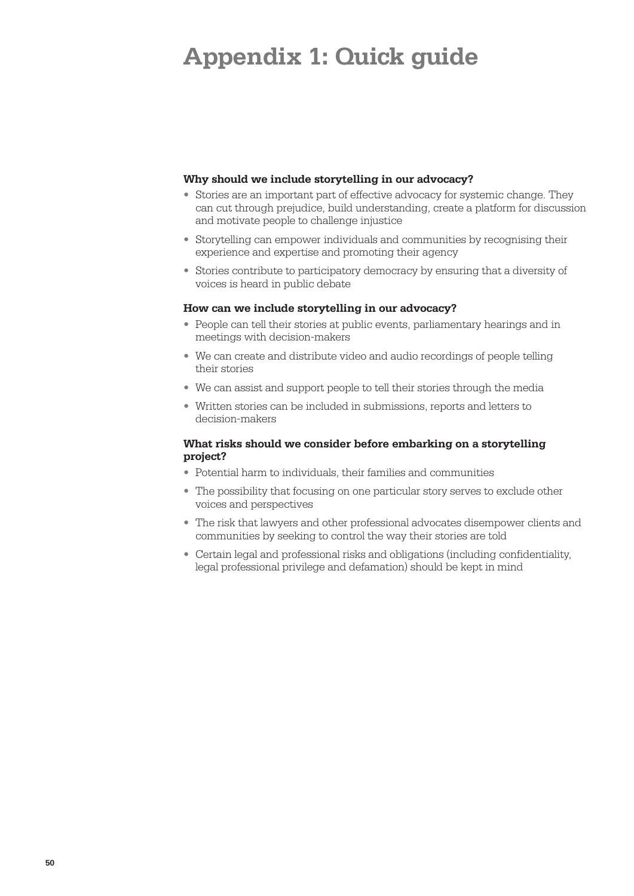# Appendix 1: Quick guide

**Why should we include storytelling in our advocacy?**

- Stories are an important part of effective advocacy for systemic change. They can cut through prejudice, build understanding, create a platform for discussion and motivate people to challenge injustice
- Storytelling can empower individuals and communities by recognising their experience and expertise and promoting their agency
- Stories contribute to participatory democracy by ensuring that a diversity of voices is heard in public debate

**How can we include storytelling in our advocacy?**

- People can tell their stories at public events, parliamentary hearings and in meetings with decision-makers
- We can create and distribute video and audio recordings of people telling their stories
- We can assist and support people to tell their stories through the media
- Written stories can be included in submissions, reports and letters to decision-makers

**What risks should we consider before embarking on a storytelling project?**

- Potential harm to individuals, their families and communities
- The possibility that focusing on one particular story serves to exclude other voices and perspectives
- The risk that lawyers and other professional advocates disempower clients and communities by seeking to control the way their stories are told
- Certain legal and professional risks and obligations (including confidentiality, legal professional privilege and defamation) should be kept in mind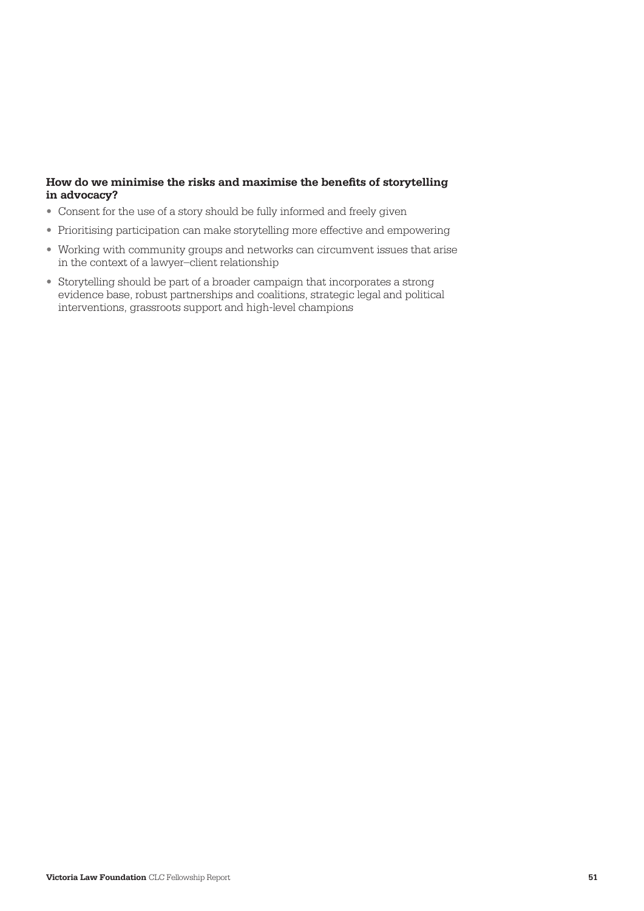**How do we minimise the risks and maximise the benefits of storytelling in advocacy?**

- Consent for the use of a story should be fully informed and freely given
- Prioritising participation can make storytelling more effective and empowering
- Working with community groups and networks can circumvent issues that arise in the context of a lawyer–client relationship
- Storytelling should be part of a broader campaign that incorporates a strong evidence base, robust partnerships and coalitions, strategic legal and political interventions, grassroots support and high-level champions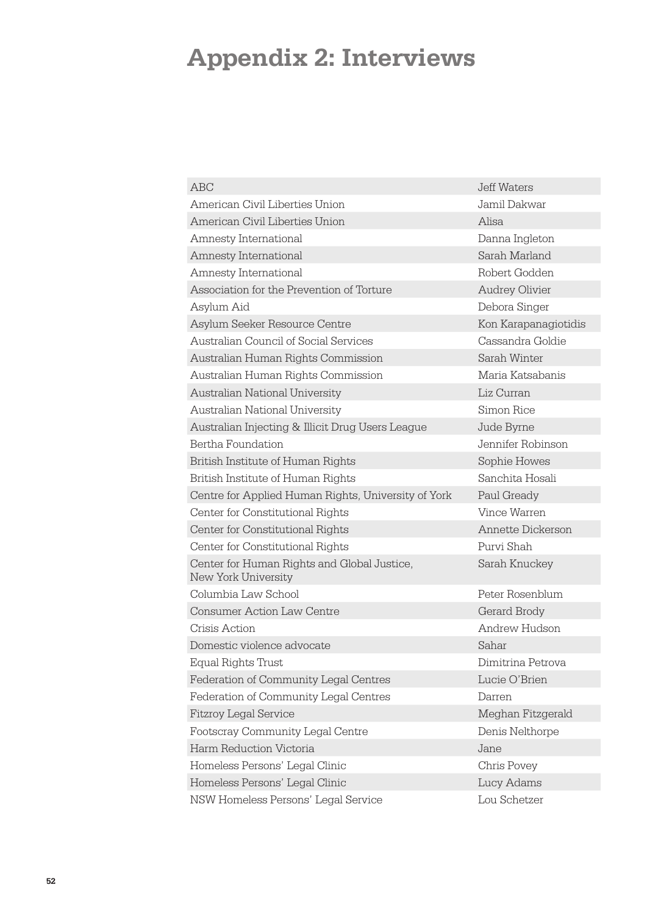# Appendix 2: Interviews

| | |
|---|---|
| ABC | Jeff Waters |
| American Civil Liberties Union | Jamil Dakwar |
| American Civil Liberties Union | Alisa |
| Amnesty International | Danna Ingleton |
| Amnesty International | Sarah Marland |
| Amnesty International | Robert Godden |
| Association for the Prevention of Torture | Audrey Olivier |
| Asylum Aid | Debora Singer |
| Asylum Seeker Resource Centre | Kon Karapanagiotidis |
| Australian Council of Social Services | Cassandra Goldie |
| Australian Human Rights Commission | Sarah Winter |
| Australian Human Rights Commission | Maria Katsabanis |
| Australian National University | Liz Curran |
| Australian National University | Simon Rice |
| Australian Injecting & Illicit Drug Users League | Jude Byrne |
| Bertha Foundation | Jennifer Robinson |
| British Institute of Human Rights | Sophie Howes |
| British Institute of Human Rights | Sanchita Hosali |
| Centre for Applied Human Rights, University of York | Paul Gready |
| Center for Constitutional Rights | Vince Warren |
| Center for Constitutional Rights | Annette Dickerson |
| Center for Constitutional Rights | Purvi Shah |
| Center for Human Rights and Global Justice, New York University | Sarah Knuckey |
| Columbia Law School | Peter Rosenblum |
| Consumer Action Law Centre | Gerard Brody |
| Crisis Action | Andrew Hudson |
| Domestic violence advocate | Sahar |
| Equal Rights Trust | Dimitrina Petrova |
| Federation of Community Legal Centres | Lucie O'Brien |
| Federation of Community Legal Centres | Darren |
| Fitzroy Legal Service | Meghan Fitzgerald |
| Footscray Community Legal Centre | Denis Nelthorpe |
| Harm Reduction Victoria | Jane |
| Homeless Persons' Legal Clinic | Chris Povey |
| Homeless Persons' Legal Clinic | Lucy Adams |
| NSW Homeless Persons' Legal Service | Lou Schetzer |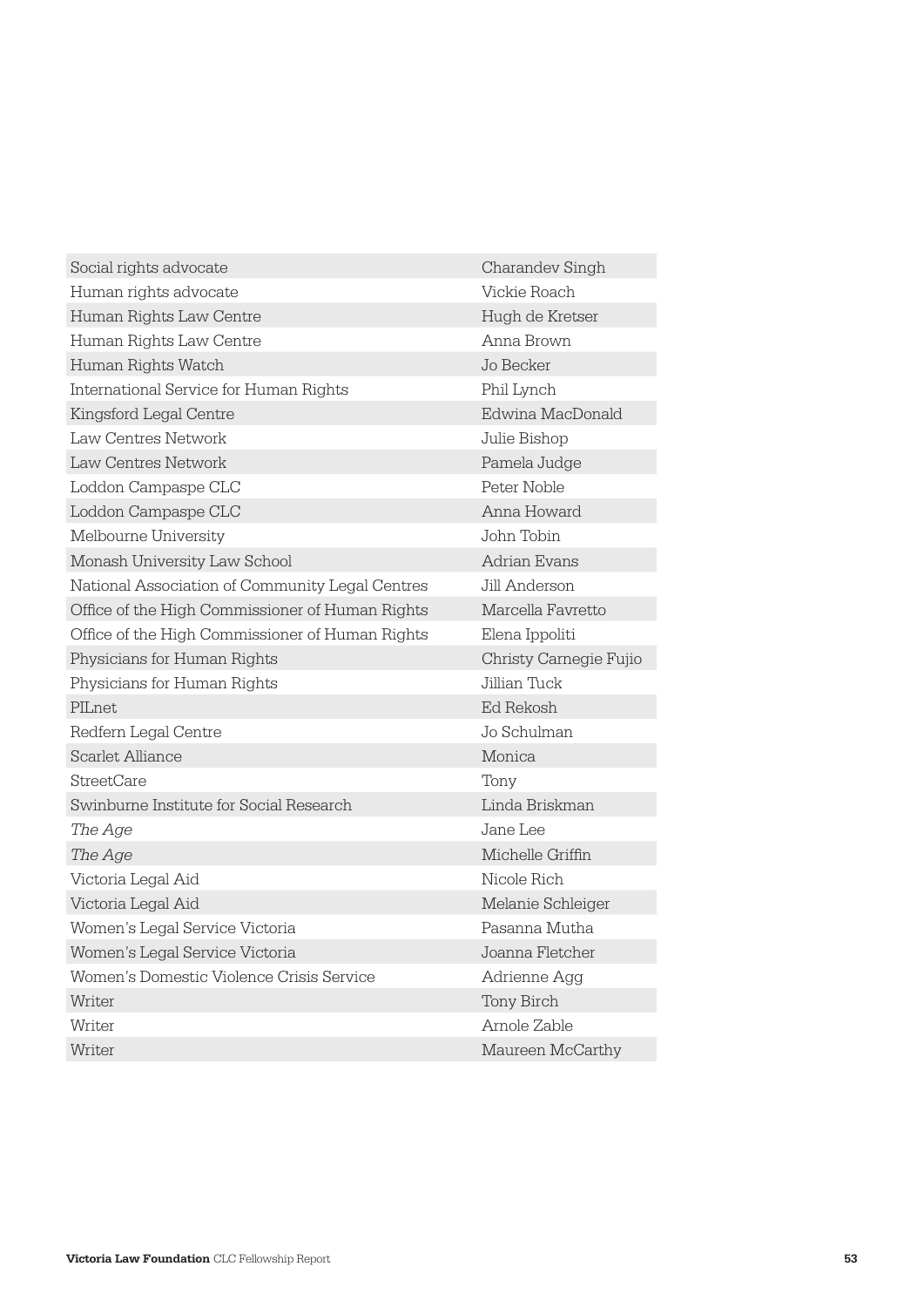| | |
|---|---|
| Social rights advocate | Charandev Singh |
| Human rights advocate | Vickie Roach |
| Human Rights Law Centre | Hugh de Kretser |
| Human Rights Law Centre | Anna Brown |
| Human Rights Watch | Jo Becker |
| International Service for Human Rights | Phil Lynch |
| Kingsford Legal Centre | Edwina MacDonald |
| Law Centres Network | Julie Bishop |
| Law Centres Network | Pamela Judge |
| Loddon Campaspe CLC | Peter Noble |
| Loddon Campaspe CLC | Anna Howard |
| Melbourne University | John Tobin |
| Monash University Law School | Adrian Evans |
| National Association of Community Legal Centres | Jill Anderson |
| Office of the High Commissioner of Human Rights | Marcella Favretto |
| Office of the High Commissioner of Human Rights | Elena Ippoliti |
| Physicians for Human Rights | Christy Carnegie Fujio |
| Physicians for Human Rights | Jillian Tuck |
| PILnet | Ed Rekosh |
| Redfern Legal Centre | Jo Schulman |
| Scarlet Alliance | Monica |
| StreetCare | Tony |
| Swinburne Institute for Social Research | Linda Briskman |
| *The Age* | Jane Lee |
| *The Age* | Michelle Griffin |
| Victoria Legal Aid | Nicole Rich |
| Victoria Legal Aid | Melanie Schleiger |
| Women's Legal Service Victoria | Pasanna Mutha |
| Women's Legal Service Victoria | Joanna Fletcher |
| Women's Domestic Violence Crisis Service | Adrienne Agg |
| Writer | Tony Birch |
| Writer | Arnole Zable |
| Writer | Maureen McCarthy |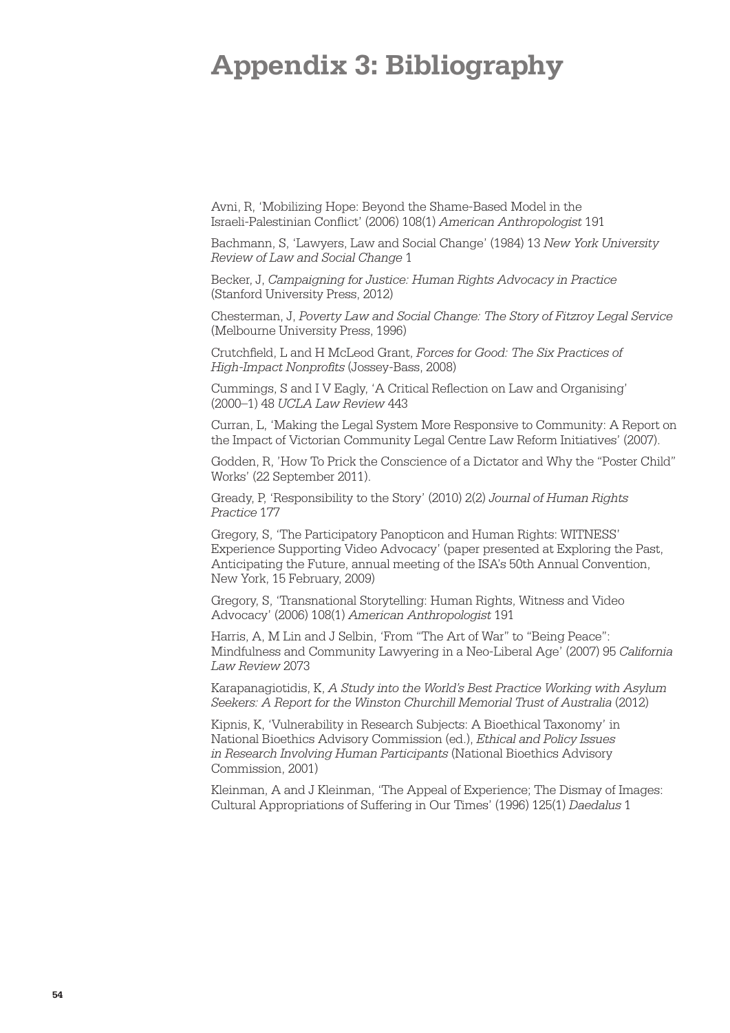# Appendix 3: Bibliography

Avni, R, 'Mobilizing Hope: Beyond the Shame-Based Model in the Israeli-Palestinian Conflict' (2006) 108(1) *American Anthropologist* 191

Bachmann, S, 'Lawyers, Law and Social Change' (1984) 13 *New York University Review of Law and Social Change* 1

Becker, J, *Campaigning for Justice: Human Rights Advocacy in Practice* (Stanford University Press, 2012)

Chesterman, J, *Poverty Law and Social Change: The Story of Fitzroy Legal Service* (Melbourne University Press, 1996)

Crutchfield, L and H McLeod Grant, *Forces for Good: The Six Practices of High-Impact Nonprofits* (Jossey-Bass, 2008)

Cummings, S and I V Eagly, 'A Critical Reflection on Law and Organising' (2000–1) 48 *UCLA Law Review* 443

Curran, L, 'Making the Legal System More Responsive to Community: A Report on the Impact of Victorian Community Legal Centre Law Reform Initiatives' (2007).

Godden, R, 'How To Prick the Conscience of a Dictator and Why the "Poster Child" Works' (22 September 2011).

Gready, P, 'Responsibility to the Story' (2010) 2(2) *Journal of Human Rights Practice* 177

Gregory, S, 'The Participatory Panopticon and Human Rights: WITNESS' Experience Supporting Video Advocacy' (paper presented at Exploring the Past, Anticipating the Future, annual meeting of the ISA's 50th Annual Convention, New York, 15 February, 2009)

Gregory, S, 'Transnational Storytelling: Human Rights, Witness and Video Advocacy' (2006) 108(1) *American Anthropologist* 191

Harris, A, M Lin and J Selbin, 'From "The Art of War" to "Being Peace": Mindfulness and Community Lawyering in a Neo-Liberal Age' (2007) 95 *California Law Review* 2073

Karapanagiotidis, K, *A Study into the World's Best Practice Working with Asylum Seekers: A Report for the Winston Churchill Memorial Trust of Australia* (2012)

Kipnis, K, 'Vulnerability in Research Subjects: A Bioethical Taxonomy' in National Bioethics Advisory Commission (ed.), *Ethical and Policy Issues in Research Involving Human Participants* (National Bioethics Advisory Commission, 2001)

Kleinman, A and J Kleinman, 'The Appeal of Experience; The Dismay of Images: Cultural Appropriations of Suffering in Our Times' (1996) 125(1) *Daedalus* 1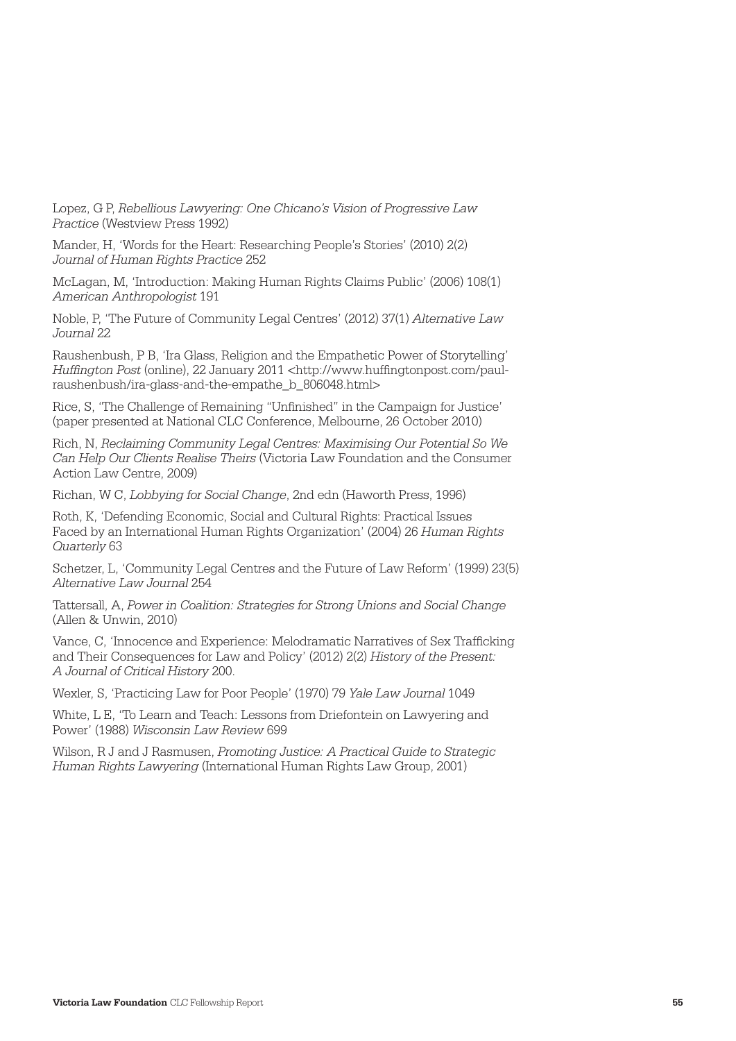Lopez, G P, *Rebellious Lawyering: One Chicano's Vision of Progressive Law Practice* (Westview Press 1992)

Mander, H, 'Words for the Heart: Researching People's Stories' (2010) 2(2) *Journal of Human Rights Practice* 252

McLagan, M, 'Introduction: Making Human Rights Claims Public' (2006) 108(1) *American Anthropologist* 191

Noble, P, 'The Future of Community Legal Centres' (2012) 37(1) *Alternative Law Journal* 22

Raushenbush, P B, 'Ira Glass, Religion and the Empathetic Power of Storytelling' *Huffington Post* (online), 22 January 2011 <http://www.huffingtonpost.com/paul-raushenbush/ira-glass-and-the-empathe_b_806048.html>

Rice, S, 'The Challenge of Remaining "Unfinished" in the Campaign for Justice' (paper presented at National CLC Conference, Melbourne, 26 October 2010)

Rich, N, *Reclaiming Community Legal Centres: Maximising Our Potential So We Can Help Our Clients Realise Theirs* (Victoria Law Foundation and the Consumer Action Law Centre, 2009)

Richan, W C, *Lobbying for Social Change*, 2nd edn (Haworth Press, 1996)

Roth, K, 'Defending Economic, Social and Cultural Rights: Practical Issues Faced by an International Human Rights Organization' (2004) 26 *Human Rights Quarterly* 63

Schetzer, L, 'Community Legal Centres and the Future of Law Reform' (1999) 23(5) *Alternative Law Journal* 254

Tattersall, A, *Power in Coalition: Strategies for Strong Unions and Social Change* (Allen & Unwin, 2010)

Vance, C, 'Innocence and Experience: Melodramatic Narratives of Sex Trafficking and Their Consequences for Law and Policy' (2012) 2(2) *History of the Present: A Journal of Critical History* 200.

Wexler, S, 'Practicing Law for Poor People' (1970) 79 *Yale Law Journal* 1049

White, L E, 'To Learn and Teach: Lessons from Driefontein on Lawyering and Power' (1988) *Wisconsin Law Review* 699

Wilson, R J and J Rasmusen, *Promoting Justice: A Practical Guide to Strategic Human Rights Lawyering* (International Human Rights Law Group, 2001)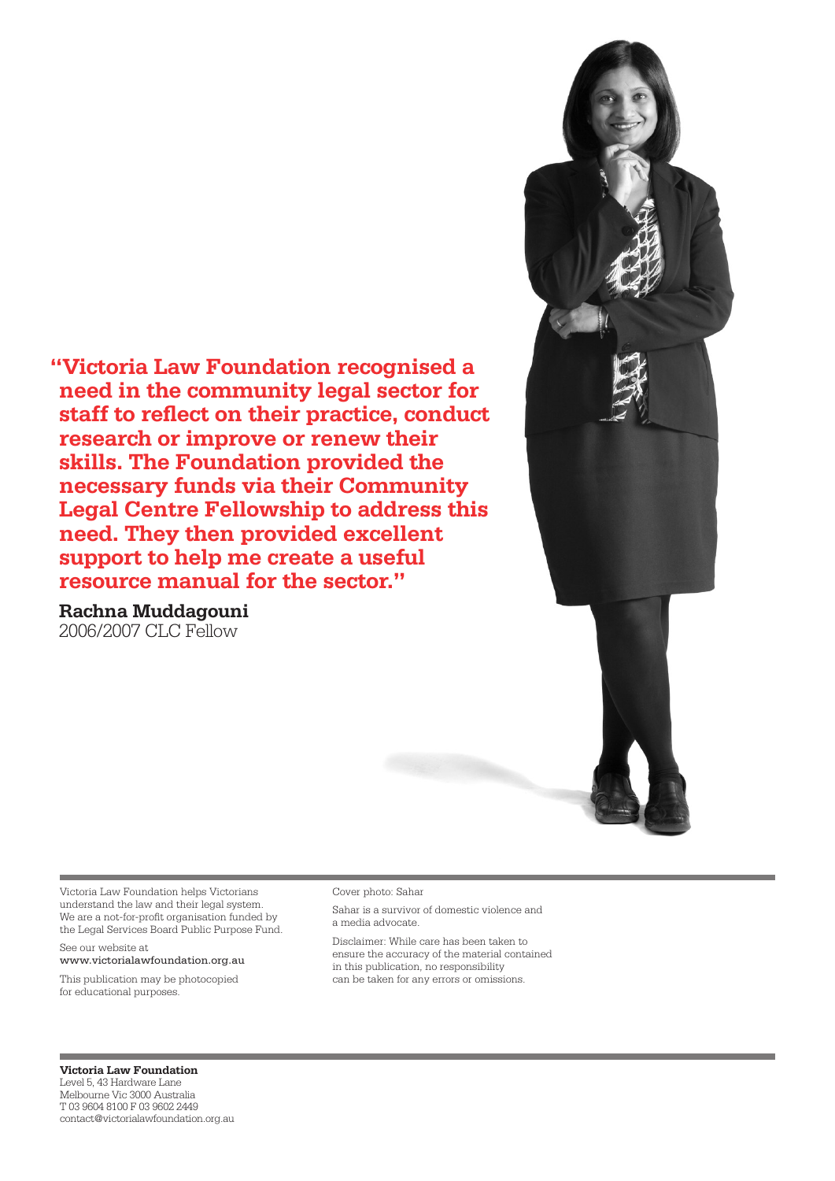**"Victoria Law Foundation recognised a need in the community legal sector for staff to reflect on their practice, conduct research or improve or renew their skills. The Foundation provided the necessary funds via their Community Legal Centre Fellowship to address this need. They then provided excellent support to help me create a useful resource manual for the sector."**

**Rachna Muddagouni**
2006/2007 CLC Fellow

Victoria Law Foundation helps Victorians understand the law and their legal system. We are a not-for-profit organisation funded by the Legal Services Board Public Purpose Fund.

See our website at
**www.victorialawfoundation.org.au**

This publication may be photocopied for educational purposes.

Cover photo: Sahar

Sahar is a survivor of domestic violence and a media advocate.

Disclaimer: While care has been taken to ensure the accuracy of the material contained in this publication, no responsibility can be taken for any errors or omissions.

**Victoria Law Foundation**
Level 5, 43 Hardware Lane
Melbourne Vic 3000 Australia
T 03 9604 8100 F 03 9602 2449
contact@victorialawfoundation.org.au